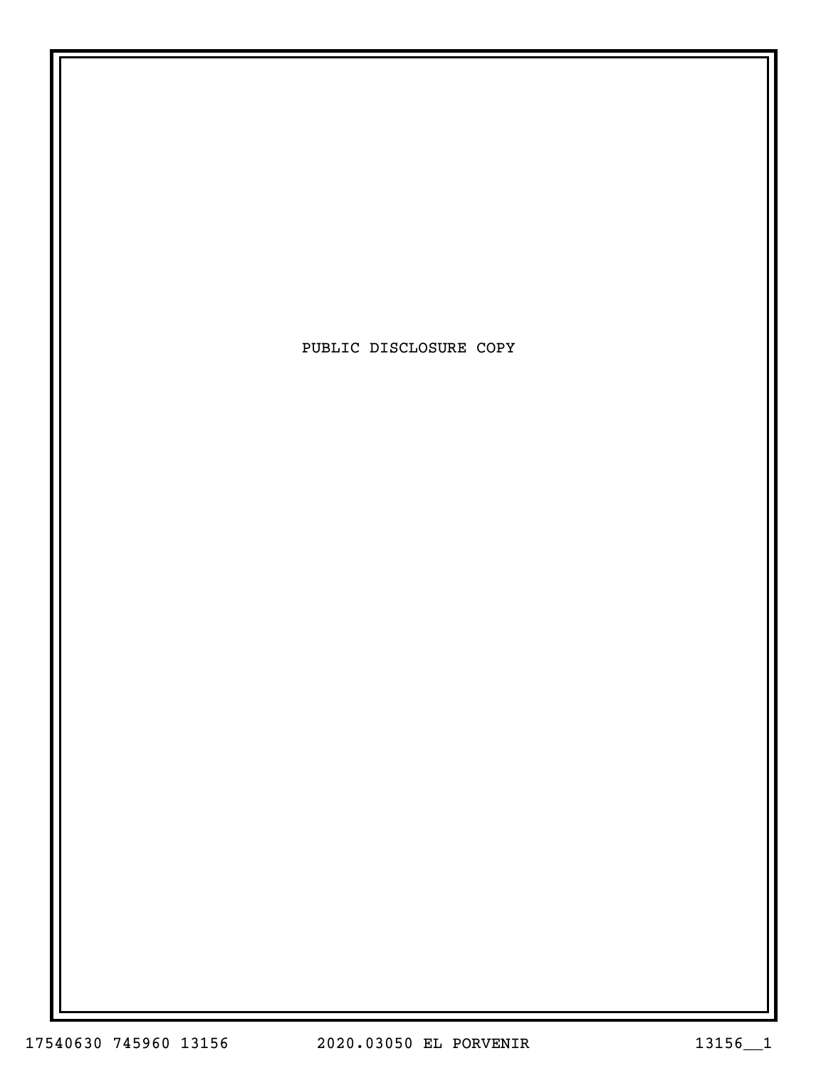PUBLIC DISCLOSURE COPY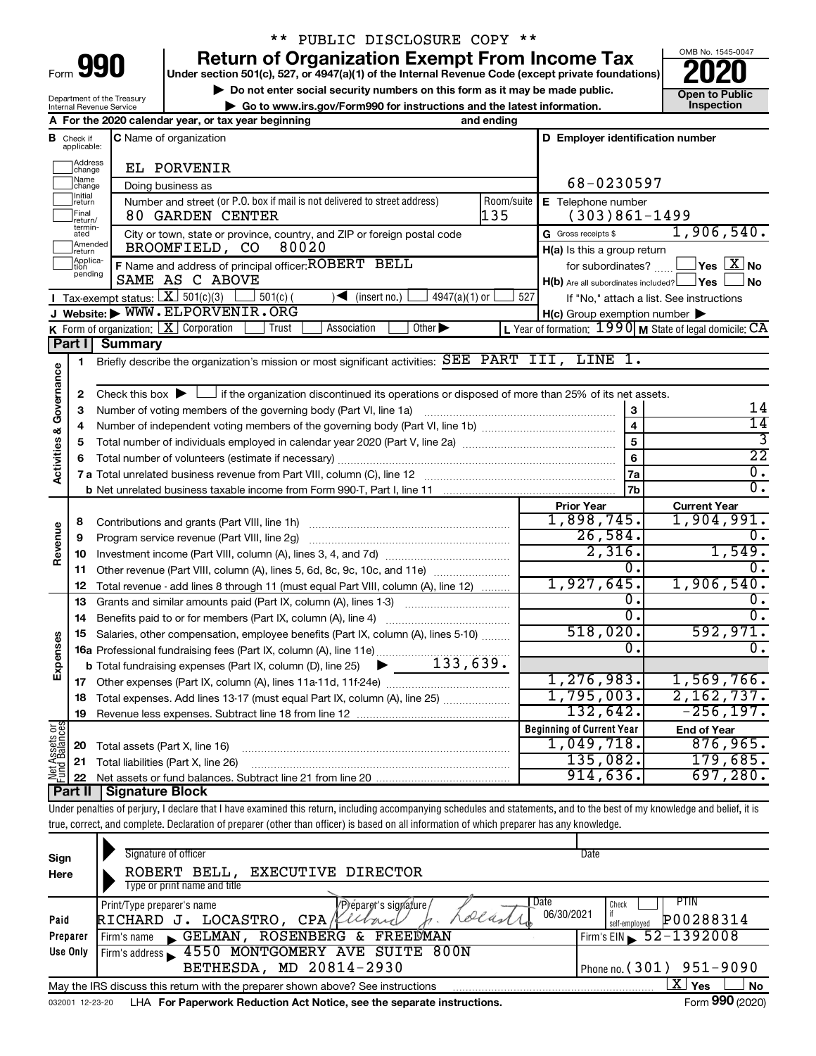\*\* PUBLIC DISCLOSURE COPY \*\*

# Form 990 — Return of Organization Exempt From Income Tax (2020)

Under section 501(c), 527, or 4947(a)(1) of the Internal Revenue Code (except private foundations)

▶ Do not enter social security numbers on this form as it may be made public.

▶ Go to www.irs.gov/Form990 for instructions and the latest information.

OMB No. 1545-0047 | Open to Public Inspection

Department of the Treasury, Internal Revenue Service

**A** For the 2020 calendar year, or tax year beginning and ending

**B** Check if applicable: Address change, Name change, Initial return, Final return/terminated, Amended return, Application pending

**C** Name of organization: EL PORVENIR

Doing business as

Number and street (or P.O. box if mail is not delivered to street address): 80 GARDEN CENTER — Room/suite: 135

City or town, state or province, country, and ZIP or foreign postal code: BROOMFIELD, CO 80020

**D** Employer identification number: 68-0230597

**E** Telephone number: (303)861-1499

**G** Gross receipts $ 1,906,540.

**F** Name and address of principal officer: ROBERT BELL, SAME AS C ABOVE

**H(a)** Is this a group return for subordinates? Yes [ ] No [X]

**H(b)** Are all subordinates included? Yes [ ] No [ ] If "No," attach a list. See instructions

**H(c)** Group exemption number ▶

**I** Tax-exempt status: [X] 501(c)(3) [ ] 501(c)( ) ◀ (insert no.) [ ] 4947(a)(1) or [ ] 527

**J** Website: ▶ WWW.ELPORVENIR.ORG

**K** Form of organization: [X] Corporation [ ] Trust [ ] Association [ ] Other ▶

**L** Year of formation: 1990 **M** State of legal domicile: CA

## Part I Summary

### Activities & Governance

1 Briefly describe the organization's mission or most significant activities: SEE PART III, LINE 1.

2 Check this box ▶ [ ] if the organization discontinued its operations or disposed of more than 25% of its net assets.

| Line | Description | | Value |
|---|---|---|---|
| 3 | Number of voting members of the governing body (Part VI, line 1a) | 3 | 14 |
| 4 | Number of independent voting members of the governing body (Part VI, line 1b) | 4 | 14 |
| 5 | Total number of individuals employed in calendar year 2020 (Part V, line 2a) | 5 | 3 |
| 6 | Total number of volunteers (estimate if necessary) | 6 | 22 |
| 7a | Total unrelated business revenue from Part VIII, column (C), line 12 | 7a | 0. |
| 7b | Net unrelated business taxable income from Form 990-T, Part I, line 11 | 7b | 0. |

### Revenue / Expenses

| Line | Description | Prior Year | Current Year |
|---|---|---|---|
| 8 | Contributions and grants (Part VIII, line 1h) | 1,898,745. | 1,904,991. |
| 9 | Program service revenue (Part VIII, line 2g) | 26,584. | 0. |
| 10 | Investment income (Part VIII, column (A), lines 3, 4, and 7d) | 2,316. | 1,549. |
| 11 | Other revenue (Part VIII, column (A), lines 5, 6d, 8c, 9c, 10c, and 11e) | 0. | 0. |
| 12 | Total revenue - add lines 8 through 11 (must equal Part VIII, column (A), line 12) | 1,927,645. | 1,906,540. |
| 13 | Grants and similar amounts paid (Part IX, column (A), lines 1-3) | 0. | 0. |
| 14 | Benefits paid to or for members (Part IX, column (A), line 4) | 0. | 0. |
| 15 | Salaries, other compensation, employee benefits (Part IX, column (A), lines 5-10) | 518,020. | 592,971. |
| 16a | Professional fundraising fees (Part IX, column (A), line 11e) | 0. | 0. |
| b | Total fundraising expenses (Part IX, column (D), line 25) ▶ 133,639. | | |
| 17 | Other expenses (Part IX, column (A), lines 11a-11d, 11f-24e) | 1,276,983. | 1,569,766. |
| 18 | Total expenses. Add lines 13-17 (must equal Part IX, column (A), line 25) | 1,795,003. | 2,162,737. |
| 19 | Revenue less expenses. Subtract line 18 from line 12 | 132,642. | -256,197. |

### Net Assets or Fund Balances

| Line | Description | Beginning of Current Year | End of Year |
|---|---|---|---|
| 20 | Total assets (Part X, line 16) | 1,049,718. | 876,965. |
| 21 | Total liabilities (Part X, line 26) | 135,082. | 179,685. |
| 22 | Net assets or fund balances. Subtract line 21 from line 20 | 914,636. | 697,280. |

## Part II Signature Block

Under penalties of perjury, I declare that I have examined this return, including accompanying schedules and statements, and to the best of my knowledge and belief, it is true, correct, and complete. Declaration of preparer (other than officer) is based on all information of which preparer has any knowledge.

**Sign Here**

Signature of officer — Date

ROBERT BELL, EXECUTIVE DIRECTOR

Type or print name and title

**Paid Preparer Use Only**

| Print/Type preparer's name | Preparer's signature | Date | Check if self-employed | PTIN |
|---|---|---|---|---|
| RICHARD J. LOCASTRO, CPA | Richard J. Locastro | 06/30/2021 | [ ] | P00288314 |

Firm's name ▶ GELMAN, ROSENBERG & FREEDMAN — Firm's EIN ▶ 52-1392008

Firm's address ▶ 4550 MONTGOMERY AVE SUITE 800N, BETHESDA, MD 20814-2930 — Phone no. (301) 951-9090

May the IRS discuss this return with the preparer shown above? See instructions [X] Yes [ ] No

032001 12-23-20 LHA For Paperwork Reduction Act Notice, see the separate instructions. Form 990 (2020)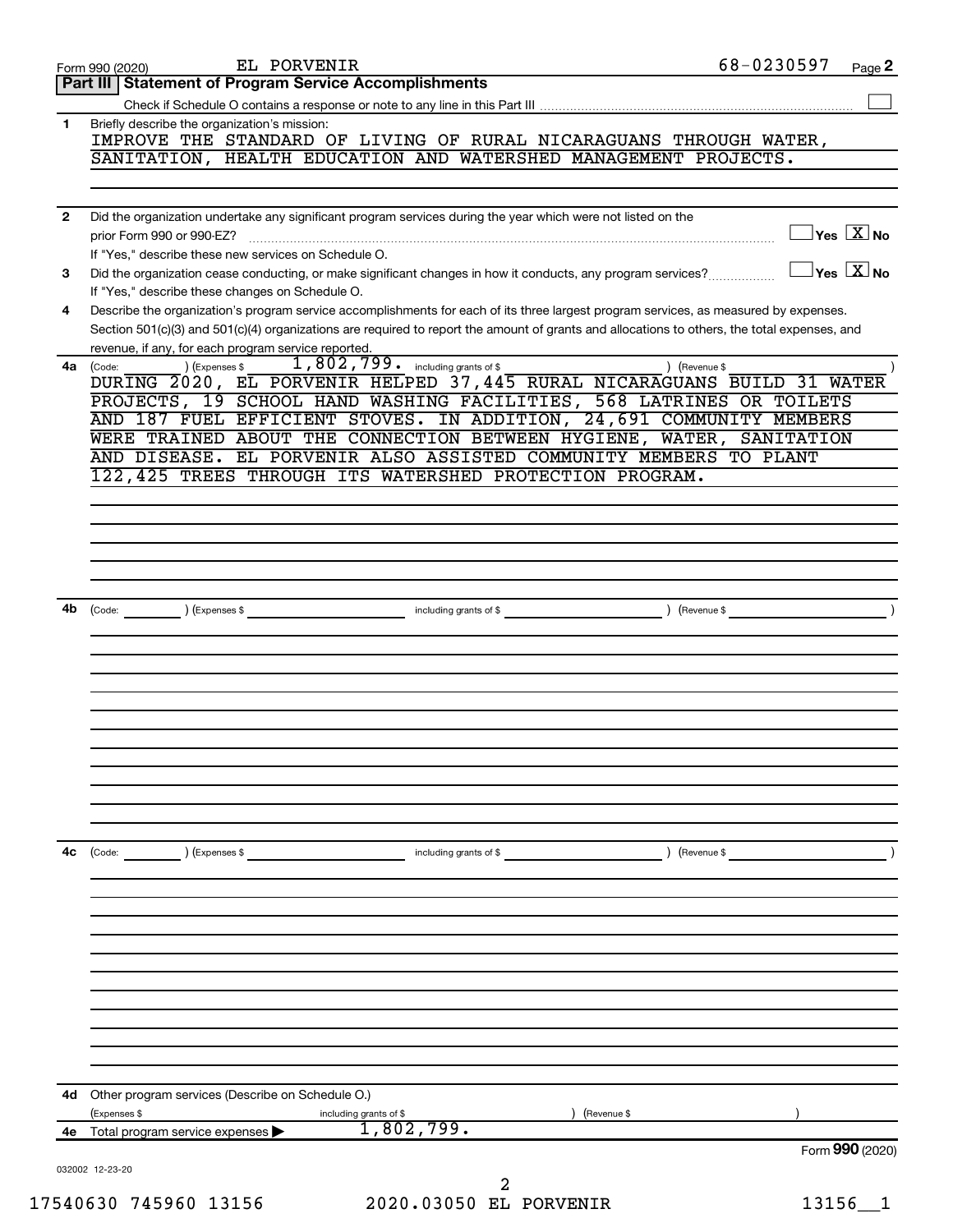Form 990 (2020) EL PORVENIR 68-0230597 Page **2**

## Part III | Statement of Program Service Accomplishments

Check if Schedule O contains a response or note to any line in this Part III ☐

**1** Briefly describe the organization's mission:

IMPROVE THE STANDARD OF LIVING OF RURAL NICARAGUANS THROUGH WATER, SANITATION, HEALTH EDUCATION AND WATERSHED MANAGEMENT PROJECTS.

**2** Did the organization undertake any significant program services during the year which were not listed on the prior Form 990 or 990-EZ? ☐ Yes ☒ No

If "Yes," describe these new services on Schedule O.

**3** Did the organization cease conducting, or make significant changes in how it conducts, any program services? ☐ Yes ☒ No

If "Yes," describe these changes on Schedule O.

**4** Describe the organization's program service accomplishments for each of its three largest program services, as measured by expenses. Section 501(c)(3) and 501(c)(4) organizations are required to report the amount of grants and allocations to others, the total expenses, and revenue, if any, for each program service reported.

**4a** (Code: ) (Expenses $ 1,802,799. including grants of $ ) (Revenue $ )

DURING 2020, EL PORVENIR HELPED 37,445 RURAL NICARAGUANS BUILD 31 WATER PROJECTS, 19 SCHOOL HAND WASHING FACILITIES, 568 LATRINES OR TOILETS AND 187 FUEL EFFICIENT STOVES. IN ADDITION, 24,691 COMMUNITY MEMBERS WERE TRAINED ABOUT THE CONNECTION BETWEEN HYGIENE, WATER, SANITATION AND DISEASE. EL PORVENIR ALSO ASSISTED COMMUNITY MEMBERS TO PLANT 122,425 TREES THROUGH ITS WATERSHED PROTECTION PROGRAM.

**4b** (Code: ) (Expenses $ including grants of $ ) (Revenue $ )

**4c** (Code: ) (Expenses $ including grants of $ ) (Revenue $ )

**4d** Other program services (Describe on Schedule O.)

(Expenses $ including grants of $ ) (Revenue $ )

**4e** Total program service expenses ▶ 1,802,799.

Form **990** (2020)

032002 12-23-20

17540630 745960 13156 2020.03050 EL PORVENIR 13156__1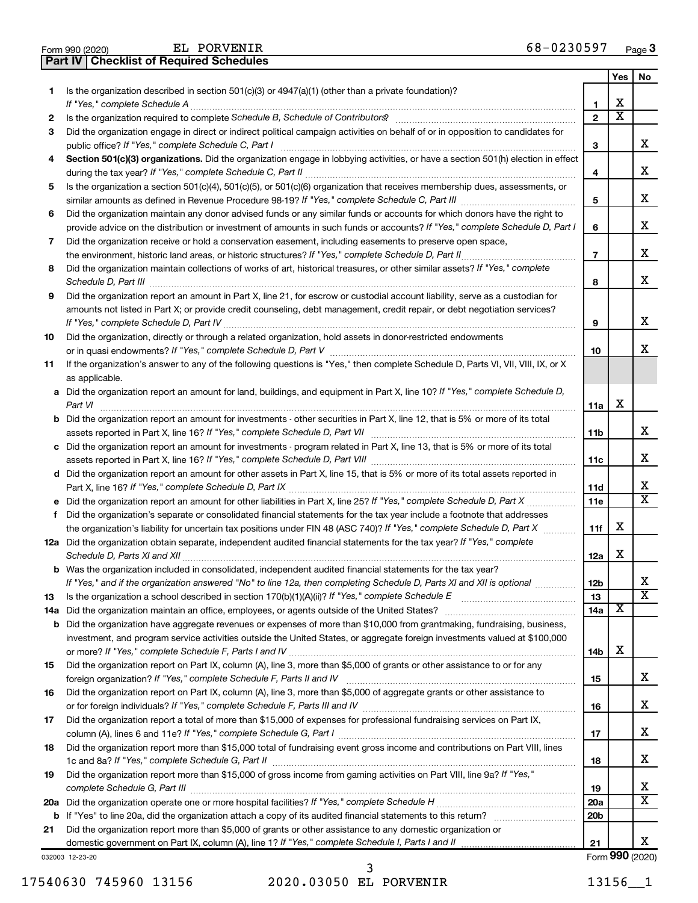Form 990 (2020) EL PORVENIR 68-0230597 Page **3**

## Part IV Checklist of Required Schedules

| | | | Yes | No |
|---|---|---|---|---|
| **1** | Is the organization described in section 501(c)(3) or 4947(a)(1) (other than a private foundation)? *If "Yes," complete Schedule A* | **1** | X | |
| **2** | Is the organization required to complete *Schedule B, Schedule of Contributors*? | **2** | X | |
| **3** | Did the organization engage in direct or indirect political campaign activities on behalf of or in opposition to candidates for public office? *If "Yes," complete Schedule C, Part I* | **3** | | X |
| **4** | **Section 501(c)(3) organizations.** Did the organization engage in lobbying activities, or have a section 501(h) election in effect during the tax year? *If "Yes," complete Schedule C, Part II* | **4** | | X |
| **5** | Is the organization a section 501(c)(4), 501(c)(5), or 501(c)(6) organization that receives membership dues, assessments, or similar amounts as defined in Revenue Procedure 98-19? *If "Yes," complete Schedule C, Part III* | **5** | | X |
| **6** | Did the organization maintain any donor advised funds or any similar funds or accounts for which donors have the right to provide advice on the distribution or investment of amounts in such funds or accounts? *If "Yes," complete Schedule D, Part I* | **6** | | X |
| **7** | Did the organization receive or hold a conservation easement, including easements to preserve open space, the environment, historic land areas, or historic structures? *If "Yes," complete Schedule D, Part II* | **7** | | X |
| **8** | Did the organization maintain collections of works of art, historical treasures, or other similar assets? *If "Yes," complete Schedule D, Part III* | **8** | | X |
| **9** | Did the organization report an amount in Part X, line 21, for escrow or custodial account liability, serve as a custodian for amounts not listed in Part X; or provide credit counseling, debt management, credit repair, or debt negotiation services? *If "Yes," complete Schedule D, Part IV* | **9** | | X |
| **10** | Did the organization, directly or through a related organization, hold assets in donor-restricted endowments or in quasi endowments? *If "Yes," complete Schedule D, Part V* | **10** | | X |
| **11** | If the organization's answer to any of the following questions is "Yes," then complete Schedule D, Parts VI, VII, VIII, IX, or X as applicable. | | | |
| **a** | Did the organization report an amount for land, buildings, and equipment in Part X, line 10? *If "Yes," complete Schedule D, Part VI* | **11a** | X | |
| **b** | Did the organization report an amount for investments - other securities in Part X, line 12, that is 5% or more of its total assets reported in Part X, line 16? *If "Yes," complete Schedule D, Part VII* | **11b** | | X |
| **c** | Did the organization report an amount for investments - program related in Part X, line 13, that is 5% or more of its total assets reported in Part X, line 16? *If "Yes," complete Schedule D, Part VIII* | **11c** | | X |
| **d** | Did the organization report an amount for other assets in Part X, line 15, that is 5% or more of its total assets reported in Part X, line 16? *If "Yes," complete Schedule D, Part IX* | **11d** | | X |
| **e** | Did the organization report an amount for other liabilities in Part X, line 25? *If "Yes," complete Schedule D, Part X* | **11e** | | X |
| **f** | Did the organization's separate or consolidated financial statements for the tax year include a footnote that addresses the organization's liability for uncertain tax positions under FIN 48 (ASC 740)? *If "Yes," complete Schedule D, Part X* | **11f** | X | |
| **12a** | Did the organization obtain separate, independent audited financial statements for the tax year? *If "Yes," complete Schedule D, Parts XI and XII* | **12a** | X | |
| **b** | Was the organization included in consolidated, independent audited financial statements for the tax year? *If "Yes," and if the organization answered "No" to line 12a, then completing Schedule D, Parts XI and XII is optional* | **12b** | | X |
| **13** | Is the organization a school described in section 170(b)(1)(A)(ii)? *If "Yes," complete Schedule E* | **13** | | X |
| **14a** | Did the organization maintain an office, employees, or agents outside of the United States? | **14a** | X | |
| **b** | Did the organization have aggregate revenues or expenses of more than $10,000 from grantmaking, fundraising, business, investment, and program service activities outside the United States, or aggregate foreign investments valued at $100,000 or more? *If "Yes," complete Schedule F, Parts I and IV* | **14b** | X | |
| **15** | Did the organization report on Part IX, column (A), line 3, more than $5,000 of grants or other assistance to or for any foreign organization? *If "Yes," complete Schedule F, Parts II and IV* | **15** | | X |
| **16** | Did the organization report on Part IX, column (A), line 3, more than $5,000 of aggregate grants or other assistance to or for foreign individuals? *If "Yes," complete Schedule F, Parts III and IV* | **16** | | X |
| **17** | Did the organization report a total of more than $15,000 of expenses for professional fundraising services on Part IX, column (A), lines 6 and 11e? *If "Yes," complete Schedule G, Part I* | **17** | | X |
| **18** | Did the organization report more than $15,000 total of fundraising event gross income and contributions on Part VIII, lines 1c and 8a? *If "Yes," complete Schedule G, Part II* | **18** | | X |
| **19** | Did the organization report more than $15,000 of gross income from gaming activities on Part VIII, line 9a? *If "Yes," complete Schedule G, Part III* | **19** | | X |
| **20a** | Did the organization operate one or more hospital facilities? *If "Yes," complete Schedule H* | **20a** | | X |
| **b** | If "Yes" to line 20a, did the organization attach a copy of its audited financial statements to this return? | **20b** | | |
| **21** | Did the organization report more than $5,000 of grants or other assistance to any domestic organization or domestic government on Part IX, column (A), line 1? *If "Yes," complete Schedule I, Parts I and II* | **21** | | X |

032003 12-23-20 Form **990** (2020)

17540630 745960 13156 2020.03050 EL PORVENIR 13156__1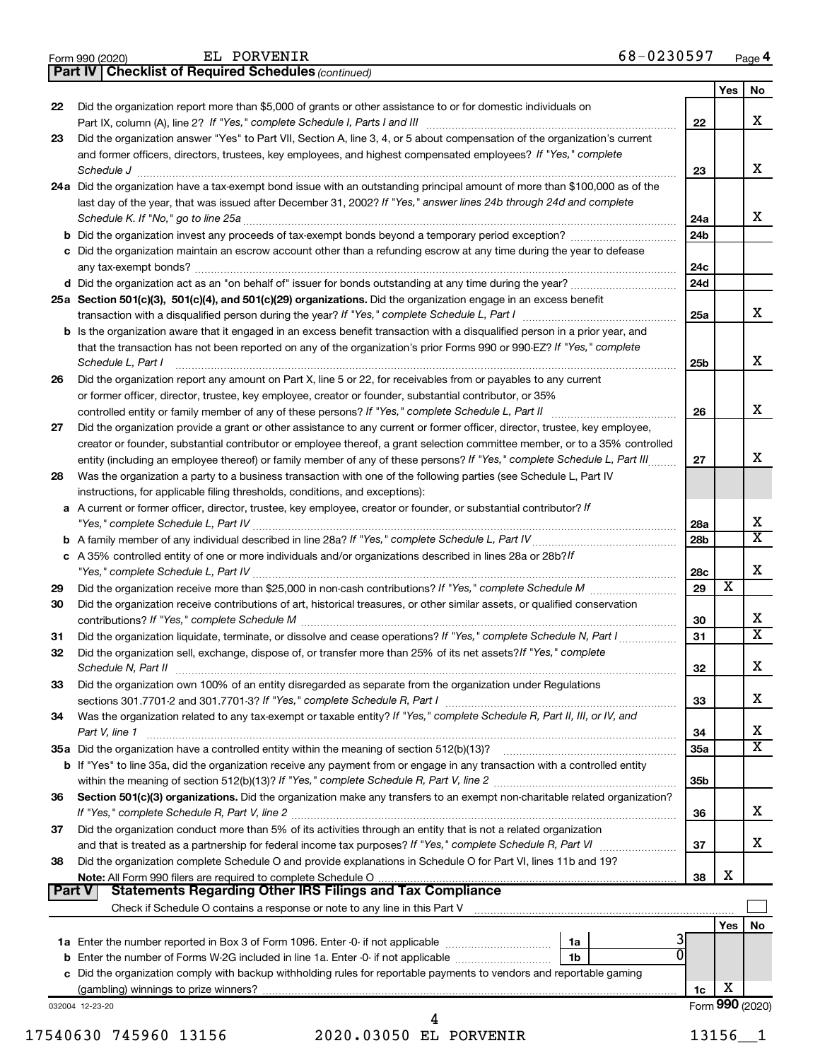Form 990 (2020) EL PORVENIR 68-0230597 Page 4

**Part IV Checklist of Required Schedules** *(continued)*

| | | | Yes | No |
|---|---|---|---|---|
| 22 | Did the organization report more than $5,000 of grants or other assistance to or for domestic individuals on Part IX, column (A), line 2? *If "Yes," complete Schedule I, Parts I and III* | 22 | | X |
| 23 | Did the organization answer "Yes" to Part VII, Section A, line 3, 4, or 5 about compensation of the organization's current and former officers, directors, trustees, key employees, and highest compensated employees? *If "Yes," complete Schedule J* | 23 | | X |
| 24a | Did the organization have a tax-exempt bond issue with an outstanding principal amount of more than $100,000 as of the last day of the year, that was issued after December 31, 2002? *If "Yes," answer lines 24b through 24d and complete Schedule K. If "No," go to line 25a* | 24a | | X |
| b | Did the organization invest any proceeds of tax-exempt bonds beyond a temporary period exception? | 24b | | |
| c | Did the organization maintain an escrow account other than a refunding escrow at any time during the year to defease any tax-exempt bonds? | 24c | | |
| d | Did the organization act as an "on behalf of" issuer for bonds outstanding at any time during the year? | 24d | | |
| 25a | **Section 501(c)(3), 501(c)(4), and 501(c)(29) organizations.** Did the organization engage in an excess benefit transaction with a disqualified person during the year? *If "Yes," complete Schedule L, Part I* | 25a | | X |
| b | Is the organization aware that it engaged in an excess benefit transaction with a disqualified person in a prior year, and that the transaction has not been reported on any of the organization's prior Forms 990 or 990-EZ? *If "Yes," complete Schedule L, Part I* | 25b | | X |
| 26 | Did the organization report any amount on Part X, line 5 or 22, for receivables from or payables to any current or former officer, director, trustee, key employee, creator or founder, substantial contributor, or 35% controlled entity or family member of any of these persons? *If "Yes," complete Schedule L, Part II* | 26 | | X |
| 27 | Did the organization provide a grant or other assistance to any current or former officer, director, trustee, key employee, creator or founder, substantial contributor or employee thereof, a grant selection committee member, or to a 35% controlled entity (including an employee thereof) or family member of any of these persons? *If "Yes," complete Schedule L, Part III* | 27 | | X |
| 28 | Was the organization a party to a business transaction with one of the following parties (see Schedule L, Part IV instructions, for applicable filing thresholds, conditions, and exceptions): | | | |
| a | A current or former officer, director, trustee, key employee, creator or founder, or substantial contributor? *If "Yes," complete Schedule L, Part IV* | 28a | | X |
| b | A family member of any individual described in line 28a? *If "Yes," complete Schedule L, Part IV* | 28b | | X |
| c | A 35% controlled entity of one or more individuals and/or organizations described in lines 28a or 28b? *If "Yes," complete Schedule L, Part IV* | 28c | | X |
| 29 | Did the organization receive more than $25,000 in non-cash contributions? *If "Yes," complete Schedule M* | 29 | X | |
| 30 | Did the organization receive contributions of art, historical treasures, or other similar assets, or qualified conservation contributions? *If "Yes," complete Schedule M* | 30 | | X |
| 31 | Did the organization liquidate, terminate, or dissolve and cease operations? *If "Yes," complete Schedule N, Part I* | 31 | | X |
| 32 | Did the organization sell, exchange, dispose of, or transfer more than 25% of its net assets? *If "Yes," complete Schedule N, Part II* | 32 | | X |
| 33 | Did the organization own 100% of an entity disregarded as separate from the organization under Regulations sections 301.7701-2 and 301.7701-3? *If "Yes," complete Schedule R, Part I* | 33 | | X |
| 34 | Was the organization related to any tax-exempt or taxable entity? *If "Yes," complete Schedule R, Part II, III, or IV, and Part V, line 1* | 34 | | X |
| 35a | Did the organization have a controlled entity within the meaning of section 512(b)(13)? | 35a | | X |
| b | If "Yes" to line 35a, did the organization receive any payment from or engage in any transaction with a controlled entity within the meaning of section 512(b)(13)? *If "Yes," complete Schedule R, Part V, line 2* | 35b | | |
| 36 | **Section 501(c)(3) organizations.** Did the organization make any transfers to an exempt non-charitable related organization? *If "Yes," complete Schedule R, Part V, line 2* | 36 | | X |
| 37 | Did the organization conduct more than 5% of its activities through an entity that is not a related organization and that is treated as a partnership for federal income tax purposes? *If "Yes," complete Schedule R, Part VI* | 37 | | X |
| 38 | Did the organization complete Schedule O and provide explanations in Schedule O for Part VI, lines 11b and 19? **Note:** All Form 990 filers are required to complete Schedule O | 38 | X | |

**Part V Statements Regarding Other IRS Filings and Tax Compliance**

Check if Schedule O contains a response or note to any line in this Part V ☐

| | | | | Yes | No |
|---|---|---|---|---|---|
| 1a | Enter the number reported in Box 3 of Form 1096. Enter -0- if not applicable | 1a | 3 | | |
| b | Enter the number of Forms W-2G included in line 1a. Enter -0- if not applicable | 1b | 0 | | |
| c | Did the organization comply with backup withholding rules for reportable payments to vendors and reportable gaming (gambling) winnings to prize winners? | 1c | | X | |

032004 12-23-20 Form **990** (2020)

17540630 745960 13156 2020.03050 EL PORVENIR 13156__1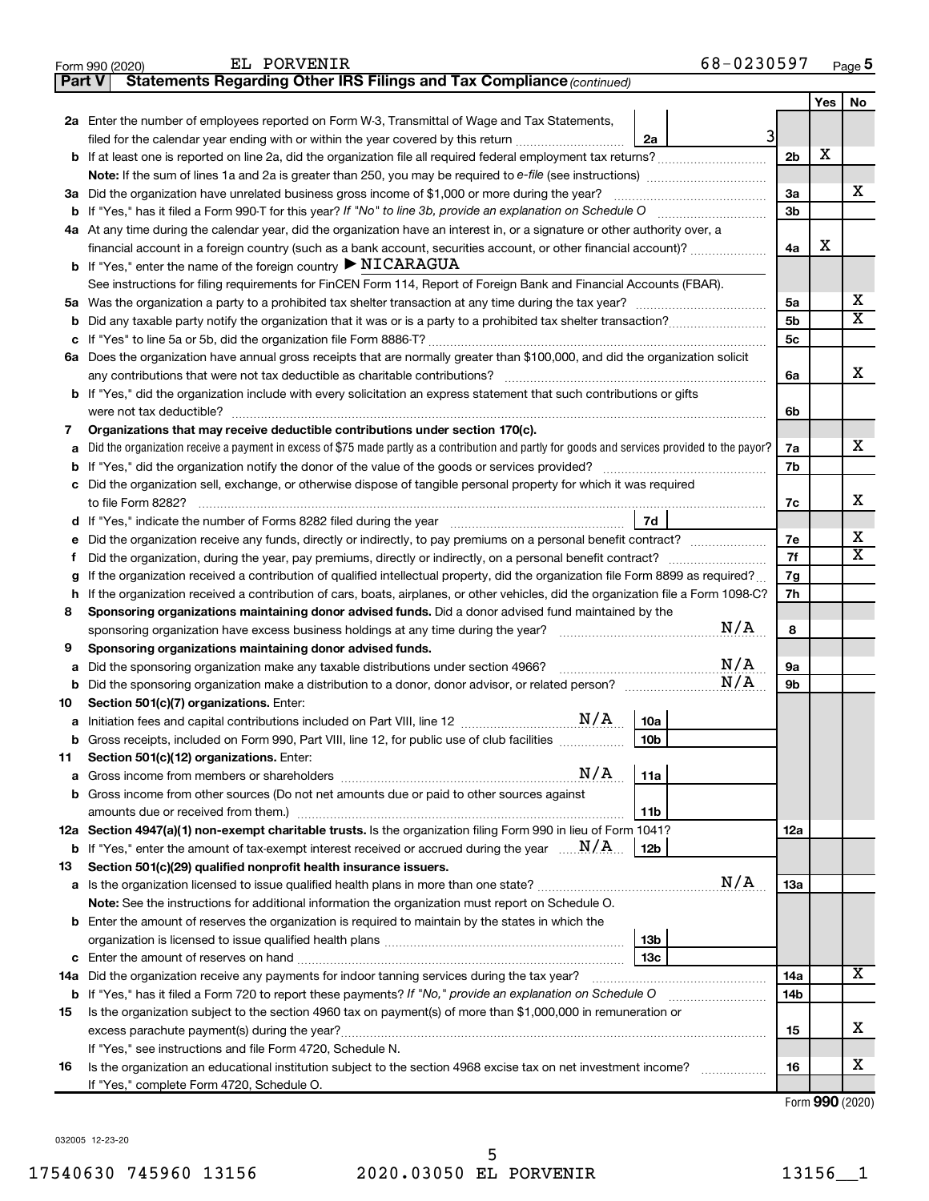Form 990 (2020) EL PORVENIR 68-0230597 Page 5

**Part V Statements Regarding Other IRS Filings and Tax Compliance** *(continued)*

| | | | | Yes | No |
|---|---|---|---|---|---|
| **2a** | Enter the number of employees reported on Form W-3, Transmittal of Wage and Tax Statements, filed for the calendar year ending with or within the year covered by this return | 2a 3 | | | |
| **b** | If at least one is reported on line 2a, did the organization file all required federal employment tax returns? | | 2b | X | |
| | **Note:** If the sum of lines 1a and 2a is greater than 250, you may be required to *e-file* (see instructions) | | | | |
| **3a** | Did the organization have unrelated business gross income of $1,000 or more during the year? | | 3a | | X |
| **b** | If "Yes," has it filed a Form 990-T for this year? *If "No" to line 3b, provide an explanation on Schedule O* | | 3b | | |
| **4a** | At any time during the calendar year, did the organization have an interest in, or a signature or other authority over, a financial account in a foreign country (such as a bank account, securities account, or other financial account)? | | 4a | X | |
| **b** | If "Yes," enter the name of the foreign country ▶ NICARAGUA | | | | |
| | See instructions for filing requirements for FinCEN Form 114, Report of Foreign Bank and Financial Accounts (FBAR). | | | | |
| **5a** | Was the organization a party to a prohibited tax shelter transaction at any time during the tax year? | | 5a | | X |
| **b** | Did any taxable party notify the organization that it was or is a party to a prohibited tax shelter transaction? | | 5b | | X |
| **c** | If "Yes" to line 5a or 5b, did the organization file Form 8886-T? | | 5c | | |
| **6a** | Does the organization have annual gross receipts that are normally greater than $100,000, and did the organization solicit any contributions that were not tax deductible as charitable contributions? | | 6a | | X |
| **b** | If "Yes," did the organization include with every solicitation an express statement that such contributions or gifts were not tax deductible? | | 6b | | |
| **7** | **Organizations that may receive deductible contributions under section 170(c).** | | | | |
| **a** | Did the organization receive a payment in excess of $75 made partly as a contribution and partly for goods and services provided to the payor? | | 7a | | X |
| **b** | If "Yes," did the organization notify the donor of the value of the goods or services provided? | | 7b | | |
| **c** | Did the organization sell, exchange, or otherwise dispose of tangible personal property for which it was required to file Form 8282? | | 7c | | X |
| **d** | If "Yes," indicate the number of Forms 8282 filed during the year | 7d | | | |
| **e** | Did the organization receive any funds, directly or indirectly, to pay premiums on a personal benefit contract? | | 7e | | X |
| **f** | Did the organization, during the year, pay premiums, directly or indirectly, on a personal benefit contract? | | 7f | | X |
| **g** | If the organization received a contribution of qualified intellectual property, did the organization file Form 8899 as required? | | 7g | | |
| **h** | If the organization received a contribution of cars, boats, airplanes, or other vehicles, did the organization file a Form 1098-C? | | 7h | | |
| **8** | **Sponsoring organizations maintaining donor advised funds.** Did a donor advised fund maintained by the sponsoring organization have excess business holdings at any time during the year? N/A | | 8 | | |
| **9** | **Sponsoring organizations maintaining donor advised funds.** | | | | |
| **a** | Did the sponsoring organization make any taxable distributions under section 4966? N/A | | 9a | | |
| **b** | Did the sponsoring organization make a distribution to a donor, donor advisor, or related person? N/A | | 9b | | |
| **10** | **Section 501(c)(7) organizations.** Enter: | | | | |
| **a** | Initiation fees and capital contributions included on Part VIII, line 12 N/A | 10a | | | |
| **b** | Gross receipts, included on Form 990, Part VIII, line 12, for public use of club facilities | 10b | | | |
| **11** | **Section 501(c)(12) organizations.** Enter: | | | | |
| **a** | Gross income from members or shareholders N/A | 11a | | | |
| **b** | Gross income from other sources (Do not net amounts due or paid to other sources against amounts due or received from them.) | 11b | | | |
| **12a** | **Section 4947(a)(1) non-exempt charitable trusts.** Is the organization filing Form 990 in lieu of Form 1041? | | 12a | | |
| **b** | If "Yes," enter the amount of tax-exempt interest received or accrued during the year N/A | 12b | | | |
| **13** | **Section 501(c)(29) qualified nonprofit health insurance issuers.** | | | | |
| **a** | Is the organization licensed to issue qualified health plans in more than one state? N/A | | 13a | | |
| | **Note:** See the instructions for additional information the organization must report on Schedule O. | | | | |
| **b** | Enter the amount of reserves the organization is required to maintain by the states in which the organization is licensed to issue qualified health plans | 13b | | | |
| **c** | Enter the amount of reserves on hand | 13c | | | |
| **14a** | Did the organization receive any payments for indoor tanning services during the tax year? | | 14a | | X |
| **b** | If "Yes," has it filed a Form 720 to report these payments? *If "No," provide an explanation on Schedule O* | | 14b | | |
| **15** | Is the organization subject to the section 4960 tax on payment(s) of more than $1,000,000 in remuneration or excess parachute payment(s) during the year? | | 15 | | X |
| | If "Yes," see instructions and file Form 4720, Schedule N. | | | | |
| **16** | Is the organization an educational institution subject to the section 4968 excise tax on net investment income? | | 16 | | X |
| | If "Yes," complete Form 4720, Schedule O. | | | | |

Form **990** (2020)

032005 12-23-20

17540630 745960 13156 2020.03050 EL PORVENIR 13156__1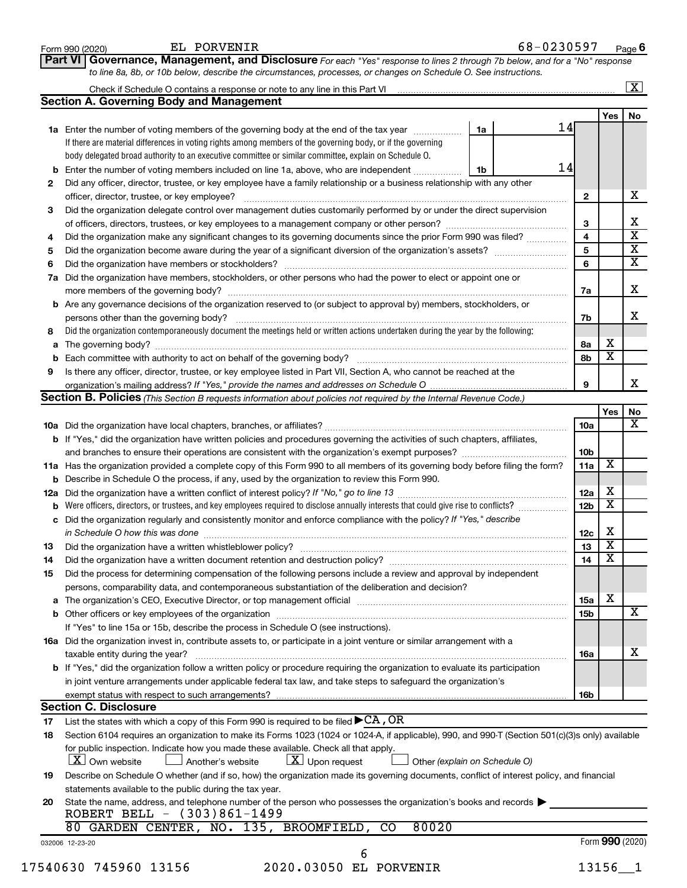Form 990 (2020) EL PORVENIR 68-0230597 Page 6

## Part VI Governance, Management, and Disclosure

*For each "Yes" response to lines 2 through 7b below, and for a "No" response to line 8a, 8b, or 10b below, describe the circumstances, processes, or changes on Schedule O. See instructions.*

Check if Schedule O contains a response or note to any line in this Part VI ... [X]

### Section A. Governing Body and Management

| | | | | Yes | No |
|---|---|---|---|---|---|
| **1a** | Enter the number of voting members of the governing body at the end of the tax year ... **1a** 14 | | | | |
| | If there are material differences in voting rights among members of the governing body, or if the governing body delegated broad authority to an executive committee or similar committee, explain on Schedule O. | | | | |
| **b** | Enter the number of voting members included on line 1a, above, who are independent ... **1b** 14 | | | | |
| **2** | Did any officer, director, trustee, or key employee have a family relationship or a business relationship with any other officer, director, trustee, or key employee? | **2** | | | X |
| **3** | Did the organization delegate control over management duties customarily performed by or under the direct supervision of officers, directors, trustees, or key employees to a management company or other person? | **3** | | | X |
| **4** | Did the organization make any significant changes to its governing documents since the prior Form 990 was filed? | **4** | | | X |
| **5** | Did the organization become aware during the year of a significant diversion of the organization's assets? | **5** | | | X |
| **6** | Did the organization have members or stockholders? | **6** | | | X |
| **7a** | Did the organization have members, stockholders, or other persons who had the power to elect or appoint one or more members of the governing body? | **7a** | | | X |
| **b** | Are any governance decisions of the organization reserved to (or subject to approval by) members, stockholders, or persons other than the governing body? | **7b** | | | X |
| **8** | Did the organization contemporaneously document the meetings held or written actions undertaken during the year by the following: | | | | |
| **a** | The governing body? | **8a** | | X | |
| **b** | Each committee with authority to act on behalf of the governing body? | **8b** | | X | |
| **9** | Is there any officer, director, trustee, or key employee listed in Part VII, Section A, who cannot be reached at the organization's mailing address? *If "Yes," provide the names and addresses on Schedule O* | **9** | | | X |

### Section B. Policies *(This Section B requests information about policies not required by the Internal Revenue Code.)*

| | | | Yes | No |
|---|---|---|---|---|
| **10a** | Did the organization have local chapters, branches, or affiliates? | **10a** | | X |
| **b** | If "Yes," did the organization have written policies and procedures governing the activities of such chapters, affiliates, and branches to ensure their operations are consistent with the organization's exempt purposes? | **10b** | | |
| **11a** | Has the organization provided a complete copy of this Form 990 to all members of its governing body before filing the form? | **11a** | X | |
| **b** | Describe in Schedule O the process, if any, used by the organization to review this Form 990. | | | |
| **12a** | Did the organization have a written conflict of interest policy? *If "No," go to line 13* | **12a** | X | |
| **b** | Were officers, directors, or trustees, and key employees required to disclose annually interests that could give rise to conflicts? | **12b** | X | |
| **c** | Did the organization regularly and consistently monitor and enforce compliance with the policy? *If "Yes," describe in Schedule O how this was done* | **12c** | X | |
| **13** | Did the organization have a written whistleblower policy? | **13** | X | |
| **14** | Did the organization have a written document retention and destruction policy? | **14** | X | |
| **15** | Did the process for determining compensation of the following persons include a review and approval by independent persons, comparability data, and contemporaneous substantiation of the deliberation and decision? | | | |
| **a** | The organization's CEO, Executive Director, or top management official | **15a** | X | |
| **b** | Other officers or key employees of the organization | **15b** | | X |
| | If "Yes" to line 15a or 15b, describe the process in Schedule O (see instructions). | | | |
| **16a** | Did the organization invest in, contribute assets to, or participate in a joint venture or similar arrangement with a taxable entity during the year? | **16a** | | X |
| **b** | If "Yes," did the organization follow a written policy or procedure requiring the organization to evaluate its participation in joint venture arrangements under applicable federal tax law, and take steps to safeguard the organization's exempt status with respect to such arrangements? | **16b** | | |

### Section C. Disclosure

**17** List the states with which a copy of this Form 990 is required to be filed ▶ CA, OR

**18** Section 6104 requires an organization to make its Forms 1023 (1024 or 1024-A, if applicable), 990, and 990-T (Section 501(c)(3)s only) available for public inspection. Indicate how you made these available. Check all that apply.

[X] Own website [ ] Another's website [X] Upon request [ ] Other *(explain on Schedule O)*

**19** Describe on Schedule O whether (and if so, how) the organization made its governing documents, conflict of interest policy, and financial statements available to the public during the tax year.

**20** State the name, address, and telephone number of the person who possesses the organization's books and records ▶

ROBERT BELL - (303)861-1499
80 GARDEN CENTER, NO. 135, BROOMFIELD, CO 80020

032006 12-23-20 Form **990** (2020)

17540630 745960 13156 2020.03050 EL PORVENIR 13156__1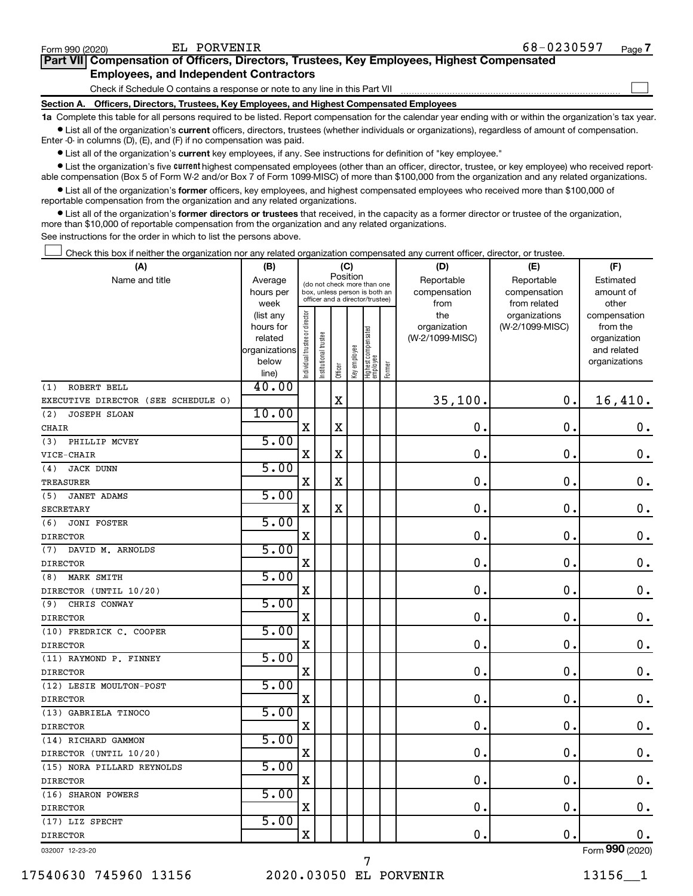Form 990 (2020) EL PORVENIR 68-0230597

## Part VII Compensation of Officers, Directors, Trustees, Key Employees, Highest Compensated Employees, and Independent Contractors

Check if Schedule O contains a response or note to any line in this Part VII ☐

### Section A. Officers, Directors, Trustees, Key Employees, and Highest Compensated Employees

**1a** Complete this table for all persons required to be listed. Report compensation for the calendar year ending with or within the organization's tax year.

- List all of the organization's **current** officers, directors, trustees (whether individuals or organizations), regardless of amount of compensation. Enter -0- in columns (D), (E), and (F) if no compensation was paid.
- List all of the organization's **current** key employees, if any. See instructions for definition of "key employee."
- List the organization's five **current** highest compensated employees (other than an officer, director, trustee, or key employee) who received reportable compensation (Box 5 of Form W-2 and/or Box 7 of Form 1099-MISC) of more than $100,000 from the organization and any related organizations.
- List all of the organization's **former** officers, key employees, and highest compensated employees who received more than $100,000 of reportable compensation from the organization and any related organizations.
- List all of the organization's **former directors or trustees** that received, in the capacity as a former director or trustee of the organization, more than $10,000 of reportable compensation from the organization and any related organizations.

See instructions for the order in which to list the persons above.

☐ Check this box if neither the organization nor any related organization compensated any current officer, director, or trustee.

| (A) Name and title | (B) Average hours per week (list any hours for related organizations below line) | (C) Position (do not check more than one box, unless person is both an officer and a director/trustee) | | | | | | (D) Reportable compensation from the organization (W-2/1099-MISC) | (E) Reportable compensation from related organizations (W-2/1099-MISC) | (F) Estimated amount of other compensation from the organization and related organizations |
|---|---|---|---|---|---|---|---|---|---|---|
| | | Individual trustee or director | Institutional trustee | Officer | Key employee | Highest compensated employee | Former | | | |
| (1) ROBERT BELL<br>EXECUTIVE DIRECTOR (SEE SCHEDULE O) | 40.00 | | | X | | | | 35,100. | 0. | 16,410. |
| (2) JOSEPH SLOAN<br>CHAIR | 10.00 | X | | X | | | | 0. | 0. | 0. |
| (3) PHILLIP MCVEY<br>VICE-CHAIR | 5.00 | X | | X | | | | 0. | 0. | 0. |
| (4) JACK DUNN<br>TREASURER | 5.00 | X | | X | | | | 0. | 0. | 0. |
| (5) JANET ADAMS<br>SECRETARY | 5.00 | X | | X | | | | 0. | 0. | 0. |
| (6) JONI FOSTER<br>DIRECTOR | 5.00 | X | | | | | | 0. | 0. | 0. |
| (7) DAVID M. ARNOLDS<br>DIRECTOR | 5.00 | X | | | | | | 0. | 0. | 0. |
| (8) MARK SMITH<br>DIRECTOR (UNTIL 10/20) | 5.00 | X | | | | | | 0. | 0. | 0. |
| (9) CHRIS CONWAY<br>DIRECTOR | 5.00 | X | | | | | | 0. | 0. | 0. |
| (10) FREDRICK C. COOPER<br>DIRECTOR | 5.00 | X | | | | | | 0. | 0. | 0. |
| (11) RAYMOND P. FINNEY<br>DIRECTOR | 5.00 | X | | | | | | 0. | 0. | 0. |
| (12) LESIE MOULTON-POST<br>DIRECTOR | 5.00 | X | | | | | | 0. | 0. | 0. |
| (13) GABRIELA TINOCO<br>DIRECTOR | 5.00 | X | | | | | | 0. | 0. | 0. |
| (14) RICHARD GAMMON<br>DIRECTOR (UNTIL 10/20) | 5.00 | X | | | | | | 0. | 0. | 0. |
| (15) NORA PILLARD REYNOLDS<br>DIRECTOR | 5.00 | X | | | | | | 0. | 0. | 0. |
| (16) SHARON POWERS<br>DIRECTOR | 5.00 | X | | | | | | 0. | 0. | 0. |
| (17) LIZ SPECHT<br>DIRECTOR | 5.00 | X | | | | | | 0. | 0. | 0. |

032007 12-23-20 Form 990 (2020)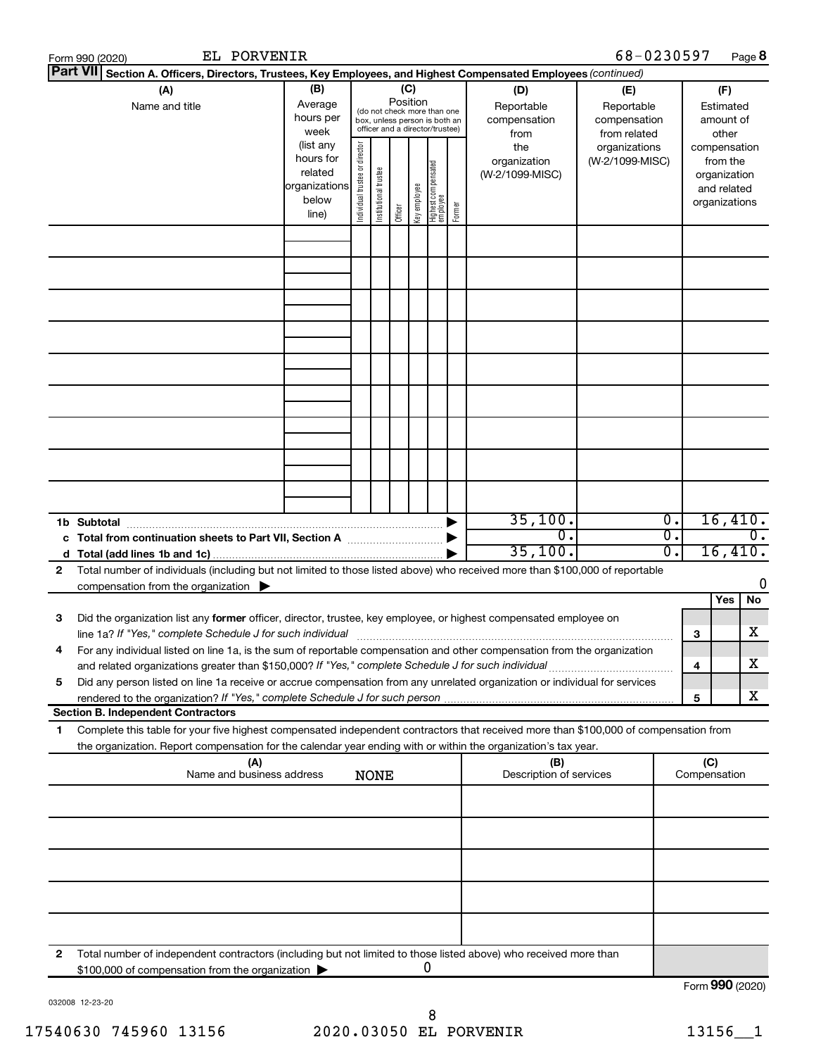Form 990 (2020) EL PORVENIR 68-0230597 Page **8**

**Part VII** **Section A. Officers, Directors, Trustees, Key Employees, and Highest Compensated Employees** *(continued)*

| (A) Name and title | (B) Average hours per week (list any hours for related organizations below line) | (C) Position (do not check more than one box, unless person is both an officer and a director/trustee): Individual trustee or director | Institutional trustee | Officer | Key employee | Highest compensated employee | Former | (D) Reportable compensation from the organization (W-2/1099-MISC) | (E) Reportable compensation from related organizations (W-2/1099-MISC) | (F) Estimated amount of other compensation from the organization and related organizations |
|---|---|---|---|---|---|---|---|---|---|---|
| | | | | | | | | | | |
| | | | | | | | | | | |
| | | | | | | | | | | |
| | | | | | | | | | | |
| | | | | | | | | | | |
| | | | | | | | | | | |
| | | | | | | | | | | |
| | | | | | | | | | | |
| | | | | | | | | | | |
| **1b Subtotal** | | | | | | | | 35,100. | 0. | 16,410. |
| **c Total from continuation sheets to Part VII, Section A** | | | | | | | | 0. | 0. | 0. |
| **d Total (add lines 1b and 1c)** | | | | | | | | 35,100. | 0. | 16,410. |

**2** Total number of individuals (including but not limited to those listed above) who received more than $100,000 of reportable compensation from the organization ▶ 0

| | | | Yes | No |
|---|---|---|---|---|
| **3** | Did the organization list any **former** officer, director, trustee, key employee, or highest compensated employee on line 1a? *If "Yes," complete Schedule J for such individual* | 3 | | X |
| **4** | For any individual listed on line 1a, is the sum of reportable compensation and other compensation from the organization and related organizations greater than $150,000? *If "Yes," complete Schedule J for such individual* | 4 | | X |
| **5** | Did any person listed on line 1a receive or accrue compensation from any unrelated organization or individual for services rendered to the organization? *If "Yes," complete Schedule J for such person* | 5 | | X |

**Section B. Independent Contractors**

**1** Complete this table for your five highest compensated independent contractors that received more than $100,000 of compensation from the organization. Report compensation for the calendar year ending with or within the organization's tax year.

| (A) Name and business address | (B) Description of services | (C) Compensation |
|---|---|---|
| NONE | | |
| | | |
| | | |
| | | |
| | | |

**2** Total number of independent contractors (including but not limited to those listed above) who received more than $100,000 of compensation from the organization ▶ 0

Form **990** (2020)

032008 12-23-20

17540630 745960 13156 2020.03050 EL PORVENIR 13156__1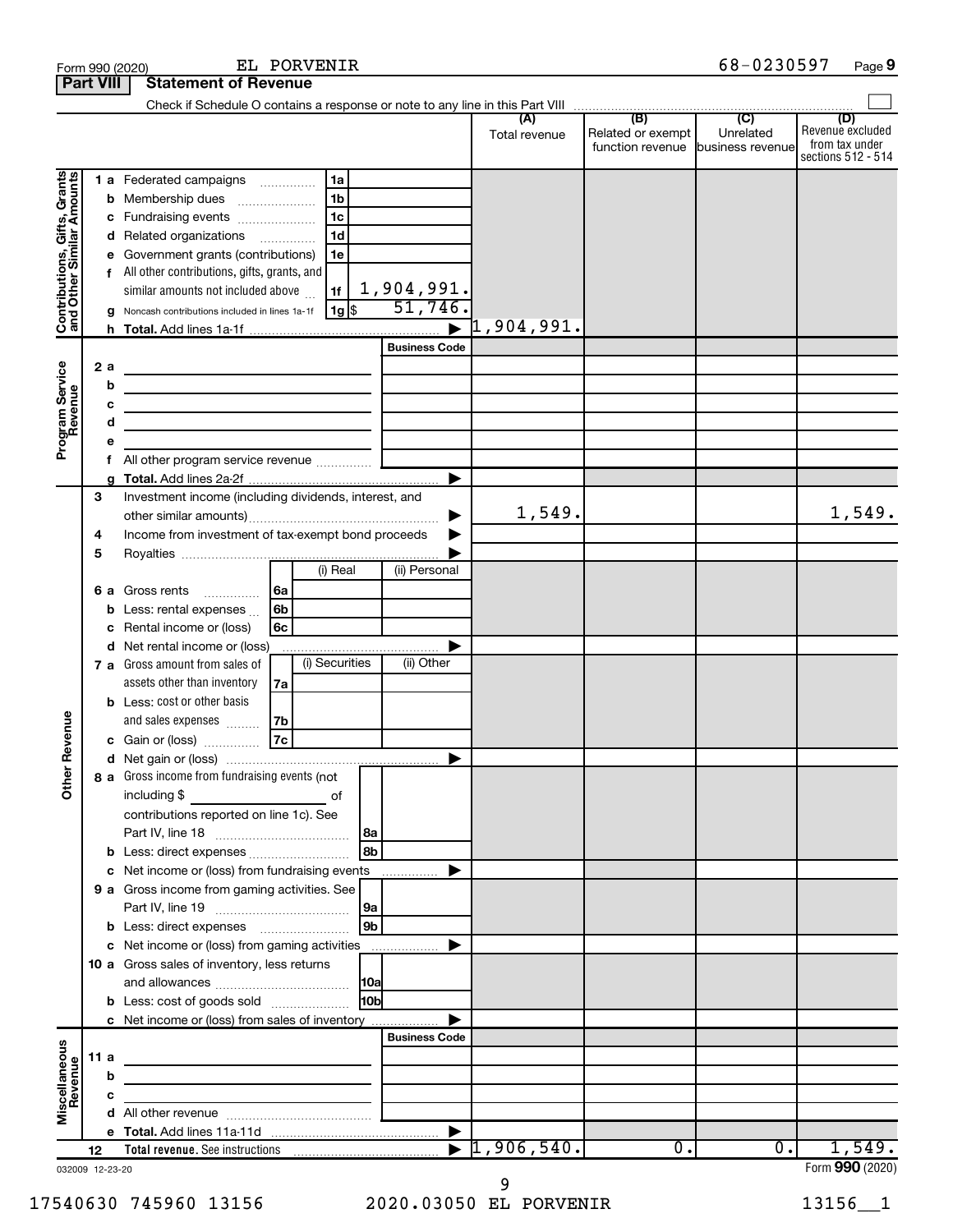Form 990 (2020) EL PORVENIR 68-0230597 Page 9

## Part VIII Statement of Revenue

Check if Schedule O contains a response or note to any line in this Part VIII

| | | | (A) Total revenue | (B) Related or exempt function revenue | (C) Unrelated business revenue | (D) Revenue excluded from tax under sections 512 - 514 |
|---|---|---|---|---|---|---|
| **Contributions, Gifts, Grants and Other Similar Amounts** | 1 a Federated campaigns | 1a | | | | |
| | b Membership dues | 1b | | | | |
| | c Fundraising events | 1c | | | | |
| | d Related organizations | 1d | | | | |
| | e Government grants (contributions) | 1e | | | | |
| | f All other contributions, gifts, grants, and similar amounts not included above | 1f 1,904,991. | | | | |
| | g Noncash contributions included in lines 1a-1f | 1g $ 51,746. | | | | |
| | h **Total.** Add lines 1a-1f | ▶ | 1,904,991. | | | |
| **Program Service Revenue** | | Business Code | | | | |
| | 2 a | | | | | |
| | b | | | | | |
| | c | | | | | |
| | d | | | | | |
| | e | | | | | |
| | f All other program service revenue | | | | | |
| | g **Total.** Add lines 2a-2f | ▶ | | | | |
| **Other Revenue** | 3 Investment income (including dividends, interest, and other similar amounts) | ▶ | 1,549. | | | 1,549. |
| | 4 Income from investment of tax-exempt bond proceeds | ▶ | | | | |
| | 5 Royalties | ▶ | | | | |
| | | (i) Real / (ii) Personal | | | | |
| | 6 a Gross rents | 6a | | | | |
| | b Less: rental expenses | 6b | | | | |
| | c Rental income or (loss) | 6c | | | | |
| | d Net rental income or (loss) | ▶ | | | | |
| | | (i) Securities / (ii) Other | | | | |
| | 7 a Gross amount from sales of assets other than inventory | 7a | | | | |
| | b Less: cost or other basis and sales expenses | 7b | | | | |
| | c Gain or (loss) | 7c | | | | |
| | d Net gain or (loss) | ▶ | | | | |
| | 8 a Gross income from fundraising events (not including $ ______ of contributions reported on line 1c). See Part IV, line 18 | 8a | | | | |
| | b Less: direct expenses | 8b | | | | |
| | c Net income or (loss) from fundraising events | ▶ | | | | |
| | 9 a Gross income from gaming activities. See Part IV, line 19 | 9a | | | | |
| | b Less: direct expenses | 9b | | | | |
| | c Net income or (loss) from gaming activities | ▶ | | | | |
| | 10 a Gross sales of inventory, less returns and allowances | 10a | | | | |
| | b Less: cost of goods sold | 10b | | | | |
| | c Net income or (loss) from sales of inventory | ▶ | | | | |
| **Miscellaneous Revenue** | | Business Code | | | | |
| | 11 a | | | | | |
| | b | | | | | |
| | c | | | | | |
| | d All other revenue | | | | | |
| | e **Total.** Add lines 11a-11d | ▶ | | | | |
| | 12 **Total revenue.** See instructions | ▶ | 1,906,540. | 0. | 0. | 1,549. |

032009 12-23-20 Form **990** (2020)

17540630 745960 13156 2020.03050 EL PORVENIR 13156__1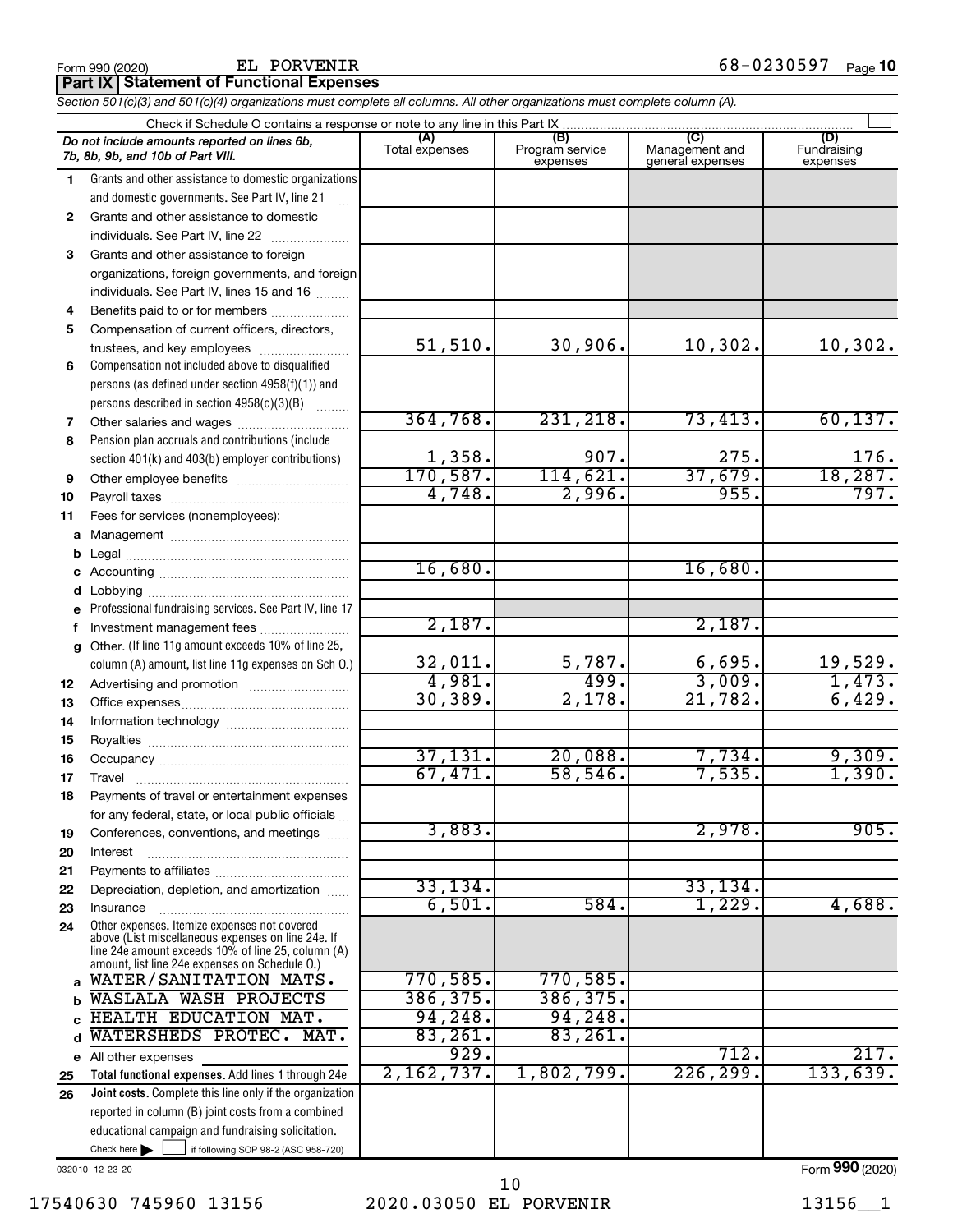Form 990 (2020) EL PORVENIR 68-0230597 Page 10

**Part IX | Statement of Functional Expenses**

*Section 501(c)(3) and 501(c)(4) organizations must complete all columns. All other organizations must complete column (A).*

Check if Schedule O contains a response or note to any line in this Part IX

| *Do not include amounts reported on lines 6b, 7b, 8b, 9b, and 10b of Part VIII.* | (A) Total expenses | (B) Program service expenses | (C) Management and general expenses | (D) Fundraising expenses |
|---|---|---|---|---|
| 1 Grants and other assistance to domestic organizations and domestic governments. See Part IV, line 21 | | | | |
| 2 Grants and other assistance to domestic individuals. See Part IV, line 22 | | | | |
| 3 Grants and other assistance to foreign organizations, foreign governments, and foreign individuals. See Part IV, lines 15 and 16 | | | | |
| 4 Benefits paid to or for members | | | | |
| 5 Compensation of current officers, directors, trustees, and key employees | 51,510. | 30,906. | 10,302. | 10,302. |
| 6 Compensation not included above to disqualified persons (as defined under section 4958(f)(1)) and persons described in section 4958(c)(3)(B) | | | | |
| 7 Other salaries and wages | 364,768. | 231,218. | 73,413. | 60,137. |
| 8 Pension plan accruals and contributions (include section 401(k) and 403(b) employer contributions) | 1,358. | 907. | 275. | 176. |
| 9 Other employee benefits | 170,587. | 114,621. | 37,679. | 18,287. |
| 10 Payroll taxes | 4,748. | 2,996. | 955. | 797. |
| 11 Fees for services (nonemployees): | | | | |
| a Management | | | | |
| b Legal | | | | |
| c Accounting | 16,680. | | 16,680. | |
| d Lobbying | | | | |
| e Professional fundraising services. See Part IV, line 17 | | | | |
| f Investment management fees | 2,187. | | 2,187. | |
| g Other. (If line 11g amount exceeds 10% of line 25, column (A) amount, list line 11g expenses on Sch O.) | 32,011. | 5,787. | 6,695. | 19,529. |
| 12 Advertising and promotion | 4,981. | 499. | 3,009. | 1,473. |
| 13 Office expenses | 30,389. | 2,178. | 21,782. | 6,429. |
| 14 Information technology | | | | |
| 15 Royalties | | | | |
| 16 Occupancy | 37,131. | 20,088. | 7,734. | 9,309. |
| 17 Travel | 67,471. | 58,546. | 7,535. | 1,390. |
| 18 Payments of travel or entertainment expenses for any federal, state, or local public officials | | | | |
| 19 Conferences, conventions, and meetings | 3,883. | | 2,978. | 905. |
| 20 Interest | | | | |
| 21 Payments to affiliates | | | | |
| 22 Depreciation, depletion, and amortization | 33,134. | | 33,134. | |
| 23 Insurance | 6,501. | 584. | 1,229. | 4,688. |
| 24 Other expenses. Itemize expenses not covered above (List miscellaneous expenses on line 24e. If line 24e amount exceeds 10% of line 25, column (A) amount, list line 24e expenses on Schedule O.) | | | | |
| a WATER/SANITATION MATS. | 770,585. | 770,585. | | |
| b WASLALA WASH PROJECTS | 386,375. | 386,375. | | |
| c HEALTH EDUCATION MAT. | 94,248. | 94,248. | | |
| d WATERSHEDS PROTEC. MAT. | 83,261. | 83,261. | | |
| e All other expenses | 929. | | 712. | 217. |
| 25 **Total functional expenses.** Add lines 1 through 24e | 2,162,737. | 1,802,799. | 226,299. | 133,639. |
| 26 **Joint costs.** Complete this line only if the organization reported in column (B) joint costs from a combined educational campaign and fundraising solicitation. Check here ☐ if following SOP 98-2 (ASC 958-720) | | | | |

032010 12-23-20 Form **990** (2020)

17540630 745960 13156 2020.03050 EL PORVENIR 13156__1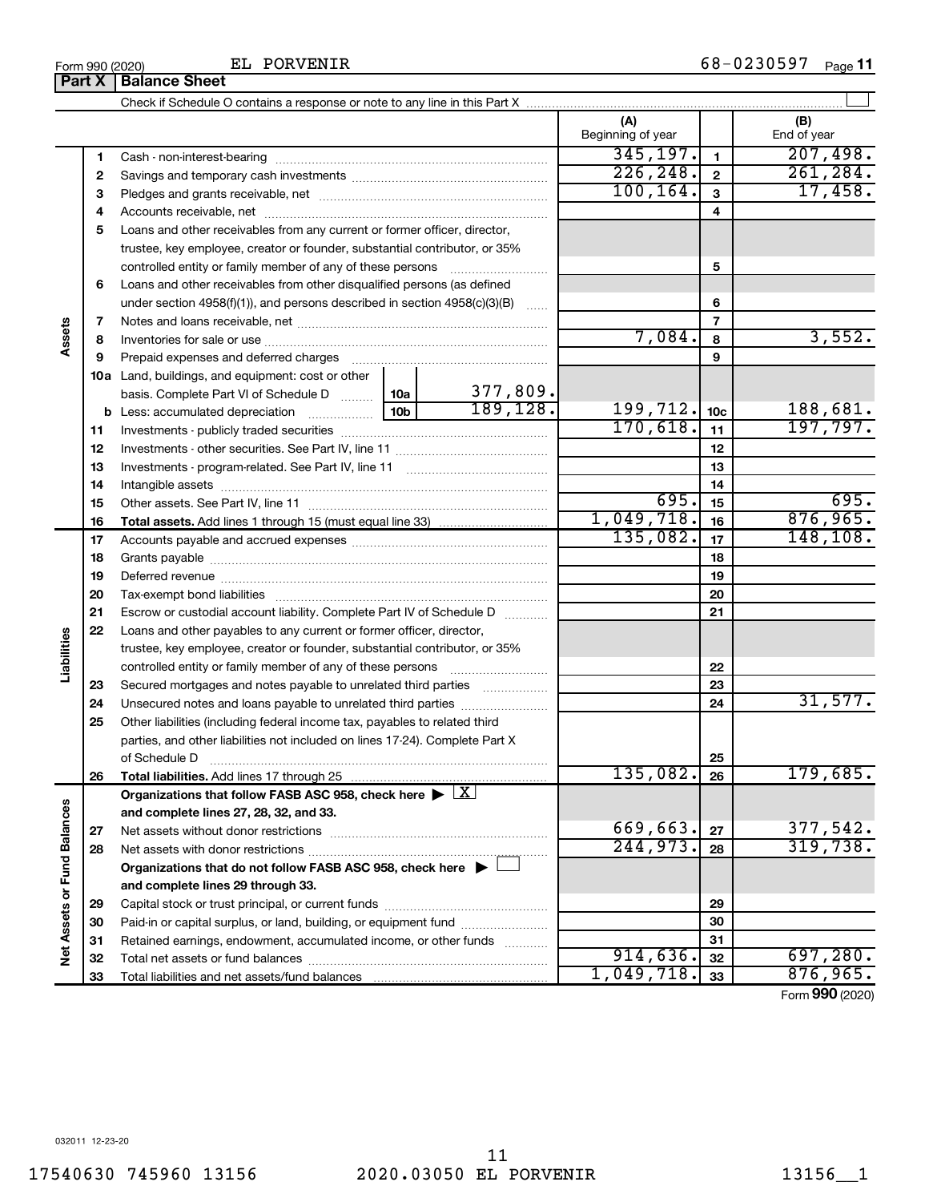Form 990 (2020) EL PORVENIR 68-0230597 Page 11

## Part X | Balance Sheet

Check if Schedule O contains a response or note to any line in this Part X ☐

| | | | (A) Beginning of year | | (B) End of year |
|---|---|---|---|---|---|
| Assets | 1 | Cash - non-interest-bearing | 345,197. | 1 | 207,498. |
| | 2 | Savings and temporary cash investments | 226,248. | 2 | 261,284. |
| | 3 | Pledges and grants receivable, net | 100,164. | 3 | 17,458. |
| | 4 | Accounts receivable, net | | 4 | |
| | 5 | Loans and other receivables from any current or former officer, director, trustee, key employee, creator or founder, substantial contributor, or 35% controlled entity or family member of any of these persons | | 5 | |
| | 6 | Loans and other receivables from other disqualified persons (as defined under section 4958(f)(1)), and persons described in section 4958(c)(3)(B) | | 6 | |
| | 7 | Notes and loans receivable, net | | 7 | |
| | 8 | Inventories for sale or use | 7,084. | 8 | 3,552. |
| | 9 | Prepaid expenses and deferred charges | | 9 | |
| | 10a | Land, buildings, and equipment: cost or other basis. Complete Part VI of Schedule D — 10a: 377,809. | | | |
| | b | Less: accumulated depreciation — 10b: 189,128. | 199,712. | 10c | 188,681. |
| | 11 | Investments - publicly traded securities | 170,618. | 11 | 197,797. |
| | 12 | Investments - other securities. See Part IV, line 11 | | 12 | |
| | 13 | Investments - program-related. See Part IV, line 11 | | 13 | |
| | 14 | Intangible assets | | 14 | |
| | 15 | Other assets. See Part IV, line 11 | 695. | 15 | 695. |
| | 16 | **Total assets.** Add lines 1 through 15 (must equal line 33) | 1,049,718. | 16 | 876,965. |
| Liabilities | 17 | Accounts payable and accrued expenses | 135,082. | 17 | 148,108. |
| | 18 | Grants payable | | 18 | |
| | 19 | Deferred revenue | | 19 | |
| | 20 | Tax-exempt bond liabilities | | 20 | |
| | 21 | Escrow or custodial account liability. Complete Part IV of Schedule D | | 21 | |
| | 22 | Loans and other payables to any current or former officer, director, trustee, key employee, creator or founder, substantial contributor, or 35% controlled entity or family member of any of these persons | | 22 | |
| | 23 | Secured mortgages and notes payable to unrelated third parties | | 23 | |
| | 24 | Unsecured notes and loans payable to unrelated third parties | | 24 | 31,577. |
| | 25 | Other liabilities (including federal income tax, payables to related third parties, and other liabilities not included on lines 17-24). Complete Part X of Schedule D | | 25 | |
| | 26 | **Total liabilities.** Add lines 17 through 25 | 135,082. | 26 | 179,685. |
| Net Assets or Fund Balances | | **Organizations that follow FASB ASC 958, check here** ▶ ☒ **and complete lines 27, 28, 32, and 33.** | | | |
| | 27 | Net assets without donor restrictions | 669,663. | 27 | 377,542. |
| | 28 | Net assets with donor restrictions | 244,973. | 28 | 319,738. |
| | | **Organizations that do not follow FASB ASC 958, check here** ▶ ☐ **and complete lines 29 through 33.** | | | |
| | 29 | Capital stock or trust principal, or current funds | | 29 | |
| | 30 | Paid-in or capital surplus, or land, building, or equipment fund | | 30 | |
| | 31 | Retained earnings, endowment, accumulated income, or other funds | | 31 | |
| | 32 | Total net assets or fund balances | 914,636. | 32 | 697,280. |
| | 33 | Total liabilities and net assets/fund balances | 1,049,718. | 33 | 876,965. |

Form **990** (2020)

032011 12-23-20

17540630 745960 13156 2020.03050 EL PORVENIR 13156__1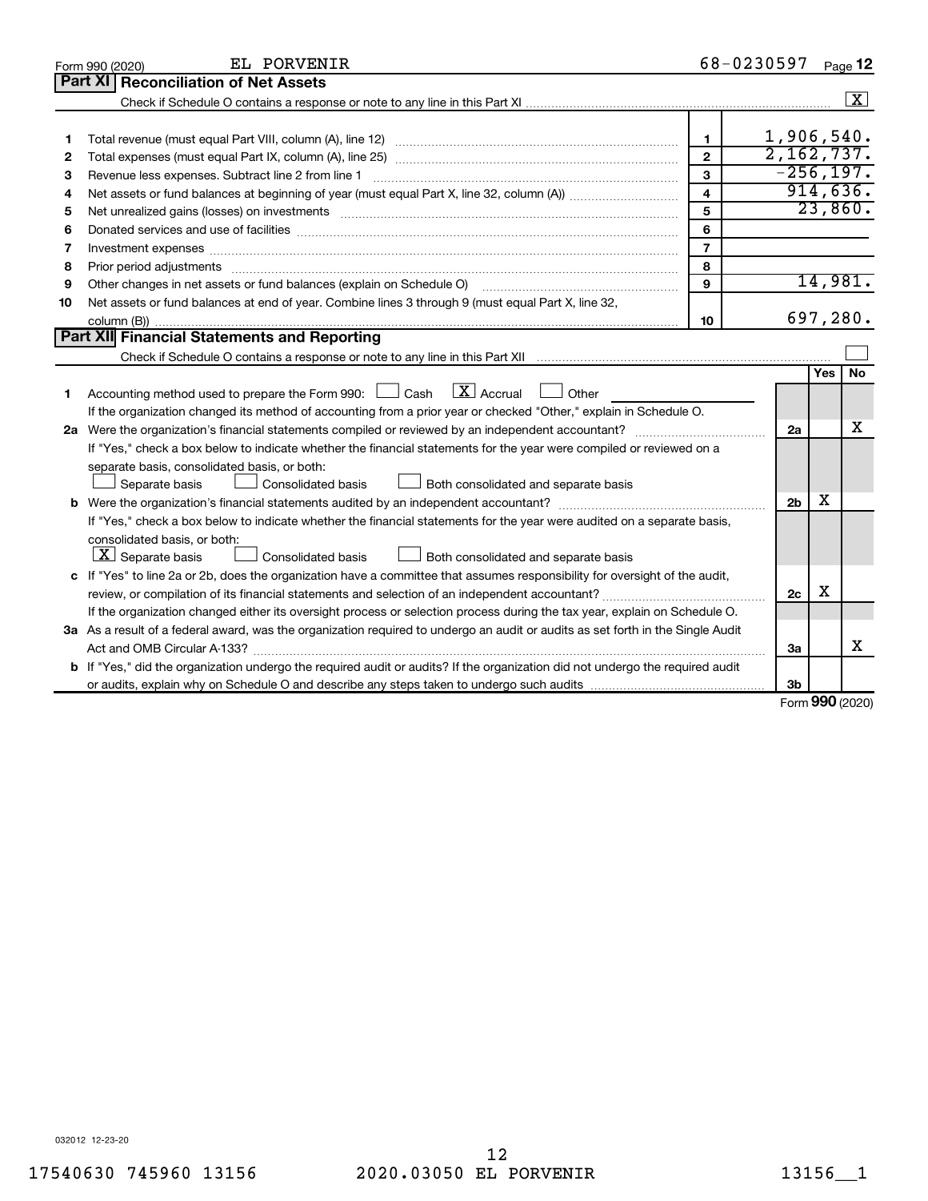Form 990 (2020) EL PORVENIR 68-0230597 Page **12**

## Part XI | Reconciliation of Net Assets

Check if Schedule O contains a response or note to any line in this Part XI .......... [X]

| | | | |
|---|---|---|---|
| 1 | Total revenue (must equal Part VIII, column (A), line 12) | 1 | 1,906,540. |
| 2 | Total expenses (must equal Part IX, column (A), line 25) | 2 | 2,162,737. |
| 3 | Revenue less expenses. Subtract line 2 from line 1 | 3 | -256,197. |
| 4 | Net assets or fund balances at beginning of year (must equal Part X, line 32, column (A)) | 4 | 914,636. |
| 5 | Net unrealized gains (losses) on investments | 5 | 23,860. |
| 6 | Donated services and use of facilities | 6 | |
| 7 | Investment expenses | 7 | |
| 8 | Prior period adjustments | 8 | |
| 9 | Other changes in net assets or fund balances (explain on Schedule O) | 9 | 14,981. |
| 10 | Net assets or fund balances at end of year. Combine lines 3 through 9 (must equal Part X, line 32, column (B)) | 10 | 697,280. |

## Part XII | Financial Statements and Reporting

Check if Schedule O contains a response or note to any line in this Part XII .......... [ ]

| | | | Yes | No |
|---|---|---|---|---|
| 1 | Accounting method used to prepare the Form 990: [ ] Cash [X] Accrual [ ] Other ______<br>If the organization changed its method of accounting from a prior year or checked "Other," explain in Schedule O. | | | |
| 2a | Were the organization's financial statements compiled or reviewed by an independent accountant?<br>If "Yes," check a box below to indicate whether the financial statements for the year were compiled or reviewed on a separate basis, consolidated basis, or both:<br>[ ] Separate basis [ ] Consolidated basis [ ] Both consolidated and separate basis | 2a | | X |
| b | Were the organization's financial statements audited by an independent accountant?<br>If "Yes," check a box below to indicate whether the financial statements for the year were audited on a separate basis, consolidated basis, or both:<br>[X] Separate basis [ ] Consolidated basis [ ] Both consolidated and separate basis | 2b | X | |
| c | If "Yes" to line 2a or 2b, does the organization have a committee that assumes responsibility for oversight of the audit, review, or compilation of its financial statements and selection of an independent accountant?<br>If the organization changed either its oversight process or selection process during the tax year, explain on Schedule O. | 2c | X | |
| 3a | As a result of a federal award, was the organization required to undergo an audit or audits as set forth in the Single Audit Act and OMB Circular A-133? | 3a | | X |
| b | If "Yes," did the organization undergo the required audit or audits? If the organization did not undergo the required audit or audits, explain why on Schedule O and describe any steps taken to undergo such audits | 3b | | |

Form **990** (2020)

032012 12-23-20

17540630 745960 13156 2020.03050 EL PORVENIR 13156__1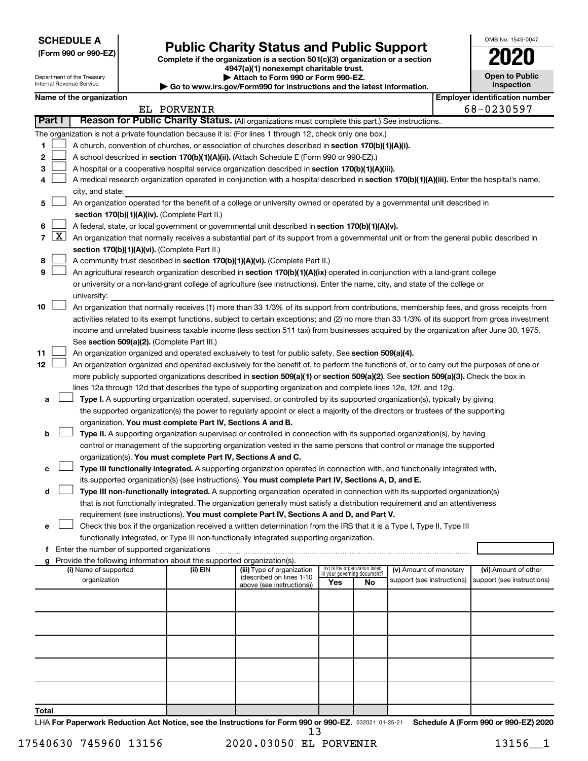**SCHEDULE A**
**(Form 990 or 990-EZ)**

Department of the Treasury
Internal Revenue Service

# Public Charity Status and Public Support

**Complete if the organization is a section 501(c)(3) organization or a section 4947(a)(1) nonexempt charitable trust.**
**▶ Attach to Form 990 or Form 990-EZ.**
**▶ Go to www.irs.gov/Form990 for instructions and the latest information.**

OMB No. 1545-0047

**2020**

**Open to Public Inspection**

**Name of the organization**
EL PORVENIR

**Employer identification number**
68-0230597

**Part I** **Reason for Public Charity Status.** (All organizations must complete this part.) See instructions.

The organization is not a private foundation because it is: (For lines 1 through 12, check only one box.)

1 ☐ A church, convention of churches, or association of churches described in **section 170(b)(1)(A)(i).**

2 ☐ A school described in **section 170(b)(1)(A)(ii).** (Attach Schedule E (Form 990 or 990-EZ).)

3 ☐ A hospital or a cooperative hospital service organization described in **section 170(b)(1)(A)(iii).**

4 ☐ A medical research organization operated in conjunction with a hospital described in **section 170(b)(1)(A)(iii).** Enter the hospital's name, city, and state:

5 ☐ An organization operated for the benefit of a college or university owned or operated by a governmental unit described in **section 170(b)(1)(A)(iv).** (Complete Part II.)

6 ☐ A federal, state, or local government or governmental unit described in **section 170(b)(1)(A)(v).**

7 ☒ An organization that normally receives a substantial part of its support from a governmental unit or from the general public described in **section 170(b)(1)(A)(vi).** (Complete Part II.)

8 ☐ A community trust described in **section 170(b)(1)(A)(vi).** (Complete Part II.)

9 ☐ An agricultural research organization described in **section 170(b)(1)(A)(ix)** operated in conjunction with a land-grant college or university or a non-land-grant college of agriculture (see instructions). Enter the name, city, and state of the college or university:

10 ☐ An organization that normally receives (1) more than 33 1/3% of its support from contributions, membership fees, and gross receipts from activities related to its exempt functions, subject to certain exceptions; and (2) no more than 33 1/3% of its support from gross investment income and unrelated business taxable income (less section 511 tax) from businesses acquired by the organization after June 30, 1975. See **section 509(a)(2).** (Complete Part III.)

11 ☐ An organization organized and operated exclusively to test for public safety. See **section 509(a)(4).**

12 ☐ An organization organized and operated exclusively for the benefit of, to perform the functions of, or to carry out the purposes of one or more publicly supported organizations described in **section 509(a)(1)** or **section 509(a)(2)**. See **section 509(a)(3).** Check the box in lines 12a through 12d that describes the type of supporting organization and complete lines 12e, 12f, and 12g.

a ☐ **Type I.** A supporting organization operated, supervised, or controlled by its supported organization(s), typically by giving the supported organization(s) the power to regularly appoint or elect a majority of the directors or trustees of the supporting organization. **You must complete Part IV, Sections A and B.**

b ☐ **Type II.** A supporting organization supervised or controlled in connection with its supported organization(s), by having control or management of the supporting organization vested in the same persons that control or manage the supported organization(s). **You must complete Part IV, Sections A and C.**

c ☐ **Type III functionally integrated.** A supporting organization operated in connection with, and functionally integrated with, its supported organization(s) (see instructions). **You must complete Part IV, Sections A, D, and E.**

d ☐ **Type III non-functionally integrated.** A supporting organization operated in connection with its supported organization(s) that is not functionally integrated. The organization generally must satisfy a distribution requirement and an attentiveness requirement (see instructions). **You must complete Part IV, Sections A and D, and Part V.**

e ☐ Check this box if the organization received a written determination from the IRS that it is a Type I, Type II, Type III functionally integrated, or Type III non-functionally integrated supporting organization.

f Enter the number of supported organizations

g Provide the following information about the supported organization(s).

| (i) Name of supported organization | (ii) EIN | (iii) Type of organization (described on lines 1-10 above (see instructions)) | (iv) Is the organization listed in your governing document? Yes | No | (v) Amount of monetary support (see instructions) | (vi) Amount of other support (see instructions) |
|---|---|---|---|---|---|---|
| | | | | | | |
| | | | | | | |
| | | | | | | |
| | | | | | | |
| | | | | | | |
| **Total** | | | | | | |

LHA **For Paperwork Reduction Act Notice, see the Instructions for Form 990 or 990-EZ.** 032021 01-25-21 **Schedule A (Form 990 or 990-EZ) 2020**

17540630 745960 13156 2020.03050 EL PORVENIR 13156__1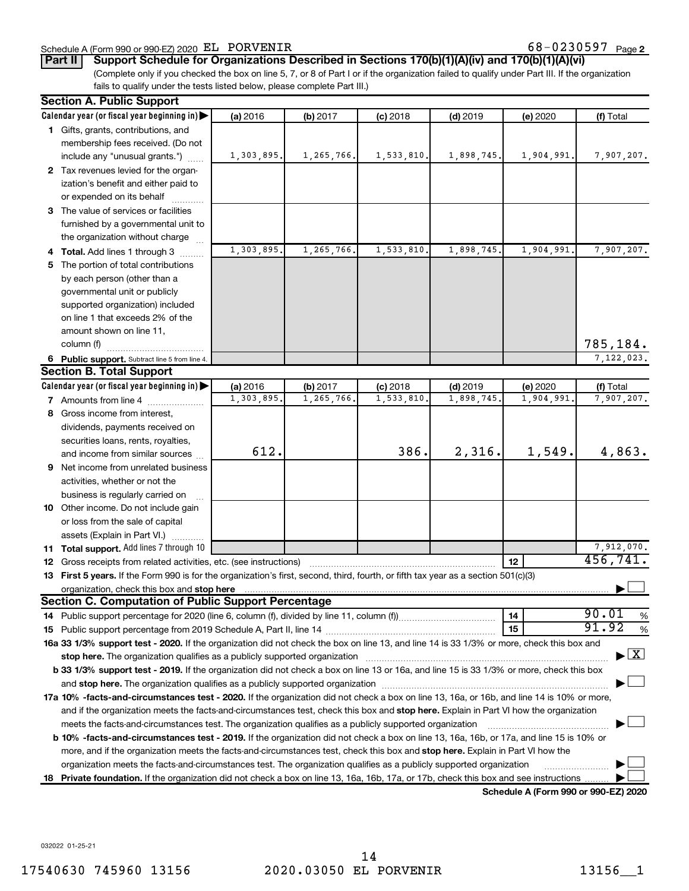Schedule A (Form 990 or 990-EZ) 2020 EL PORVENIR 68-0230597 Page 2

**Part II** **Support Schedule for Organizations Described in Sections 170(b)(1)(A)(iv) and 170(b)(1)(A)(vi)**

(Complete only if you checked the box on line 5, 7, or 8 of Part I or if the organization failed to qualify under Part III. If the organization fails to qualify under the tests listed below, please complete Part III.)

## Section A. Public Support

| Calendar year (or fiscal year beginning in) ▶ | (a) 2016 | (b) 2017 | (c) 2018 | (d) 2019 | (e) 2020 | (f) Total |
|---|---|---|---|---|---|---|
| **1** Gifts, grants, contributions, and membership fees received. (Do not include any "unusual grants.") | 1,303,895. | 1,265,766. | 1,533,810. | 1,898,745. | 1,904,991. | 7,907,207. |
| **2** Tax revenues levied for the organization's benefit and either paid to or expended on its behalf | | | | | | |
| **3** The value of services or facilities furnished by a governmental unit to the organization without charge | | | | | | |
| **4 Total.** Add lines 1 through 3 | 1,303,895. | 1,265,766. | 1,533,810. | 1,898,745. | 1,904,991. | 7,907,207. |
| **5** The portion of total contributions by each person (other than a governmental unit or publicly supported organization) included on line 1 that exceeds 2% of the amount shown on line 11, column (f) | | | | | | 785,184. |
| **6 Public support.** Subtract line 5 from line 4. | | | | | | 7,122,023. |

## Section B. Total Support

| Calendar year (or fiscal year beginning in) ▶ | (a) 2016 | (b) 2017 | (c) 2018 | (d) 2019 | (e) 2020 | (f) Total |
|---|---|---|---|---|---|---|
| **7** Amounts from line 4 | 1,303,895. | 1,265,766. | 1,533,810. | 1,898,745. | 1,904,991. | 7,907,207. |
| **8** Gross income from interest, dividends, payments received on securities loans, rents, royalties, and income from similar sources | 612. | | 386. | 2,316. | 1,549. | 4,863. |
| **9** Net income from unrelated business activities, whether or not the business is regularly carried on | | | | | | |
| **10** Other income. Do not include gain or loss from the sale of capital assets (Explain in Part VI.) | | | | | | |
| **11 Total support.** Add lines 7 through 10 | | | | | | 7,912,070. |

**12** Gross receipts from related activities, etc. (see instructions) **12** 456,741.

**13 First 5 years.** If the Form 990 is for the organization's first, second, third, fourth, or fifth tax year as a section 501(c)(3) organization, check this box and **stop here** ▶ ☐

## Section C. Computation of Public Support Percentage

**14** Public support percentage for 2020 (line 6, column (f), divided by line 11, column (f)) **14** 90.01 %

**15** Public support percentage from 2019 Schedule A, Part II, line 14 **15** 91.92 %

**16a 33 1/3% support test - 2020.** If the organization did not check the box on line 13, and line 14 is 33 1/3% or more, check this box and **stop here.** The organization qualifies as a publicly supported organization ▶ ☒

**b 33 1/3% support test - 2019.** If the organization did not check a box on line 13 or 16a, and line 15 is 33 1/3% or more, check this box and **stop here.** The organization qualifies as a publicly supported organization ▶ ☐

**17a 10% -facts-and-circumstances test - 2020.** If the organization did not check a box on line 13, 16a, or 16b, and line 14 is 10% or more, and if the organization meets the facts-and-circumstances test, check this box and **stop here.** Explain in Part VI how the organization meets the facts-and-circumstances test. The organization qualifies as a publicly supported organization ▶ ☐

**b 10% -facts-and-circumstances test - 2019.** If the organization did not check a box on line 13, 16a, 16b, or 17a, and line 15 is 10% or more, and if the organization meets the facts-and-circumstances test, check this box and **stop here.** Explain in Part VI how the organization meets the facts-and-circumstances test. The organization qualifies as a publicly supported organization ▶ ☐

**18 Private foundation.** If the organization did not check a box on line 13, 16a, 16b, 17a, or 17b, check this box and see instructions ▶ ☐

**Schedule A (Form 990 or 990-EZ) 2020**

032022 01-25-21

17540630 745960 13156 2020.03050 EL PORVENIR 13156__1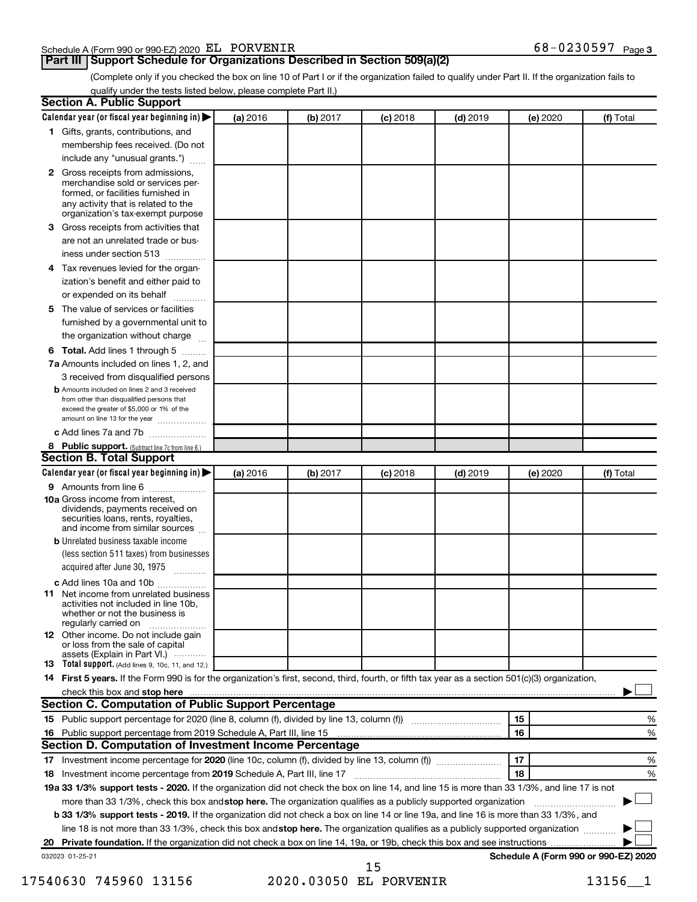Schedule A (Form 990 or 990-EZ) 2020 EL PORVENIR 68-0230597 Page 3

## Part III Support Schedule for Organizations Described in Section 509(a)(2)

(Complete only if you checked the box on line 10 of Part I or if the organization failed to qualify under Part II. If the organization fails to qualify under the tests listed below, please complete Part II.)

### Section A. Public Support

| Calendar year (or fiscal year beginning in) ▶ | (a) 2016 | (b) 2017 | (c) 2018 | (d) 2019 | (e) 2020 | (f) Total |
|---|---|---|---|---|---|---|
| **1** Gifts, grants, contributions, and membership fees received. (Do not include any "unusual grants.") | | | | | | |
| **2** Gross receipts from admissions, merchandise sold or services performed, or facilities furnished in any activity that is related to the organization's tax-exempt purpose | | | | | | |
| **3** Gross receipts from activities that are not an unrelated trade or business under section 513 | | | | | | |
| **4** Tax revenues levied for the organization's benefit and either paid to or expended on its behalf | | | | | | |
| **5** The value of services or facilities furnished by a governmental unit to the organization without charge | | | | | | |
| **6 Total.** Add lines 1 through 5 | | | | | | |
| **7a** Amounts included on lines 1, 2, and 3 received from disqualified persons | | | | | | |
| **b** Amounts included on lines 2 and 3 received from other than disqualified persons that exceed the greater of $5,000 or 1% of the amount on line 13 for the year | | | | | | |
| **c** Add lines 7a and 7b | | | | | | |
| **8 Public support.** (Subtract line 7c from line 6.) | | | | | | |

### Section B. Total Support

| Calendar year (or fiscal year beginning in) ▶ | (a) 2016 | (b) 2017 | (c) 2018 | (d) 2019 | (e) 2020 | (f) Total |
|---|---|---|---|---|---|---|
| **9** Amounts from line 6 | | | | | | |
| **10a** Gross income from interest, dividends, payments received on securities loans, rents, royalties, and income from similar sources | | | | | | |
| **b** Unrelated business taxable income (less section 511 taxes) from businesses acquired after June 30, 1975 | | | | | | |
| **c** Add lines 10a and 10b | | | | | | |
| **11** Net income from unrelated business activities not included in line 10b, whether or not the business is regularly carried on | | | | | | |
| **12** Other income. Do not include gain or loss from the sale of capital assets (Explain in Part VI.) | | | | | | |
| **13 Total support.** (Add lines 9, 10c, 11, and 12.) | | | | | | |

**14 First 5 years.** If the Form 990 is for the organization's first, second, third, fourth, or fifth tax year as a section 501(c)(3) organization, check this box and **stop here** ▶ ☐

### Section C. Computation of Public Support Percentage

| | | | |
|---|---|---|---|
| **15** Public support percentage for 2020 (line 8, column (f), divided by line 13, column (f)) | 15 | | % |
| **16** Public support percentage from 2019 Schedule A, Part III, line 15 | 16 | | % |

### Section D. Computation of Investment Income Percentage

| | | | |
|---|---|---|---|
| **17** Investment income percentage for **2020** (line 10c, column (f), divided by line 13, column (f)) | 17 | | % |
| **18** Investment income percentage from **2019** Schedule A, Part III, line 17 | 18 | | % |

**19a 33 1/3% support tests - 2020.** If the organization did not check the box on line 14, and line 15 is more than 33 1/3%, and line 17 is not more than 33 1/3%, check this box and **stop here.** The organization qualifies as a publicly supported organization ▶ ☐

**b 33 1/3% support tests - 2019.** If the organization did not check a box on line 14 or line 19a, and line 16 is more than 33 1/3%, and line 18 is not more than 33 1/3%, check this box and **stop here.** The organization qualifies as a publicly supported organization ▶ ☐

**20 Private foundation.** If the organization did not check a box on line 14, 19a, or 19b, check this box and see instructions ▶ ☐

032023 01-25-21 **Schedule A (Form 990 or 990-EZ) 2020**

17540630 745960 13156 2020.03050 EL PORVENIR 13156__1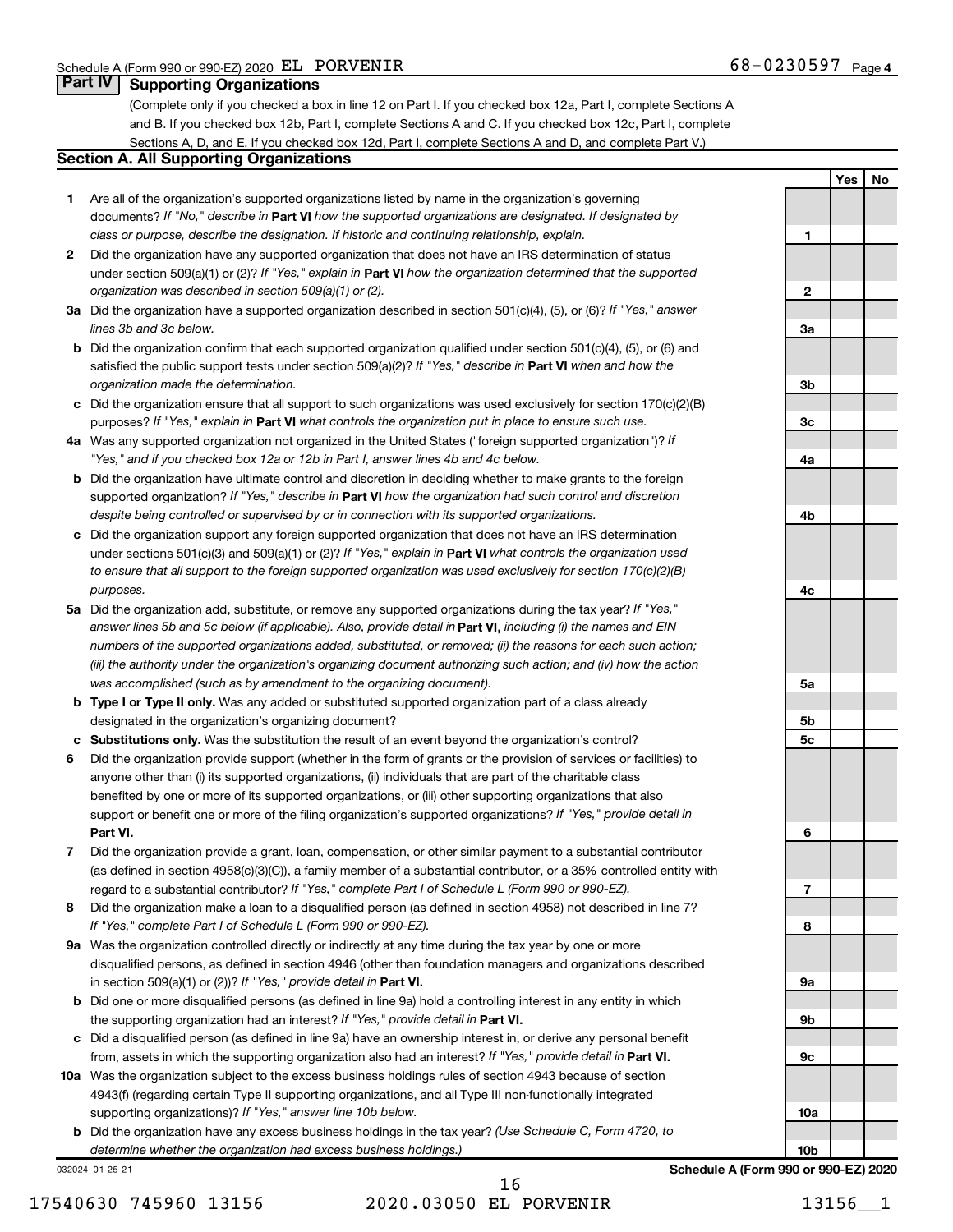Schedule A (Form 990 or 990-EZ) 2020 EL PORVENIR 68-0230597 Page 4

## Part IV Supporting Organizations

(Complete only if you checked a box in line 12 on Part I. If you checked box 12a, Part I, complete Sections A and B. If you checked box 12b, Part I, complete Sections A and C. If you checked box 12c, Part I, complete Sections A, D, and E. If you checked box 12d, Part I, complete Sections A and D, and complete Part V.)

### Section A. All Supporting Organizations

| | | | Yes | No |
|---|---|---|---|---|
| 1 | Are all of the organization's supported organizations listed by name in the organization's governing documents? *If "No," describe in* **Part VI** *how the supported organizations are designated. If designated by class or purpose, describe the designation. If historic and continuing relationship, explain.* | 1 | | |
| 2 | Did the organization have any supported organization that does not have an IRS determination of status under section 509(a)(1) or (2)? *If "Yes," explain in* **Part VI** *how the organization determined that the supported organization was described in section 509(a)(1) or (2).* | 2 | | |
| 3a | Did the organization have a supported organization described in section 501(c)(4), (5), or (6)? *If "Yes," answer lines 3b and 3c below.* | 3a | | |
| b | Did the organization confirm that each supported organization qualified under section 501(c)(4), (5), or (6) and satisfied the public support tests under section 509(a)(2)? *If "Yes," describe in* **Part VI** *when and how the organization made the determination.* | 3b | | |
| c | Did the organization ensure that all support to such organizations was used exclusively for section 170(c)(2)(B) purposes? *If "Yes," explain in* **Part VI** *what controls the organization put in place to ensure such use.* | 3c | | |
| 4a | Was any supported organization not organized in the United States ("foreign supported organization")? *If "Yes," and if you checked box 12a or 12b in Part I, answer lines 4b and 4c below.* | 4a | | |
| b | Did the organization have ultimate control and discretion in deciding whether to make grants to the foreign supported organization? *If "Yes," describe in* **Part VI** *how the organization had such control and discretion despite being controlled or supervised by or in connection with its supported organizations.* | 4b | | |
| c | Did the organization support any foreign supported organization that does not have an IRS determination under sections 501(c)(3) and 509(a)(1) or (2)? *If "Yes," explain in* **Part VI** *what controls the organization used to ensure that all support to the foreign supported organization was used exclusively for section 170(c)(2)(B) purposes.* | 4c | | |
| 5a | Did the organization add, substitute, or remove any supported organizations during the tax year? *If "Yes," answer lines 5b and 5c below (if applicable). Also, provide detail in* **Part VI,** *including (i) the names and EIN numbers of the supported organizations added, substituted, or removed; (ii) the reasons for each such action; (iii) the authority under the organization's organizing document authorizing such action; and (iv) how the action was accomplished (such as by amendment to the organizing document).* | 5a | | |
| b | **Type I or Type II only.** Was any added or substituted supported organization part of a class already designated in the organization's organizing document? | 5b | | |
| c | **Substitutions only.** Was the substitution the result of an event beyond the organization's control? | 5c | | |
| 6 | Did the organization provide support (whether in the form of grants or the provision of services or facilities) to anyone other than (i) its supported organizations, (ii) individuals that are part of the charitable class benefited by one or more of its supported organizations, or (iii) other supporting organizations that also support or benefit one or more of the filing organization's supported organizations? *If "Yes," provide detail in* **Part VI.** | 6 | | |
| 7 | Did the organization provide a grant, loan, compensation, or other similar payment to a substantial contributor (as defined in section 4958(c)(3)(C)), a family member of a substantial contributor, or a 35% controlled entity with regard to a substantial contributor? *If "Yes," complete Part I of Schedule L (Form 990 or 990-EZ).* | 7 | | |
| 8 | Did the organization make a loan to a disqualified person (as defined in section 4958) not described in line 7? *If "Yes," complete Part I of Schedule L (Form 990 or 990-EZ).* | 8 | | |
| 9a | Was the organization controlled directly or indirectly at any time during the tax year by one or more disqualified persons, as defined in section 4946 (other than foundation managers and organizations described in section 509(a)(1) or (2))? *If "Yes," provide detail in* **Part VI.** | 9a | | |
| b | Did one or more disqualified persons (as defined in line 9a) hold a controlling interest in any entity in which the supporting organization had an interest? *If "Yes," provide detail in* **Part VI.** | 9b | | |
| c | Did a disqualified person (as defined in line 9a) have an ownership interest in, or derive any personal benefit from, assets in which the supporting organization also had an interest? *If "Yes," provide detail in* **Part VI.** | 9c | | |
| 10a | Was the organization subject to the excess business holdings rules of section 4943 because of section 4943(f) (regarding certain Type II supporting organizations, and all Type III non-functionally integrated supporting organizations)? *If "Yes," answer line 10b below.* | 10a | | |
| b | Did the organization have any excess business holdings in the tax year? *(Use Schedule C, Form 4720, to determine whether the organization had excess business holdings.)* | 10b | | |

032024 01-25-21 **Schedule A (Form 990 or 990-EZ) 2020**

17540630 745960 13156 2020.03050 EL PORVENIR 13156__1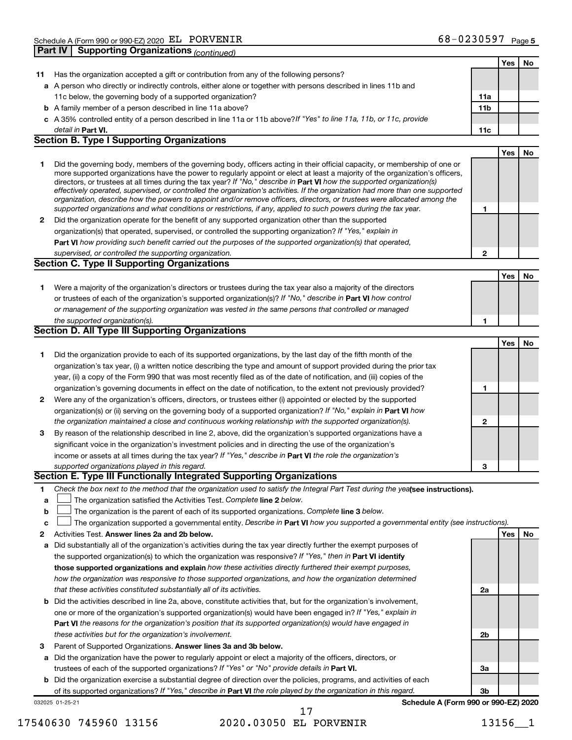Schedule A (Form 990 or 990-EZ) 2020 EL PORVENIR 68-0230597 Page 5

## Part IV | Supporting Organizations *(continued)*

| | | | Yes | No |
|---|---|---|---|---|
| **11** | Has the organization accepted a gift or contribution from any of the following persons? | | | |
| **a** | A person who directly or indirectly controls, either alone or together with persons described in lines 11b and 11c below, the governing body of a supported organization? | **11a** | | |
| **b** | A family member of a person described in line 11a above? | **11b** | | |
| **c** | A 35% controlled entity of a person described in line 11a or 11b above? *If "Yes" to line 11a, 11b, or 11c, provide detail in* **Part VI.** | **11c** | | |

### Section B. Type I Supporting Organizations

| | | | Yes | No |
|---|---|---|---|---|
| **1** | Did the governing body, members of the governing body, officers acting in their official capacity, or membership of one or more supported organizations have the power to regularly appoint or elect at least a majority of the organization's officers, directors, or trustees at all times during the tax year? *If "No," describe in* **Part VI** *how the supported organization(s) effectively operated, supervised, or controlled the organization's activities. If the organization had more than one supported organization, describe how the powers to appoint and/or remove officers, directors, or trustees were allocated among the supported organizations and what conditions or restrictions, if any, applied to such powers during the tax year.* | **1** | | |
| **2** | Did the organization operate for the benefit of any supported organization other than the supported organization(s) that operated, supervised, or controlled the supporting organization? *If "Yes," explain in* **Part VI** *how providing such benefit carried out the purposes of the supported organization(s) that operated, supervised, or controlled the supporting organization.* | **2** | | |

### Section C. Type II Supporting Organizations

| | | | Yes | No |
|---|---|---|---|---|
| **1** | Were a majority of the organization's directors or trustees during the tax year also a majority of the directors or trustees of each of the organization's supported organization(s)? *If "No," describe in* **Part VI** *how control or management of the supporting organization was vested in the same persons that controlled or managed the supported organization(s).* | **1** | | |

### Section D. All Type III Supporting Organizations

| | | | Yes | No |
|---|---|---|---|---|
| **1** | Did the organization provide to each of its supported organizations, by the last day of the fifth month of the organization's tax year, (i) a written notice describing the type and amount of support provided during the prior tax year, (ii) a copy of the Form 990 that was most recently filed as of the date of notification, and (iii) copies of the organization's governing documents in effect on the date of notification, to the extent not previously provided? | **1** | | |
| **2** | Were any of the organization's officers, directors, or trustees either (i) appointed or elected by the supported organization(s) or (ii) serving on the governing body of a supported organization? *If "No," explain in* **Part VI** *how the organization maintained a close and continuous working relationship with the supported organization(s).* | **2** | | |
| **3** | By reason of the relationship described in line 2, above, did the organization's supported organizations have a significant voice in the organization's investment policies and in directing the use of the organization's income or assets at all times during the tax year? *If "Yes," describe in* **Part VI** *the role the organization's supported organizations played in this regard.* | **3** | | |

### Section E. Type III Functionally Integrated Supporting Organizations

**1** *Check the box next to the method that the organization used to satisfy the Integral Part Test during the year* **(see instructions).**

- **a** ☐ The organization satisfied the Activities Test. *Complete* **line 2** *below.*
- **b** ☐ The organization is the parent of each of its supported organizations. *Complete* **line 3** *below.*
- **c** ☐ The organization supported a governmental entity. *Describe in* **Part VI** *how you supported a governmental entity (see instructions).*

| | | | Yes | No |
|---|---|---|---|---|
| **2** | Activities Test. **Answer lines 2a and 2b below.** | | | |
| **a** | Did substantially all of the organization's activities during the tax year directly further the exempt purposes of the supported organization(s) to which the organization was responsive? *If "Yes," then in* **Part VI identify those supported organizations and explain** *how these activities directly furthered their exempt purposes, how the organization was responsive to those supported organizations, and how the organization determined that these activities constituted substantially all of its activities.* | **2a** | | |
| **b** | Did the activities described in line 2a, above, constitute activities that, but for the organization's involvement, one or more of the organization's supported organization(s) would have been engaged in? *If "Yes," explain in* **Part VI** *the reasons for the organization's position that its supported organization(s) would have engaged in these activities but for the organization's involvement.* | **2b** | | |
| **3** | Parent of Supported Organizations. **Answer lines 3a and 3b below.** | | | |
| **a** | Did the organization have the power to regularly appoint or elect a majority of the officers, directors, or trustees of each of the supported organizations? *If "Yes" or "No" provide details in* **Part VI.** | **3a** | | |
| **b** | Did the organization exercise a substantial degree of direction over the policies, programs, and activities of each of its supported organizations? *If "Yes," describe in* **Part VI** *the role played by the organization in this regard.* | **3b** | | |

032025 01-25-21 **Schedule A (Form 990 or 990-EZ) 2020**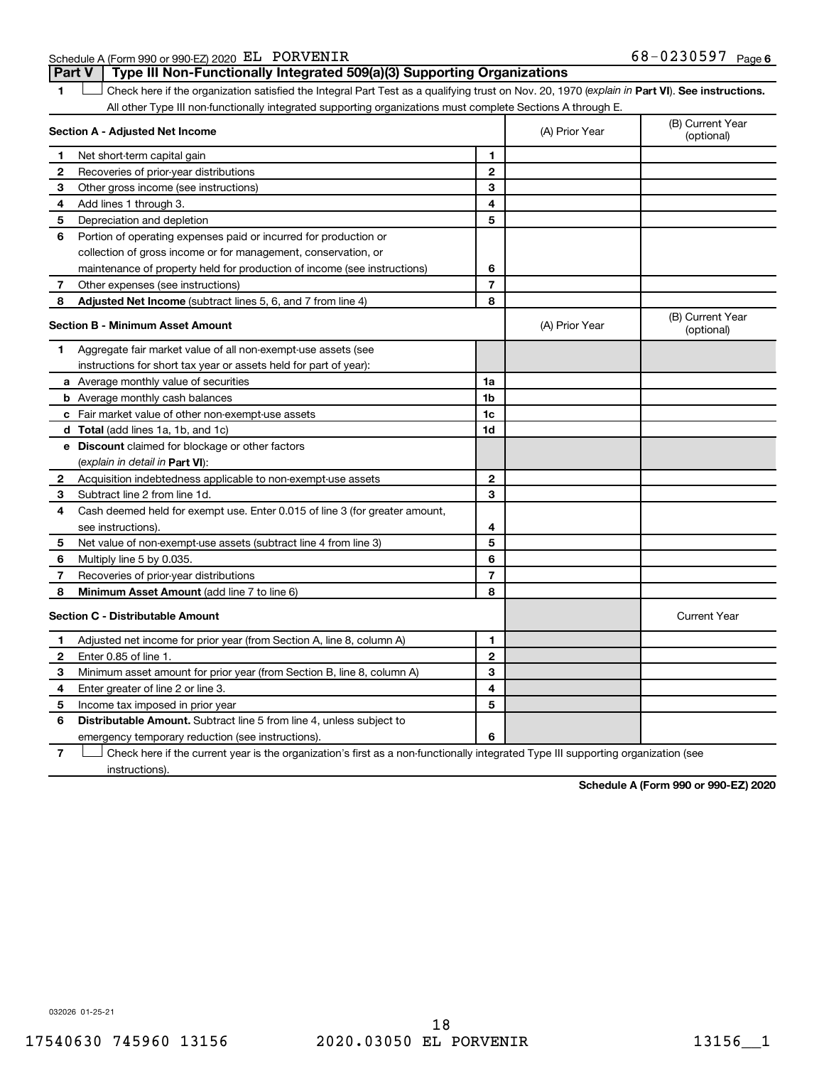Schedule A (Form 990 or 990-EZ) 2020 EL PORVENIR 68-0230597 Page 6

## Part V Type III Non-Functionally Integrated 509(a)(3) Supporting Organizations

1 ☐ Check here if the organization satisfied the Integral Part Test as a qualifying trust on Nov. 20, 1970 (*explain in* **Part VI**). **See instructions.** All other Type III non-functionally integrated supporting organizations must complete Sections A through E.

| **Section A - Adjusted Net Income** | | | (A) Prior Year | (B) Current Year (optional) |
|---|---|---|---|---|
| 1 | Net short-term capital gain | 1 | | |
| 2 | Recoveries of prior-year distributions | 2 | | |
| 3 | Other gross income (see instructions) | 3 | | |
| 4 | Add lines 1 through 3. | 4 | | |
| 5 | Depreciation and depletion | 5 | | |
| 6 | Portion of operating expenses paid or incurred for production or collection of gross income or for management, conservation, or maintenance of property held for production of income (see instructions) | 6 | | |
| 7 | Other expenses (see instructions) | 7 | | |
| 8 | **Adjusted Net Income** (subtract lines 5, 6, and 7 from line 4) | 8 | | |

| **Section B - Minimum Asset Amount** | | | (A) Prior Year | (B) Current Year (optional) |
|---|---|---|---|---|
| 1 | Aggregate fair market value of all non-exempt-use assets (see instructions for short tax year or assets held for part of year): | | | |
| a | Average monthly value of securities | 1a | | |
| b | Average monthly cash balances | 1b | | |
| c | Fair market value of other non-exempt-use assets | 1c | | |
| d | **Total** (add lines 1a, 1b, and 1c) | 1d | | |
| e | **Discount** claimed for blockage or other factors (*explain in detail in* **Part VI**): | | | |
| 2 | Acquisition indebtedness applicable to non-exempt-use assets | 2 | | |
| 3 | Subtract line 2 from line 1d. | 3 | | |
| 4 | Cash deemed held for exempt use. Enter 0.015 of line 3 (for greater amount, see instructions). | 4 | | |
| 5 | Net value of non-exempt-use assets (subtract line 4 from line 3) | 5 | | |
| 6 | Multiply line 5 by 0.035. | 6 | | |
| 7 | Recoveries of prior-year distributions | 7 | | |
| 8 | **Minimum Asset Amount** (add line 7 to line 6) | 8 | | |

| **Section C - Distributable Amount** | | | | Current Year |
|---|---|---|---|---|
| 1 | Adjusted net income for prior year (from Section A, line 8, column A) | 1 | | |
| 2 | Enter 0.85 of line 1. | 2 | | |
| 3 | Minimum asset amount for prior year (from Section B, line 8, column A) | 3 | | |
| 4 | Enter greater of line 2 or line 3. | 4 | | |
| 5 | Income tax imposed in prior year | 5 | | |
| 6 | **Distributable Amount.** Subtract line 5 from line 4, unless subject to emergency temporary reduction (see instructions). | 6 | | |

7 ☐ Check here if the current year is the organization's first as a non-functionally integrated Type III supporting organization (see instructions).

**Schedule A (Form 990 or 990-EZ) 2020**

032026 01-25-21

17540630 745960 13156 2020.03050 EL PORVENIR 13156__1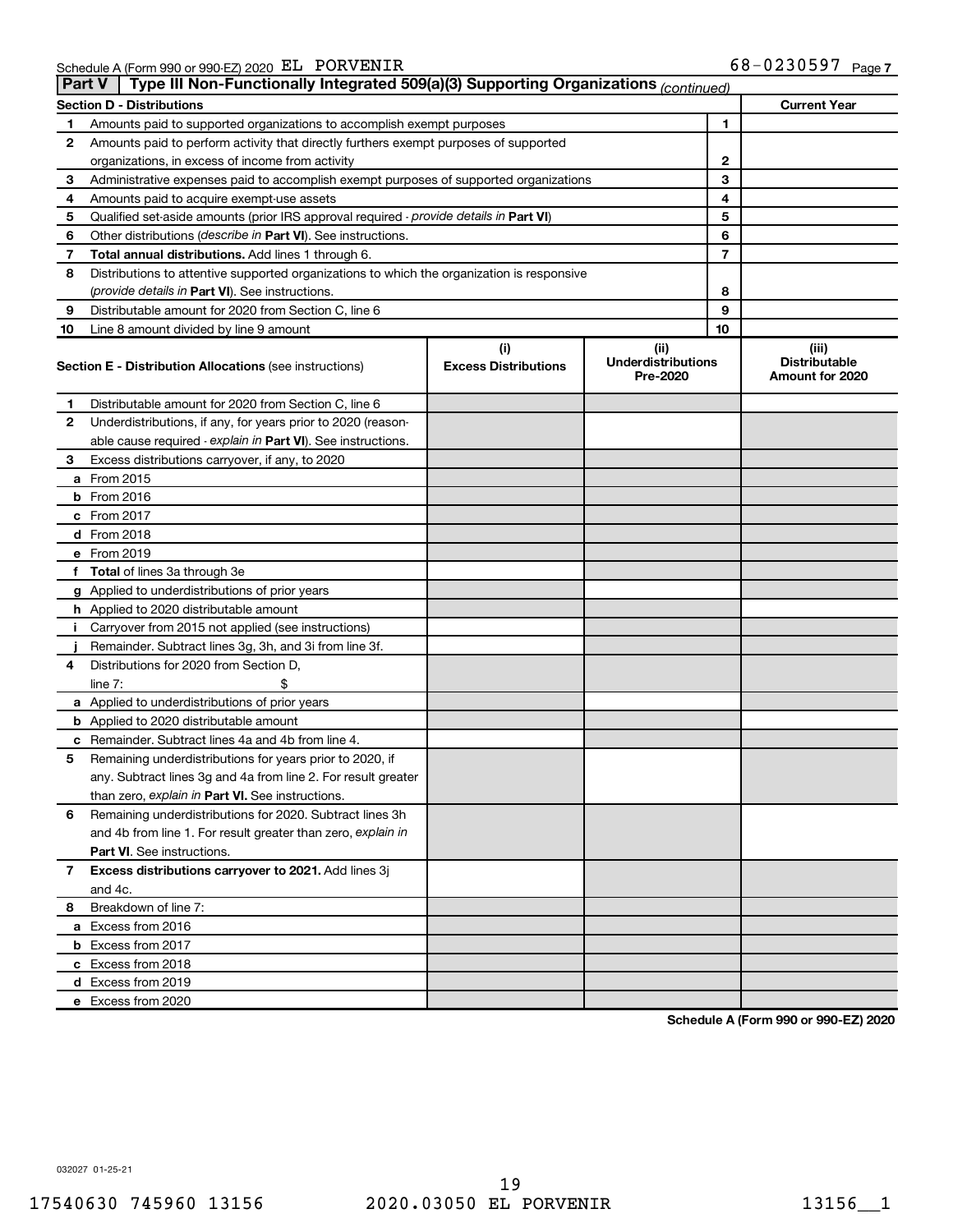Schedule A (Form 990 or 990-EZ) 2020 EL PORVENIR 68-0230597 Page 7

**Part V | Type III Non-Functionally Integrated 509(a)(3) Supporting Organizations** *(continued)*

| Section D - Distributions | | | Current Year |
|---|---|---|---|
| 1 | Amounts paid to supported organizations to accomplish exempt purposes | 1 | |
| 2 | Amounts paid to perform activity that directly furthers exempt purposes of supported organizations, in excess of income from activity | 2 | |
| 3 | Administrative expenses paid to accomplish exempt purposes of supported organizations | 3 | |
| 4 | Amounts paid to acquire exempt-use assets | 4 | |
| 5 | Qualified set-aside amounts (prior IRS approval required - *provide details in* **Part VI**) | 5 | |
| 6 | Other distributions (*describe in* **Part VI**). See instructions. | 6 | |
| 7 | **Total annual distributions.** Add lines 1 through 6. | 7 | |
| 8 | Distributions to attentive supported organizations to which the organization is responsive (*provide details in* **Part VI**). See instructions. | 8 | |
| 9 | Distributable amount for 2020 from Section C, line 6 | 9 | |
| 10 | Line 8 amount divided by line 9 amount | 10 | |

| | Section E - Distribution Allocations (see instructions) | (i) Excess Distributions | (ii) Underdistributions Pre-2020 | (iii) Distributable Amount for 2020 |
|---|---|---|---|---|
| 1 | Distributable amount for 2020 from Section C, line 6 | | | |
| 2 | Underdistributions, if any, for years prior to 2020 (reasonable cause required - *explain in* **Part VI**). See instructions. | | | |
| 3 | Excess distributions carryover, if any, to 2020 | | | |
| a | From 2015 | | | |
| b | From 2016 | | | |
| c | From 2017 | | | |
| d | From 2018 | | | |
| e | From 2019 | | | |
| f | **Total** of lines 3a through 3e | | | |
| g | Applied to underdistributions of prior years | | | |
| h | Applied to 2020 distributable amount | | | |
| i | Carryover from 2015 not applied (see instructions) | | | |
| j | Remainder. Subtract lines 3g, 3h, and 3i from line 3f. | | | |
| 4 | Distributions for 2020 from Section D, line 7: $ | | | |
| a | Applied to underdistributions of prior years | | | |
| b | Applied to 2020 distributable amount | | | |
| c | Remainder. Subtract lines 4a and 4b from line 4. | | | |
| 5 | Remaining underdistributions for years prior to 2020, if any. Subtract lines 3g and 4a from line 2. For result greater than zero, *explain in* **Part VI.** See instructions. | | | |
| 6 | Remaining underdistributions for 2020. Subtract lines 3h and 4b from line 1. For result greater than zero, *explain in* **Part VI**. See instructions. | | | |
| 7 | **Excess distributions carryover to 2021.** Add lines 3j and 4c. | | | |
| 8 | Breakdown of line 7: | | | |
| a | Excess from 2016 | | | |
| b | Excess from 2017 | | | |
| c | Excess from 2018 | | | |
| d | Excess from 2019 | | | |
| e | Excess from 2020 | | | |

**Schedule A (Form 990 or 990-EZ) 2020**

032027 01-25-21

17540630 745960 13156 2020.03050 EL PORVENIR 13156__1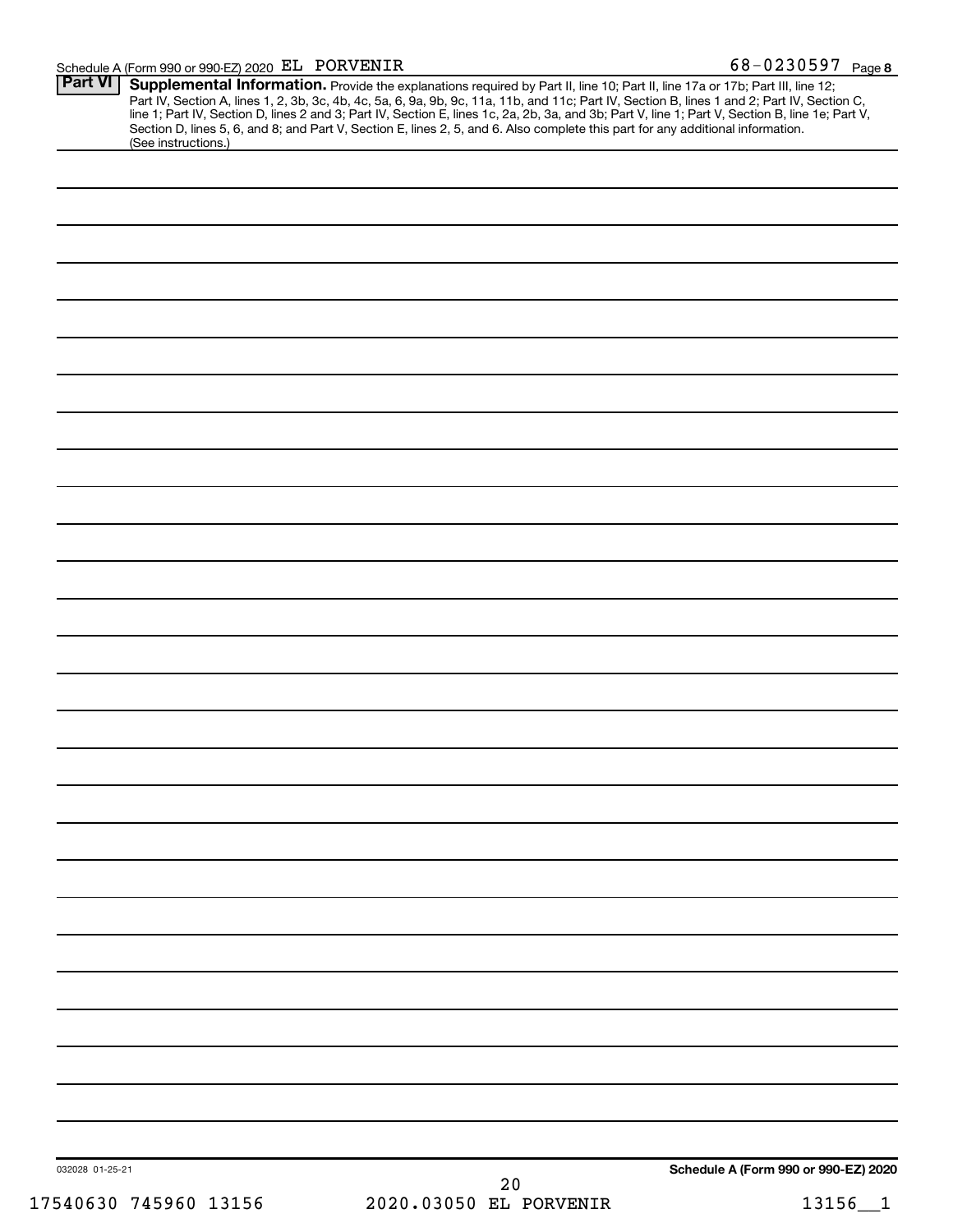Schedule A (Form 990 or 990-EZ) 2020 EL PORVENIR 68-0230597 Page 8

**Part VI** **Supplemental Information.** Provide the explanations required by Part II, line 10; Part II, line 17a or 17b; Part III, line 12; Part IV, Section A, lines 1, 2, 3b, 3c, 4b, 4c, 5a, 6, 9a, 9b, 9c, 11a, 11b, and 11c; Part IV, Section B, lines 1 and 2; Part IV, Section C, line 1; Part IV, Section D, lines 2 and 3; Part IV, Section E, lines 1c, 2a, 2b, 3a, and 3b; Part V, line 1; Part V, Section B, line 1e; Part V, Section D, lines 5, 6, and 8; and Part V, Section E, lines 2, 5, and 6. Also complete this part for any additional information. (See instructions.)

032028 01-25-21

**Schedule A (Form 990 or 990-EZ) 2020**

17540630 745960 13156 2020.03050 EL PORVENIR 13156__1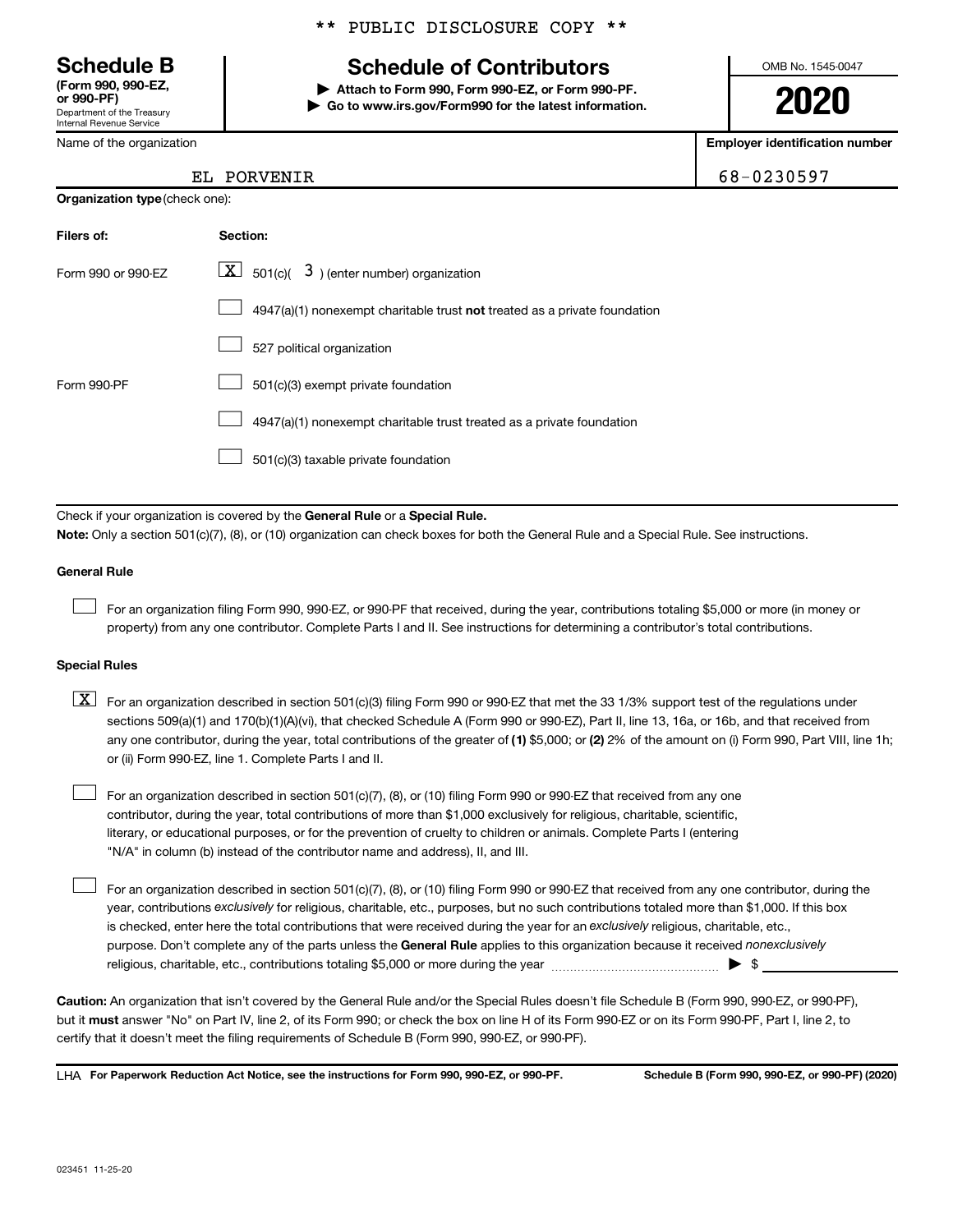** PUBLIC DISCLOSURE COPY **

**Schedule B**
**(Form 990, 990-EZ, or 990-PF)**
Department of the Treasury
Internal Revenue Service

# Schedule of Contributors

▶ **Attach to Form 990, Form 990-EZ, or Form 990-PF.**
▶ **Go to www.irs.gov/Form990 for the latest information.**

OMB No. 1545-0047

**2020**

| Name of the organization | Employer identification number |
|---|---|
| EL PORVENIR | 68-0230597 |

**Organization type** (check one):

| Filers of: | Section: |
|---|---|
| Form 990 or 990-EZ | [X] 501(c)( 3 ) (enter number) organization |
| | [ ] 4947(a)(1) nonexempt charitable trust **not** treated as a private foundation |
| | [ ] 527 political organization |
| Form 990-PF | [ ] 501(c)(3) exempt private foundation |
| | [ ] 4947(a)(1) nonexempt charitable trust treated as a private foundation |
| | [ ] 501(c)(3) taxable private foundation |

Check if your organization is covered by the **General Rule** or a **Special Rule.**

**Note:** Only a section 501(c)(7), (8), or (10) organization can check boxes for both the General Rule and a Special Rule. See instructions.

**General Rule**

[ ] For an organization filing Form 990, 990-EZ, or 990-PF that received, during the year, contributions totaling $5,000 or more (in money or property) from any one contributor. Complete Parts I and II. See instructions for determining a contributor's total contributions.

**Special Rules**

[X] For an organization described in section 501(c)(3) filing Form 990 or 990-EZ that met the 33 1/3% support test of the regulations under sections 509(a)(1) and 170(b)(1)(A)(vi), that checked Schedule A (Form 990 or 990-EZ), Part II, line 13, 16a, or 16b, and that received from any one contributor, during the year, total contributions of the greater of **(1)** $5,000; or **(2)** 2% of the amount on (i) Form 990, Part VIII, line 1h; or (ii) Form 990-EZ, line 1. Complete Parts I and II.

[ ] For an organization described in section 501(c)(7), (8), or (10) filing Form 990 or 990-EZ that received from any one contributor, during the year, total contributions of more than $1,000 exclusively for religious, charitable, scientific, literary, or educational purposes, or for the prevention of cruelty to children or animals. Complete Parts I (entering "N/A" in column (b) instead of the contributor name and address), II, and III.

[ ] For an organization described in section 501(c)(7), (8), or (10) filing Form 990 or 990-EZ that received from any one contributor, during the year, contributions *exclusively* for religious, charitable, etc., purposes, but no such contributions totaled more than $1,000. If this box is checked, enter here the total contributions that were received during the year for an *exclusively* religious, charitable, etc., purpose. Don't complete any of the parts unless the **General Rule** applies to this organization because it received *nonexclusively* religious, charitable, etc., contributions totaling $5,000 or more during the year ▶ $ ____________

**Caution:** An organization that isn't covered by the General Rule and/or the Special Rules doesn't file Schedule B (Form 990, 990-EZ, or 990-PF), but it **must** answer "No" on Part IV, line 2, of its Form 990; or check the box on line H of its Form 990-EZ or on its Form 990-PF, Part I, line 2, to certify that it doesn't meet the filing requirements of Schedule B (Form 990, 990-EZ, or 990-PF).

LHA **For Paperwork Reduction Act Notice, see the instructions for Form 990, 990-EZ, or 990-PF.** **Schedule B (Form 990, 990-EZ, or 990-PF) (2020)**

023451 11-25-20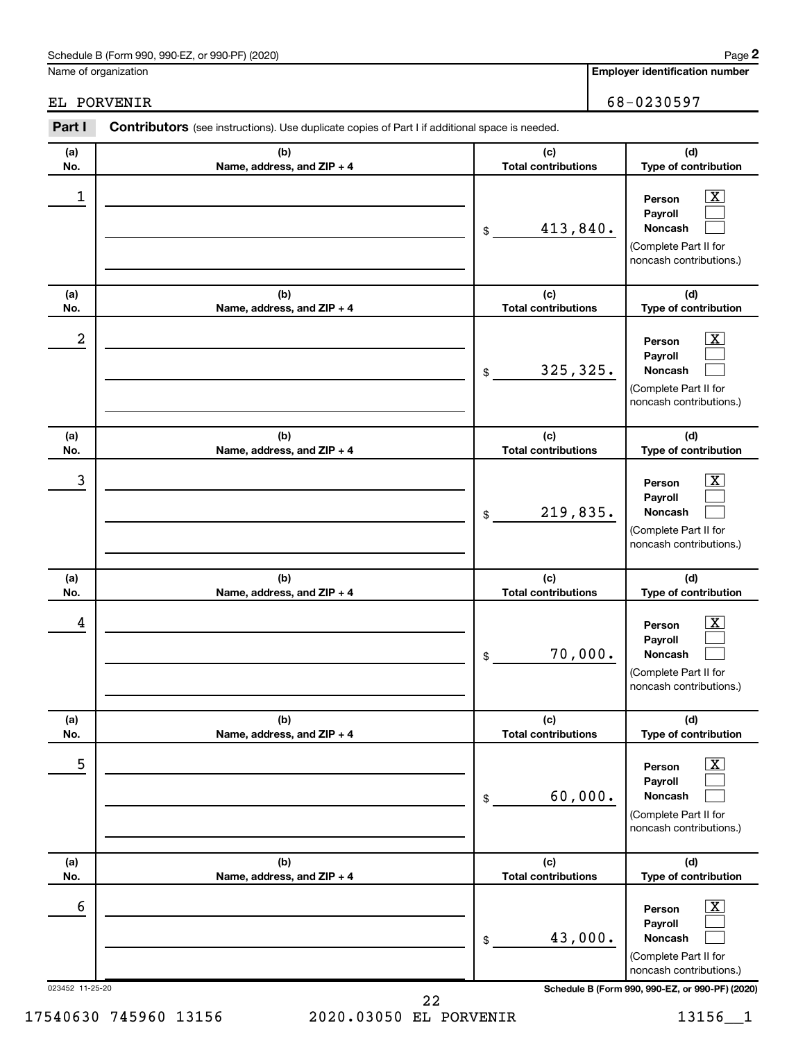Schedule B (Form 990, 990-EZ, or 990-PF) (2020)

Name of organization: EL PORVENIR

Employer identification number: 68-0230597

**Part I** **Contributors** (see instructions). Use duplicate copies of Part I if additional space is needed.

| (a) No. | (b) Name, address, and ZIP + 4 | (c) Total contributions | (d) Type of contribution |
|---|---|---|---|
| 1 | | $ 413,840. | Person [X] Payroll [ ] Noncash [ ] (Complete Part II for noncash contributions.) |
| 2 | | $ 325,325. | Person [X] Payroll [ ] Noncash [ ] (Complete Part II for noncash contributions.) |
| 3 | | $ 219,835. | Person [X] Payroll [ ] Noncash [ ] (Complete Part II for noncash contributions.) |
| 4 | | $ 70,000. | Person [X] Payroll [ ] Noncash [ ] (Complete Part II for noncash contributions.) |
| 5 | | $ 60,000. | Person [X] Payroll [ ] Noncash [ ] (Complete Part II for noncash contributions.) |
| 6 | | $ 43,000. | Person [X] Payroll [ ] Noncash [ ] (Complete Part II for noncash contributions.) |

023452 11-25-20

Schedule B (Form 990, 990-EZ, or 990-PF) (2020)

17540630 745960 13156 2020.03050 EL PORVENIR 13156__1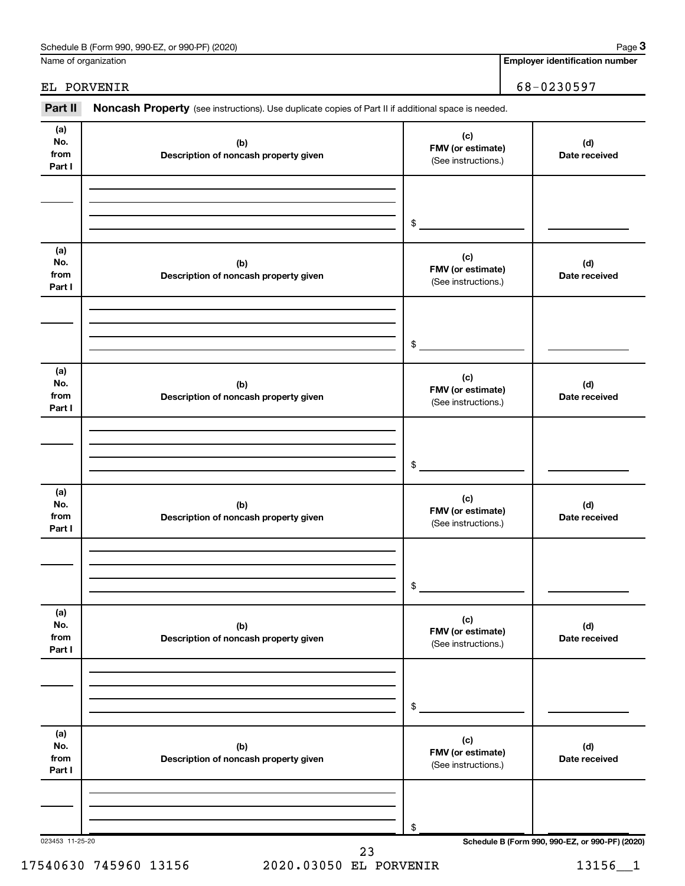Name of organization

EL PORVENIR

**Employer identification number**

68-0230597

**Part II** **Noncash Property** (see instructions). Use duplicate copies of Part II if additional space is needed.

| (a) No. from Part I | (b) Description of noncash property given | (c) FMV (or estimate) (See instructions.) | (d) Date received |
|---|---|---|---|
| | | $ | |

| (a) No. from Part I | (b) Description of noncash property given | (c) FMV (or estimate) (See instructions.) | (d) Date received |
|---|---|---|---|
| | | $ | |

| (a) No. from Part I | (b) Description of noncash property given | (c) FMV (or estimate) (See instructions.) | (d) Date received |
|---|---|---|---|
| | | $ | |

| (a) No. from Part I | (b) Description of noncash property given | (c) FMV (or estimate) (See instructions.) | (d) Date received |
|---|---|---|---|
| | | $ | |

| (a) No. from Part I | (b) Description of noncash property given | (c) FMV (or estimate) (See instructions.) | (d) Date received |
|---|---|---|---|
| | | $ | |

| (a) No. from Part I | (b) Description of noncash property given | (c) FMV (or estimate) (See instructions.) | (d) Date received |
|---|---|---|---|
| | | $ | |

023453 11-25-20

**Schedule B (Form 990, 990-EZ, or 990-PF) (2020)**

17540630 745960 13156 2020.03050 EL PORVENIR 13156__1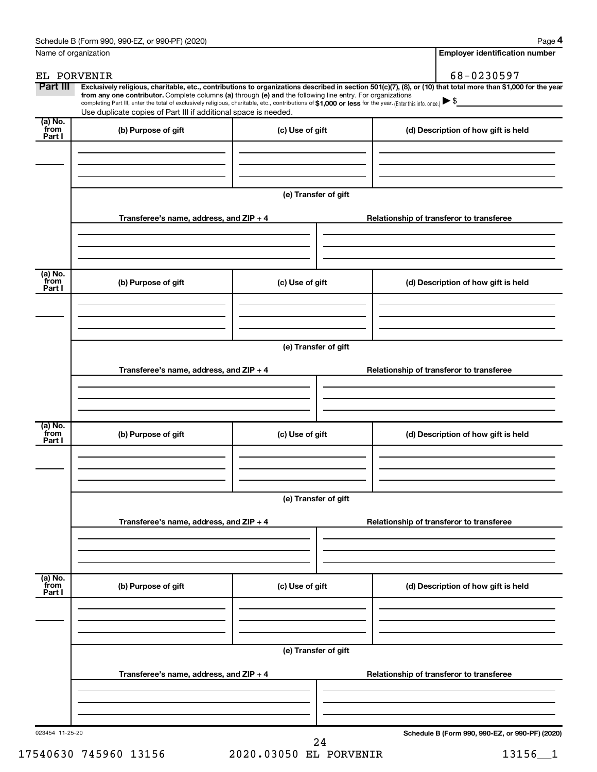Schedule B (Form 990, 990-EZ, or 990-PF) (2020)

| Name of organization | Employer identification number |
|---|---|
| EL PORVENIR | 68-0230597 |

**Part III** **Exclusively religious, charitable, etc., contributions to organizations described in section 501(c)(7), (8), or (10) that total more than $1,000 for the year from any one contributor.** Complete columns **(a)** through **(e)** and the following line entry. For organizations completing Part III, enter the total of exclusively religious, charitable, etc., contributions of **$1,000 or less** for the year. (Enter this info. once.) ▶ $

Use duplicate copies of Part III if additional space is needed.

| (a) No. from Part I | (b) Purpose of gift | (c) Use of gift | (d) Description of how gift is held |
|---|---|---|---|
| | | | |

**(e) Transfer of gift**

| Transferee's name, address, and ZIP + 4 | Relationship of transferor to transferee |
|---|---|
| | |

| (a) No. from Part I | (b) Purpose of gift | (c) Use of gift | (d) Description of how gift is held |
|---|---|---|---|
| | | | |

**(e) Transfer of gift**

| Transferee's name, address, and ZIP + 4 | Relationship of transferor to transferee |
|---|---|
| | |

| (a) No. from Part I | (b) Purpose of gift | (c) Use of gift | (d) Description of how gift is held |
|---|---|---|---|
| | | | |

**(e) Transfer of gift**

| Transferee's name, address, and ZIP + 4 | Relationship of transferor to transferee |
|---|---|
| | |

| (a) No. from Part I | (b) Purpose of gift | (c) Use of gift | (d) Description of how gift is held |
|---|---|---|---|
| | | | |

**(e) Transfer of gift**

| Transferee's name, address, and ZIP + 4 | Relationship of transferor to transferee |
|---|---|
| | |

023454 11-25-20

Schedule B (Form 990, 990-EZ, or 990-PF) (2020)

17540630 745960 13156 2020.03050 EL PORVENIR 13156__1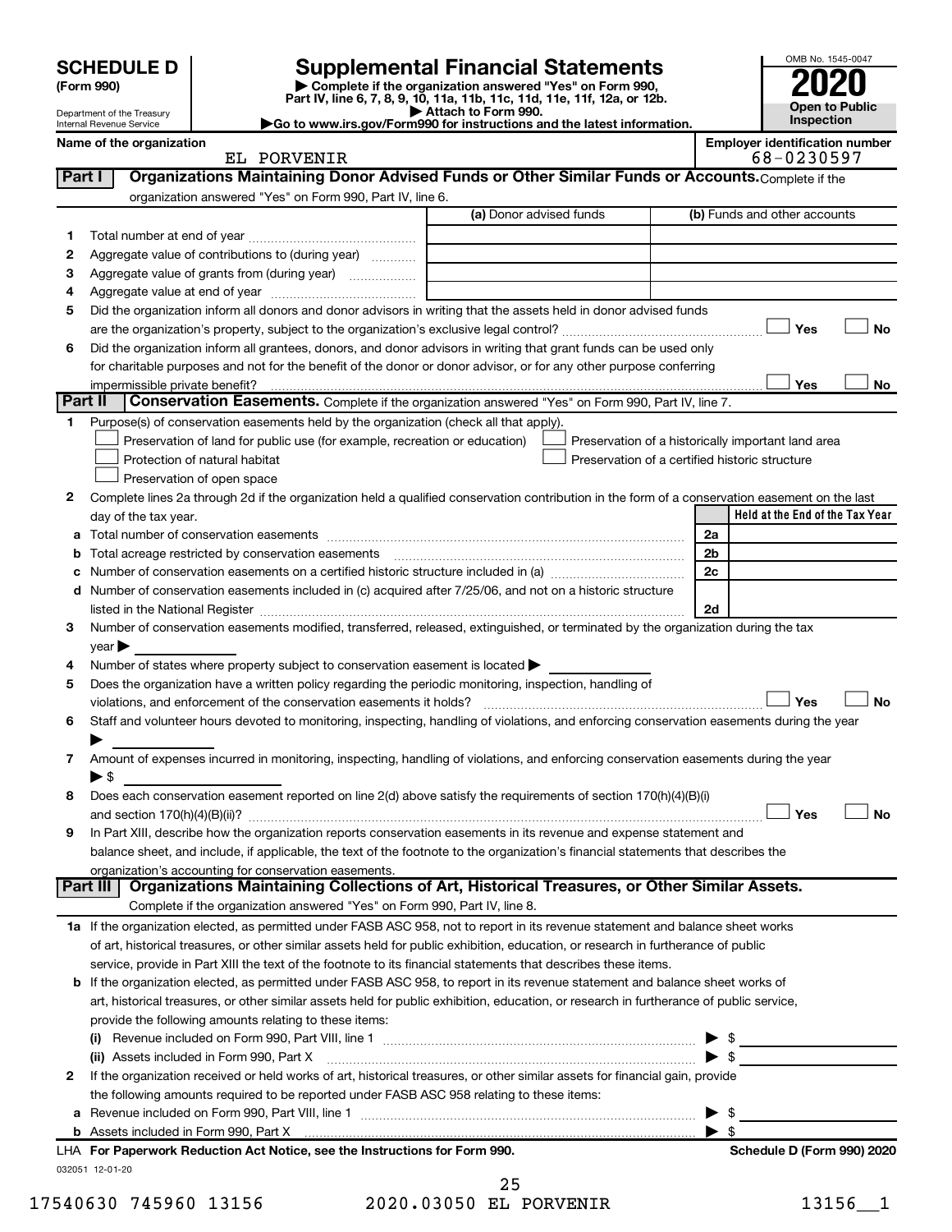# SCHEDULE D (Form 990)

Department of the Treasury
Internal Revenue Service

## Supplemental Financial Statements

▶ Complete if the organization answered "Yes" on Form 990, Part IV, line 6, 7, 8, 9, 10, 11a, 11b, 11c, 11d, 11e, 11f, 12a, or 12b.
▶ Attach to Form 990.
▶Go to www.irs.gov/Form990 for instructions and the latest information.

OMB No. 1545-0047

**2020**

**Open to Public Inspection**

**Name of the organization:** EL PORVENIR

**Employer identification number:** 68-0230597

### Part I — Organizations Maintaining Donor Advised Funds or Other Similar Funds or Accounts.
Complete if the organization answered "Yes" on Form 990, Part IV, line 6.

| | | (a) Donor advised funds | (b) Funds and other accounts |
|---|---|---|---|
| 1 | Total number at end of year | | |
| 2 | Aggregate value of contributions to (during year) | | |
| 3 | Aggregate value of grants from (during year) | | |
| 4 | Aggregate value at end of year | | |

5 Did the organization inform all donors and donor advisors in writing that the assets held in donor advised funds are the organization's property, subject to the organization's exclusive legal control? ☐ Yes ☐ No

6 Did the organization inform all grantees, donors, and donor advisors in writing that grant funds can be used only for charitable purposes and not for the benefit of the donor or donor advisor, or for any other purpose conferring impermissible private benefit? ☐ Yes ☐ No

### Part II — Conservation Easements.
Complete if the organization answered "Yes" on Form 990, Part IV, line 7.

1 Purpose(s) of conservation easements held by the organization (check all that apply).

- ☐ Preservation of land for public use (for example, recreation or education)
- ☐ Protection of natural habitat
- ☐ Preservation of open space
- ☐ Preservation of a historically important land area
- ☐ Preservation of a certified historic structure

2 Complete lines 2a through 2d if the organization held a qualified conservation contribution in the form of a conservation easement on the last day of the tax year.

| | | | Held at the End of the Tax Year |
|---|---|---|---|
| a | Total number of conservation easements | 2a | |
| b | Total acreage restricted by conservation easements | 2b | |
| c | Number of conservation easements on a certified historic structure included in (a) | 2c | |
| d | Number of conservation easements included in (c) acquired after 7/25/06, and not on a historic structure listed in the National Register | 2d | |

3 Number of conservation easements modified, transferred, released, extinguished, or terminated by the organization during the tax year ▶

4 Number of states where property subject to conservation easement is located ▶

5 Does the organization have a written policy regarding the periodic monitoring, inspection, handling of violations, and enforcement of the conservation easements it holds? ☐ Yes ☐ No

6 Staff and volunteer hours devoted to monitoring, inspecting, handling of violations, and enforcing conservation easements during the year ▶

7 Amount of expenses incurred in monitoring, inspecting, handling of violations, and enforcing conservation easements during the year ▶ $

8 Does each conservation easement reported on line 2(d) above satisfy the requirements of section 170(h)(4)(B)(i) and section 170(h)(4)(B)(ii)? ☐ Yes ☐ No

9 In Part XIII, describe how the organization reports conservation easements in its revenue and expense statement and balance sheet, and include, if applicable, the text of the footnote to the organization's financial statements that describes the organization's accounting for conservation easements.

### Part III — Organizations Maintaining Collections of Art, Historical Treasures, or Other Similar Assets.
Complete if the organization answered "Yes" on Form 990, Part IV, line 8.

1a If the organization elected, as permitted under FASB ASC 958, not to report in its revenue statement and balance sheet works of art, historical treasures, or other similar assets held for public exhibition, education, or research in furtherance of public service, provide in Part XIII the text of the footnote to its financial statements that describes these items.

b If the organization elected, as permitted under FASB ASC 958, to report in its revenue statement and balance sheet works of art, historical treasures, or other similar assets held for public exhibition, education, or research in furtherance of public service, provide the following amounts relating to these items:

(i) Revenue included on Form 990, Part VIII, line 1 ▶ $

(ii) Assets included in Form 990, Part X ▶ $

2 If the organization received or held works of art, historical treasures, or other similar assets for financial gain, provide the following amounts required to be reported under FASB ASC 958 relating to these items:

a Revenue included on Form 990, Part VIII, line 1 ▶ $

b Assets included in Form 990, Part X ▶ $

**LHA For Paperwork Reduction Act Notice, see the Instructions for Form 990.** **Schedule D (Form 990) 2020**

032051 12-01-20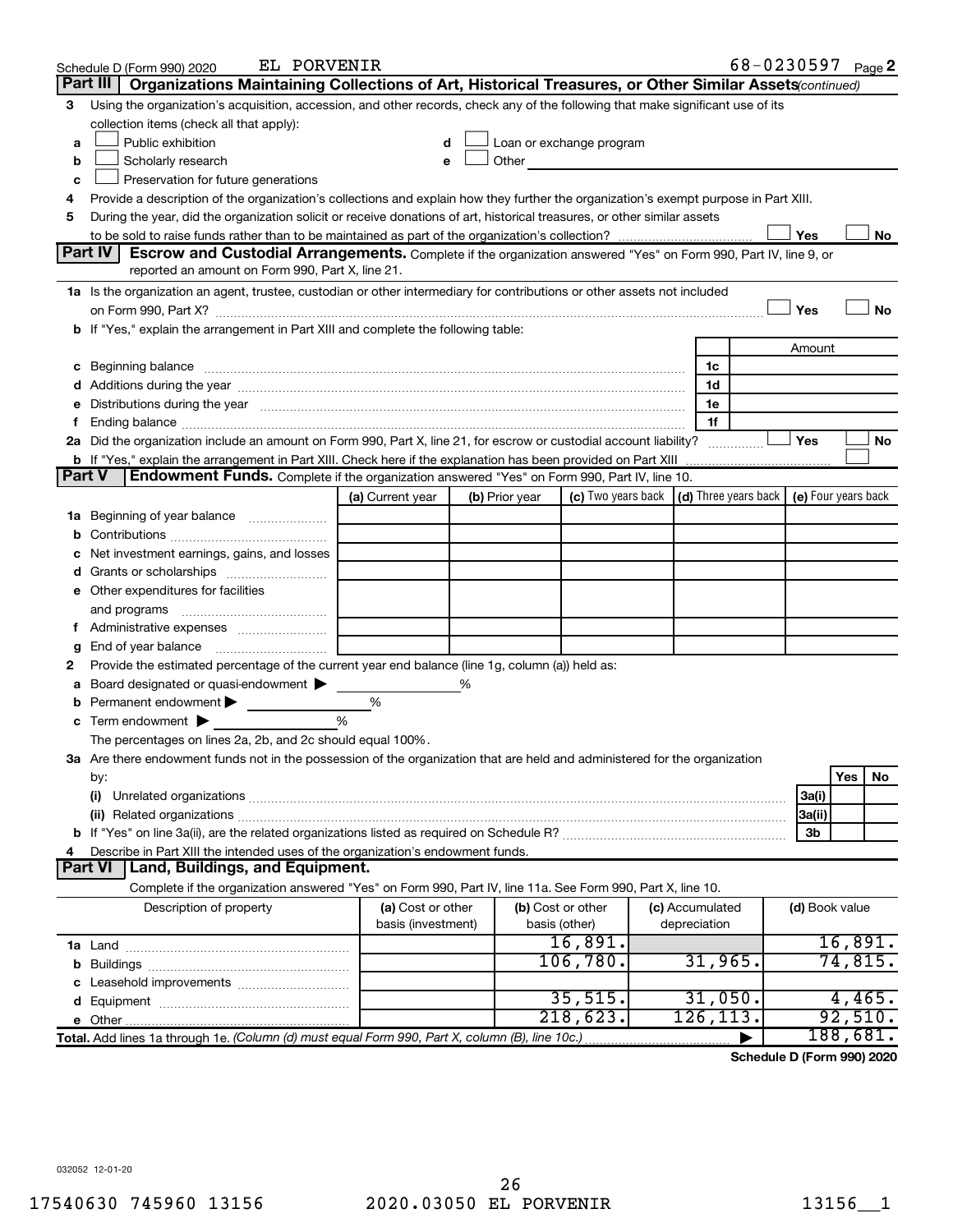Schedule D (Form 990) 2020 EL PORVENIR 68-0230597 Page 2

## Part III Organizations Maintaining Collections of Art, Historical Treasures, or Other Similar Assets *(continued)*

3 Using the organization's acquisition, accession, and other records, check any of the following that make significant use of its collection items (check all that apply):

- a ☐ Public exhibition
- b ☐ Scholarly research
- c ☐ Preservation for future generations
- d ☐ Loan or exchange program
- e ☐ Other

4 Provide a description of the organization's collections and explain how they further the organization's exempt purpose in Part XIII.

5 During the year, did the organization solicit or receive donations of art, historical treasures, or other similar assets to be sold to raise funds rather than to be maintained as part of the organization's collection? ☐ Yes ☐ No

## Part IV Escrow and Custodial Arrangements.

Complete if the organization answered "Yes" on Form 990, Part IV, line 9, or reported an amount on Form 990, Part X, line 21.

1a Is the organization an agent, trustee, custodian or other intermediary for contributions or other assets not included on Form 990, Part X? ☐ Yes ☐ No

b If "Yes," explain the arrangement in Part XIII and complete the following table:

| | | Amount |
|---|---|---|
| c Beginning balance | 1c | |
| d Additions during the year | 1d | |
| e Distributions during the year | 1e | |
| f Ending balance | 1f | |

2a Did the organization include an amount on Form 990, Part X, line 21, for escrow or custodial account liability? ☐ Yes ☐ No

b If "Yes," explain the arrangement in Part XIII. Check here if the explanation has been provided on Part XIII ☐

## Part V Endowment Funds.

Complete if the organization answered "Yes" on Form 990, Part IV, line 10.

| | (a) Current year | (b) Prior year | (c) Two years back | (d) Three years back | (e) Four years back |
|---|---|---|---|---|---|
| 1a Beginning of year balance | | | | | |
| b Contributions | | | | | |
| c Net investment earnings, gains, and losses | | | | | |
| d Grants or scholarships | | | | | |
| e Other expenditures for facilities and programs | | | | | |
| f Administrative expenses | | | | | |
| g End of year balance | | | | | |

2 Provide the estimated percentage of the current year end balance (line 1g, column (a)) held as:

- a Board designated or quasi-endowment ▶ %
- b Permanent endowment ▶ %
- c Term endowment ▶ %

The percentages on lines 2a, 2b, and 2c should equal 100%.

3a Are there endowment funds not in the possession of the organization that are held and administered for the organization by:

| | | Yes | No |
|---|---|---|---|
| (i) Unrelated organizations | 3a(i) | | |
| (ii) Related organizations | 3a(ii) | | |
| b If "Yes" on line 3a(ii), are the related organizations listed as required on Schedule R? | 3b | | |

4 Describe in Part XIII the intended uses of the organization's endowment funds.

## Part VI Land, Buildings, and Equipment.

Complete if the organization answered "Yes" on Form 990, Part IV, line 11a. See Form 990, Part X, line 10.

| Description of property | (a) Cost or other basis (investment) | (b) Cost or other basis (other) | (c) Accumulated depreciation | (d) Book value |
|---|---|---|---|---|
| 1a Land | | 16,891. | | 16,891. |
| b Buildings | | 106,780. | 31,965. | 74,815. |
| c Leasehold improvements | | | | |
| d Equipment | | 35,515. | 31,050. | 4,465. |
| e Other | | 218,623. | 126,113. | 92,510. |
| **Total.** Add lines 1a through 1e. *(Column (d) must equal Form 990, Part X, column (B), line 10c.)* | | | ▶ | 188,681. |

Schedule D (Form 990) 2020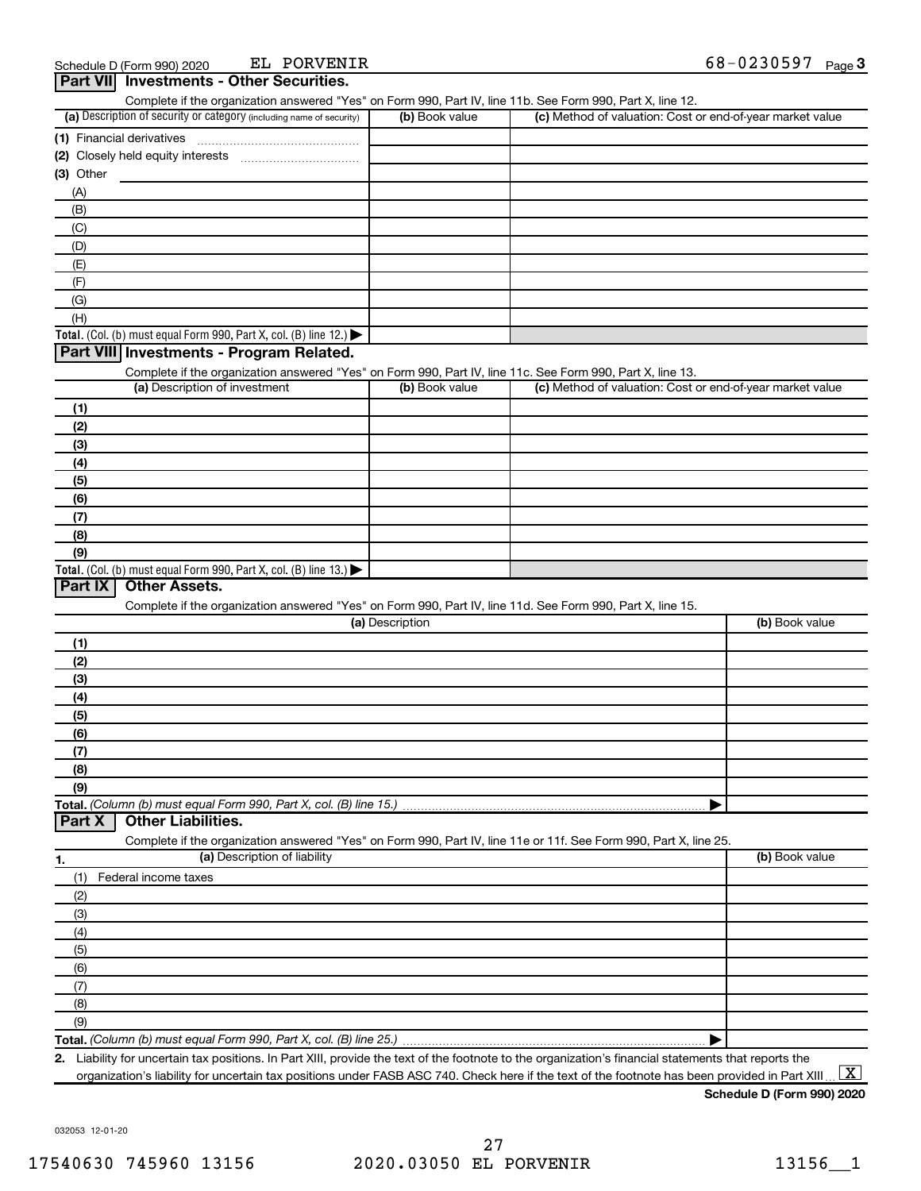Schedule D (Form 990) 2020 EL PORVENIR 68-0230597 Page 3

## Part VII Investments - Other Securities.

Complete if the organization answered "Yes" on Form 990, Part IV, line 11b. See Form 990, Part X, line 12.

| (a) Description of security or category (including name of security) | (b) Book value | (c) Method of valuation: Cost or end-of-year market value |
|---|---|---|
| (1) Financial derivatives | | |
| (2) Closely held equity interests | | |
| (3) Other | | |
| (A) | | |
| (B) | | |
| (C) | | |
| (D) | | |
| (E) | | |
| (F) | | |
| (G) | | |
| (H) | | |
| **Total.** (Col. (b) must equal Form 990, Part X, col. (B) line 12.) ▶ | | |

## Part VIII Investments - Program Related.

Complete if the organization answered "Yes" on Form 990, Part IV, line 11c. See Form 990, Part X, line 13.

| (a) Description of investment | (b) Book value | (c) Method of valuation: Cost or end-of-year market value |
|---|---|---|
| (1) | | |
| (2) | | |
| (3) | | |
| (4) | | |
| (5) | | |
| (6) | | |
| (7) | | |
| (8) | | |
| (9) | | |
| **Total.** (Col. (b) must equal Form 990, Part X, col. (B) line 13.) ▶ | | |

## Part IX Other Assets.

Complete if the organization answered "Yes" on Form 990, Part IV, line 11d. See Form 990, Part X, line 15.

| (a) Description | (b) Book value |
|---|---|
| (1) | |
| (2) | |
| (3) | |
| (4) | |
| (5) | |
| (6) | |
| (7) | |
| (8) | |
| (9) | |
| **Total.** *(Column (b) must equal Form 990, Part X, col. (B) line 15.)* ▶ | |

## Part X Other Liabilities.

Complete if the organization answered "Yes" on Form 990, Part IV, line 11e or 11f. See Form 990, Part X, line 25.

| 1. (a) Description of liability | (b) Book value |
|---|---|
| (1) Federal income taxes | |
| (2) | |
| (3) | |
| (4) | |
| (5) | |
| (6) | |
| (7) | |
| (8) | |
| (9) | |
| **Total.** *(Column (b) must equal Form 990, Part X, col. (B) line 25.)* ▶ | |

**2.** Liability for uncertain tax positions. In Part XIII, provide the text of the footnote to the organization's financial statements that reports the organization's liability for uncertain tax positions under FASB ASC 740. Check here if the text of the footnote has been provided in Part XIII ... [X]

**Schedule D (Form 990) 2020**

032053 12-01-20

17540630 745960 13156 2020.03050 EL PORVENIR 13156__1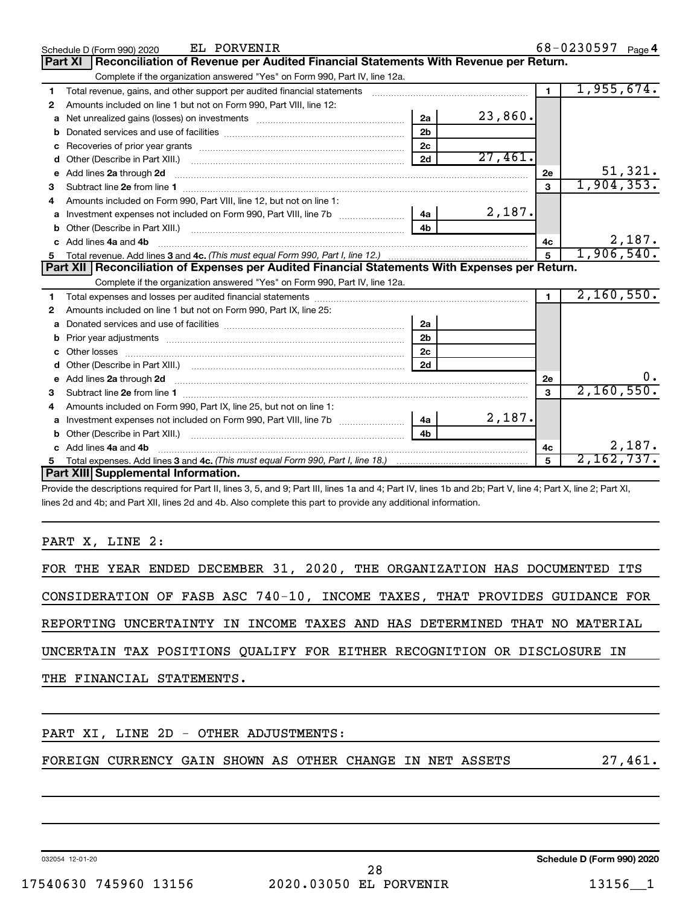Schedule D (Form 990) 2020 EL PORVENIR 68-0230597 Page 4

## Part XI Reconciliation of Revenue per Audited Financial Statements With Revenue per Return.

Complete if the organization answered "Yes" on Form 990, Part IV, line 12a.

| | | | | | |
|---|---|---|---|---|---|
| 1 | Total revenue, gains, and other support per audited financial statements | | | 1 | 1,955,674. |
| 2 | Amounts included on line 1 but not on Form 990, Part VIII, line 12: | | | | |
| a | Net unrealized gains (losses) on investments | 2a | 23,860. | | |
| b | Donated services and use of facilities | 2b | | | |
| c | Recoveries of prior year grants | 2c | | | |
| d | Other (Describe in Part XIII.) | 2d | 27,461. | | |
| e | Add lines 2a through 2d | | | 2e | 51,321. |
| 3 | Subtract line 2e from line 1 | | | 3 | 1,904,353. |
| 4 | Amounts included on Form 990, Part VIII, line 12, but not on line 1: | | | | |
| a | Investment expenses not included on Form 990, Part VIII, line 7b | 4a | 2,187. | | |
| b | Other (Describe in Part XIII.) | 4b | | | |
| c | Add lines 4a and 4b | | | 4c | 2,187. |
| 5 | Total revenue. Add lines 3 and 4c. *(This must equal Form 990, Part I, line 12.)* | | | 5 | 1,906,540. |

## Part XII Reconciliation of Expenses per Audited Financial Statements With Expenses per Return.

Complete if the organization answered "Yes" on Form 990, Part IV, line 12a.

| | | | | | |
|---|---|---|---|---|---|
| 1 | Total expenses and losses per audited financial statements | | | 1 | 2,160,550. |
| 2 | Amounts included on line 1 but not on Form 990, Part IX, line 25: | | | | |
| a | Donated services and use of facilities | 2a | | | |
| b | Prior year adjustments | 2b | | | |
| c | Other losses | 2c | | | |
| d | Other (Describe in Part XIII.) | 2d | | | |
| e | Add lines 2a through 2d | | | 2e | 0. |
| 3 | Subtract line 2e from line 1 | | | 3 | 2,160,550. |
| 4 | Amounts included on Form 990, Part IX, line 25, but not on line 1: | | | | |
| a | Investment expenses not included on Form 990, Part VIII, line 7b | 4a | 2,187. | | |
| b | Other (Describe in Part XIII.) | 4b | | | |
| c | Add lines 4a and 4b | | | 4c | 2,187. |
| 5 | Total expenses. Add lines 3 and 4c. *(This must equal Form 990, Part I, line 18.)* | | | 5 | 2,162,737. |

## Part XIII Supplemental Information.

Provide the descriptions required for Part II, lines 3, 5, and 9; Part III, lines 1a and 4; Part IV, lines 1b and 2b; Part V, line 4; Part X, line 2; Part XI, lines 2d and 4b; and Part XII, lines 2d and 4b. Also complete this part to provide any additional information.

PART X, LINE 2:

FOR THE YEAR ENDED DECEMBER 31, 2020, THE ORGANIZATION HAS DOCUMENTED ITS CONSIDERATION OF FASB ASC 740-10, INCOME TAXES, THAT PROVIDES GUIDANCE FOR REPORTING UNCERTAINTY IN INCOME TAXES AND HAS DETERMINED THAT NO MATERIAL UNCERTAIN TAX POSITIONS QUALIFY FOR EITHER RECOGNITION OR DISCLOSURE IN THE FINANCIAL STATEMENTS.

PART XI, LINE 2D - OTHER ADJUSTMENTS:

FOREIGN CURRENCY GAIN SHOWN AS OTHER CHANGE IN NET ASSETS 27,461.

032054 12-01-20 Schedule D (Form 990) 2020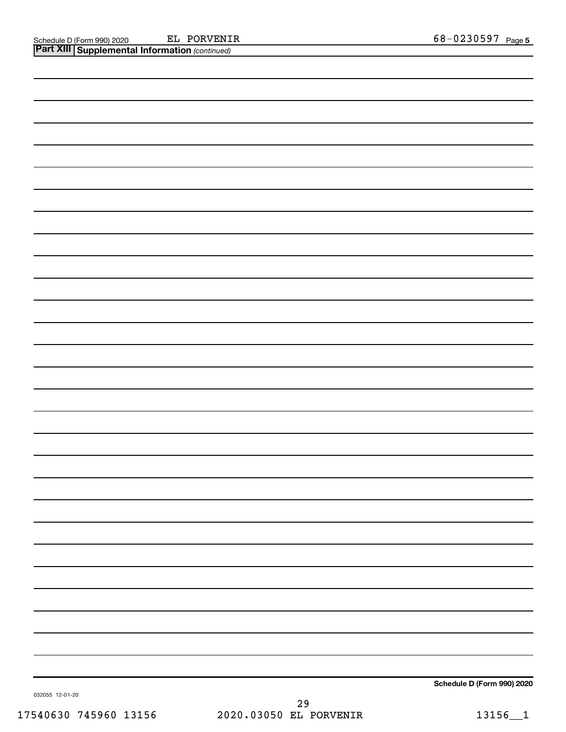Schedule D (Form 990) 2020 EL PORVENIR 68-0230597 Page **5**

**Part XIII** **Supplemental Information** *(continued)*

**Schedule D (Form 990) 2020**

032055 12-01-20

17540630 745960 13156 2020.03050 EL PORVENIR 13156__1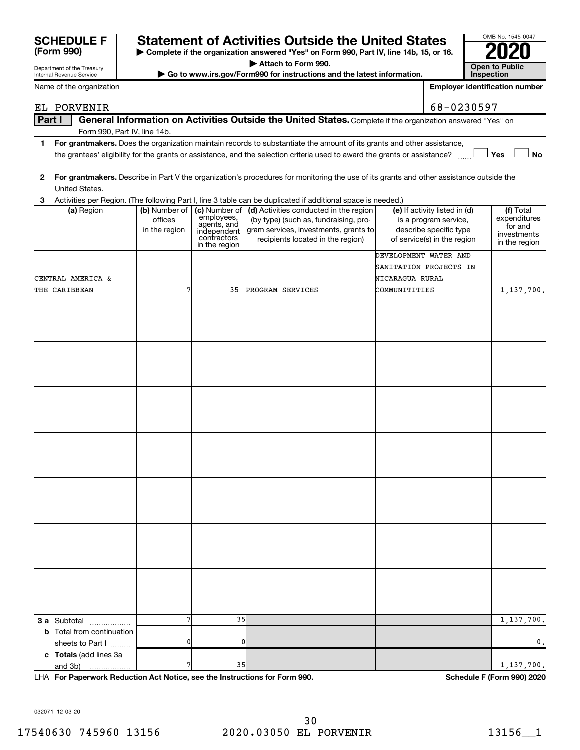# SCHEDULE F (Form 990)

Department of the Treasury
Internal Revenue Service

## Statement of Activities Outside the United States

▶ Complete if the organization answered "Yes" on Form 990, Part IV, line 14b, 15, or 16.
▶ Attach to Form 990.
▶ Go to www.irs.gov/Form990 for instructions and the latest information.

OMB No. 1545-0047

**2020**

**Open to Public Inspection**

Name of the organization: EL PORVENIR

Employer identification number: 68-0230597

**Part I General Information on Activities Outside the United States.** Complete if the organization answered "Yes" on Form 990, Part IV, line 14b.

1 **For grantmakers.** Does the organization maintain records to substantiate the amount of its grants and other assistance, the grantees' eligibility for the grants or assistance, and the selection criteria used to award the grants or assistance? ☐ Yes ☐ No

2 **For grantmakers.** Describe in Part V the organization's procedures for monitoring the use of its grants and other assistance outside the United States.

3 Activities per Region. (The following Part I, line 3 table can be duplicated if additional space is needed.)

| (a) Region | (b) Number of offices in the region | (c) Number of employees, agents, and independent contractors in the region | (d) Activities conducted in the region (by type) (such as, fundraising, program services, investments, grants to recipients located in the region) | (e) If activity listed in (d) is a program service, describe specific type of service(s) in the region | (f) Total expenditures for and investments in the region |
|---|---|---|---|---|---|
| CENTRAL AMERICA & THE CARIBBEAN | 7 | 35 | PROGRAM SERVICES | DEVELOPMENT WATER AND SANITATION PROJECTS IN NICARAGUA RURAL COMMUNITITIES | 1,137,700. |
| | | | | | |
| | | | | | |
| | | | | | |
| | | | | | |
| | | | | | |
| | | | | | |
| | | | | | |
| **3 a** Subtotal | 7 | 35 | | | 1,137,700. |
| **b** Total from continuation sheets to Part I | 0 | 0 | | | 0. |
| **c Totals** (add lines 3a and 3b) | 7 | 35 | | | 1,137,700. |

LHA **For Paperwork Reduction Act Notice, see the Instructions for Form 990.** **Schedule F (Form 990) 2020**

032071 12-03-20

17540630 745960 13156 2020.03050 EL PORVENIR 13156__1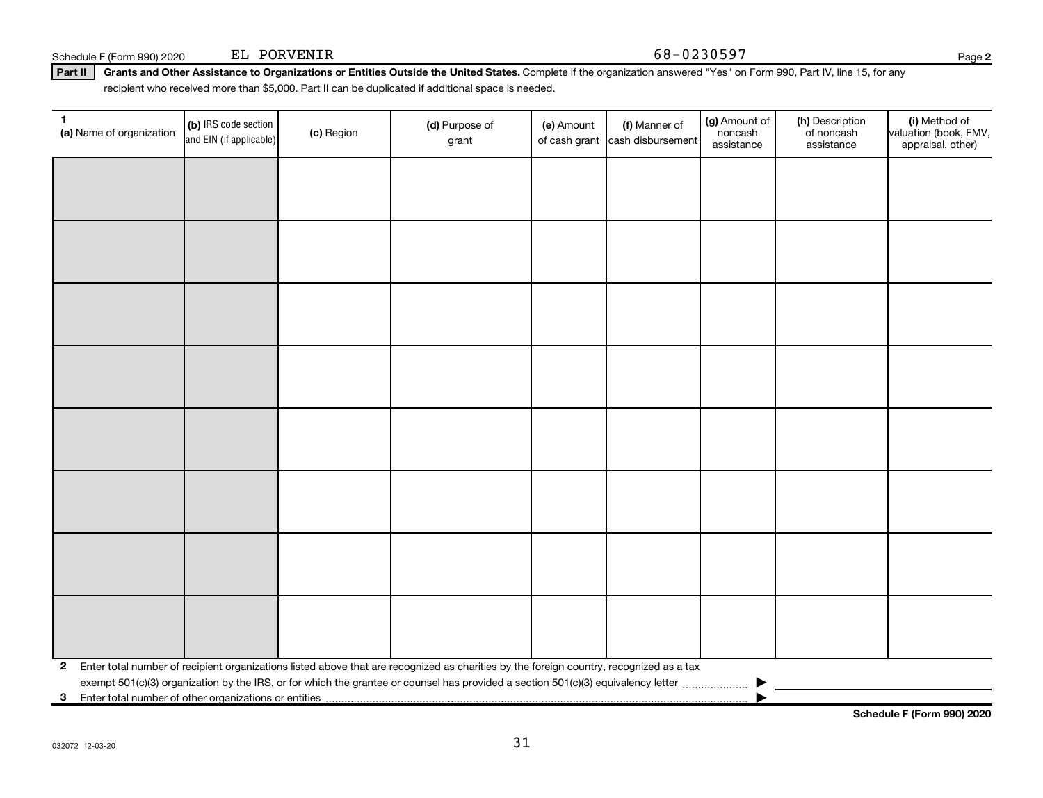Schedule F (Form 990) 2020 EL PORVENIR 68-0230597 Page 2

**Part II** **Grants and Other Assistance to Organizations or Entities Outside the United States.** Complete if the organization answered "Yes" on Form 990, Part IV, line 15, for any recipient who received more than $5,000. Part II can be duplicated if additional space is needed.

| 1 (a) Name of organization | (b) IRS code section and EIN (if applicable) | (c) Region | (d) Purpose of grant | (e) Amount of cash grant | (f) Manner of cash disbursement | (g) Amount of noncash assistance | (h) Description of noncash assistance | (i) Method of valuation (book, FMV, appraisal, other) |
|---|---|---|---|---|---|---|---|---|
| | | | | | | | | |
| | | | | | | | | |
| | | | | | | | | |
| | | | | | | | | |
| | | | | | | | | |
| | | | | | | | | |
| | | | | | | | | |
| | | | | | | | | |

**2** Enter total number of recipient organizations listed above that are recognized as charities by the foreign country, recognized as a tax exempt 501(c)(3) organization by the IRS, or for which the grantee or counsel has provided a section 501(c)(3) equivalency letter ▶

**3** Enter total number of other organizations or entities ▶

**Schedule F (Form 990) 2020**

032072 12-03-20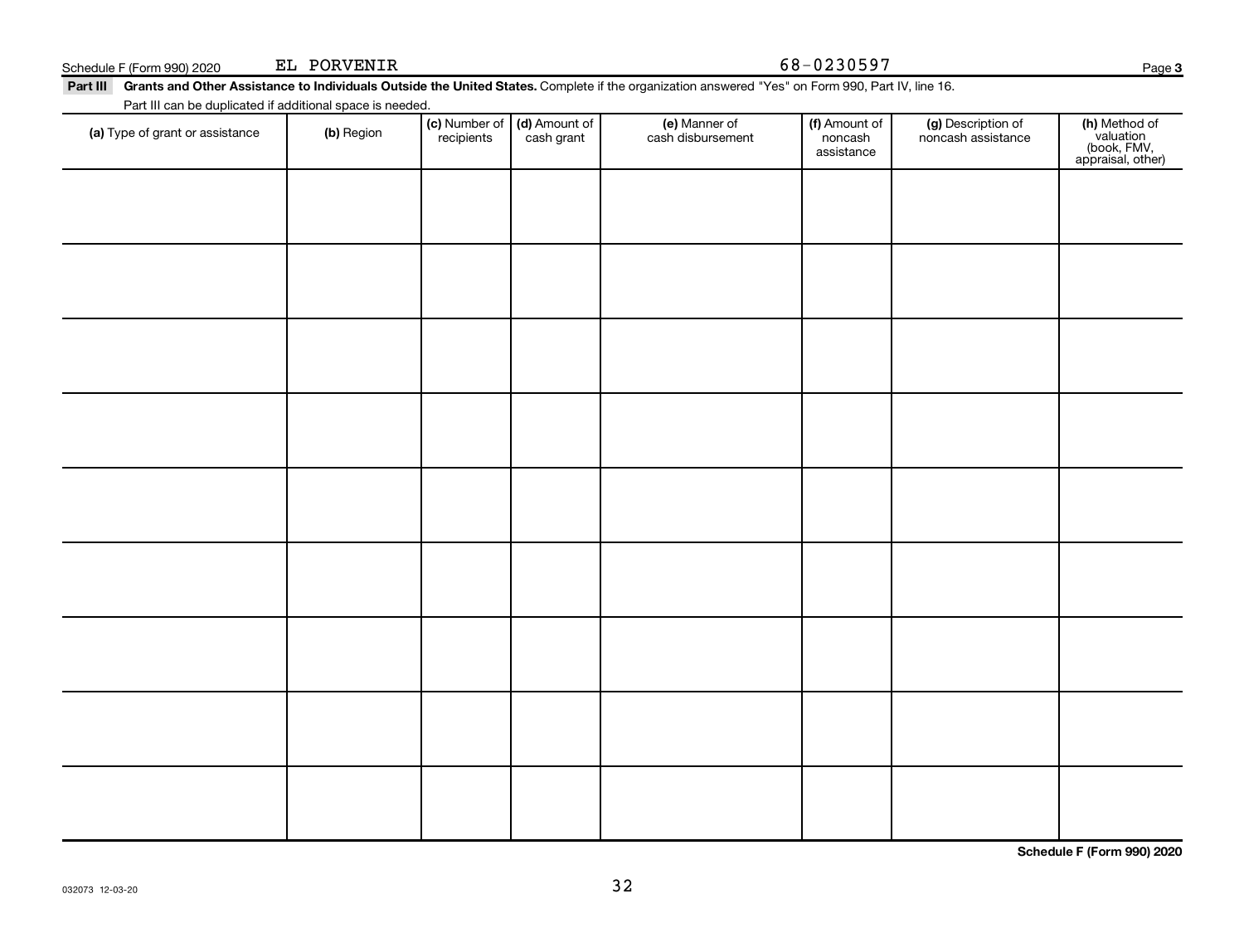Schedule F (Form 990) 2020 EL PORVENIR 68-0230597

**Part III** **Grants and Other Assistance to Individuals Outside the United States.** Complete if the organization answered "Yes" on Form 990, Part IV, line 16.

Part III can be duplicated if additional space is needed.

| (a) Type of grant or assistance | (b) Region | (c) Number of recipients | (d) Amount of cash grant | (e) Manner of cash disbursement | (f) Amount of noncash assistance | (g) Description of noncash assistance | (h) Method of valuation (book, FMV, appraisal, other) |
|---|---|---|---|---|---|---|---|
| | | | | | | | |
| | | | | | | | |
| | | | | | | | |
| | | | | | | | |
| | | | | | | | |
| | | | | | | | |
| | | | | | | | |
| | | | | | | | |
| | | | | | | | |

**Schedule F (Form 990) 2020**

032073 12-03-20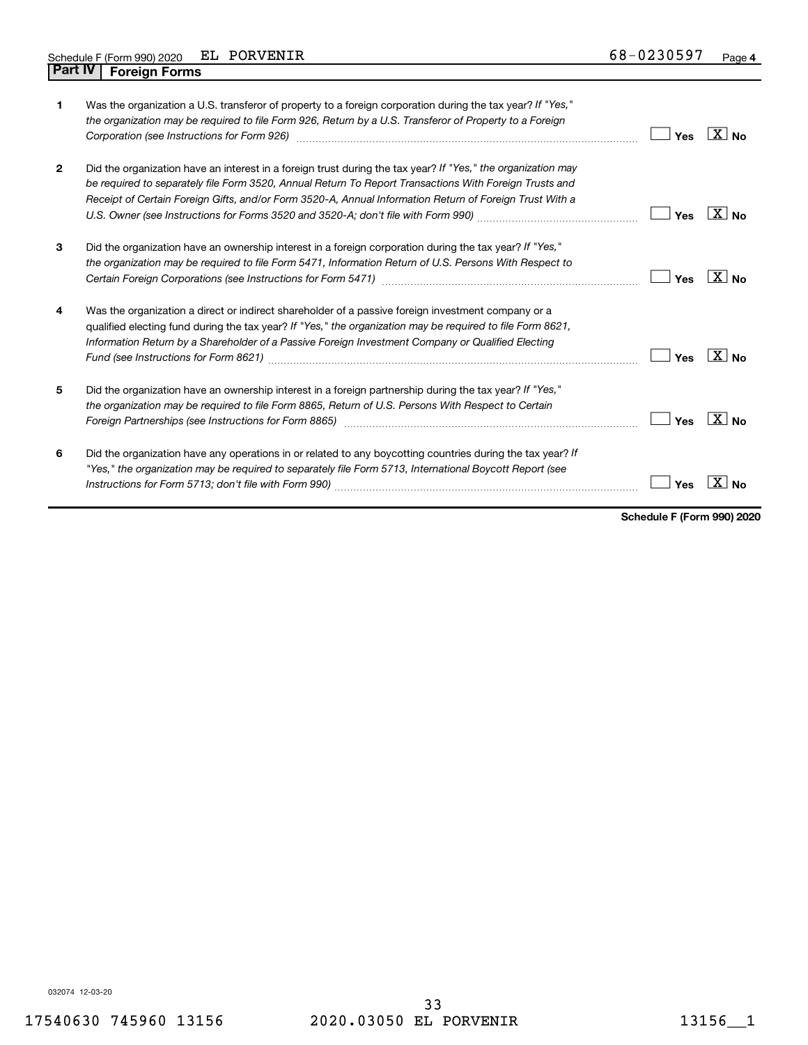Schedule F (Form 990) 2020 EL PORVENIR 68-0230597

## Part IV Foreign Forms

| | | | |
|---|---|---|---|
| **1** | Was the organization a U.S. transferor of property to a foreign corporation during the tax year? *If "Yes," the organization may be required to file Form 926, Return by a U.S. Transferor of Property to a Foreign Corporation (see Instructions for Form 926)* | Yes | [X] No |
| **2** | Did the organization have an interest in a foreign trust during the tax year? *If "Yes," the organization may be required to separately file Form 3520, Annual Return To Report Transactions With Foreign Trusts and Receipt of Certain Foreign Gifts, and/or Form 3520-A, Annual Information Return of Foreign Trust With a U.S. Owner (see Instructions for Forms 3520 and 3520-A; don't file with Form 990)* | Yes | [X] No |
| **3** | Did the organization have an ownership interest in a foreign corporation during the tax year? *If "Yes," the organization may be required to file Form 5471, Information Return of U.S. Persons With Respect to Certain Foreign Corporations (see Instructions for Form 5471)* | Yes | [X] No |
| **4** | Was the organization a direct or indirect shareholder of a passive foreign investment company or a qualified electing fund during the tax year? *If "Yes," the organization may be required to file Form 8621, Information Return by a Shareholder of a Passive Foreign Investment Company or Qualified Electing Fund (see Instructions for Form 8621)* | Yes | [X] No |
| **5** | Did the organization have an ownership interest in a foreign partnership during the tax year? *If "Yes," the organization may be required to file Form 8865, Return of U.S. Persons With Respect to Certain Foreign Partnerships (see Instructions for Form 8865)* | Yes | [X] No |
| **6** | Did the organization have any operations in or related to any boycotting countries during the tax year? *If "Yes," the organization may be required to separately file Form 5713, International Boycott Report (see Instructions for Form 5713; don't file with Form 990)* | Yes | [X] No |

**Schedule F (Form 990) 2020**

032074 12-03-20

17540630 745960 13156 2020.03050 EL PORVENIR 13156__1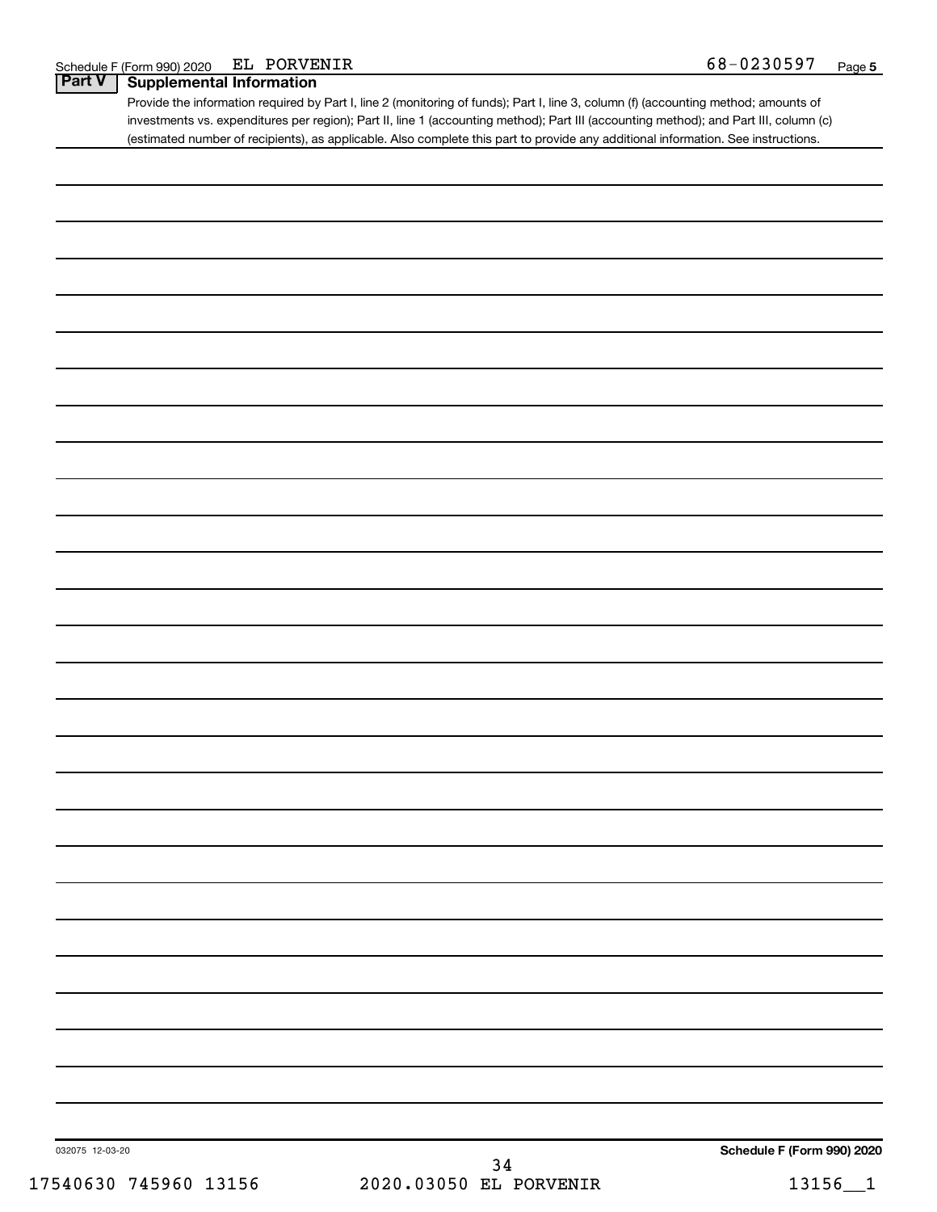Schedule F (Form 990) 2020 EL PORVENIR 68-0230597 Page 5

## Part V Supplemental Information

Provide the information required by Part I, line 2 (monitoring of funds); Part I, line 3, column (f) (accounting method; amounts of investments vs. expenditures per region); Part II, line 1 (accounting method); Part III (accounting method); and Part III, column (c) (estimated number of recipients), as applicable. Also complete this part to provide any additional information. See instructions.

032075 12-03-20 Schedule F (Form 990) 2020

17540630 745960 13156 2020.03050 EL PORVENIR 13156__1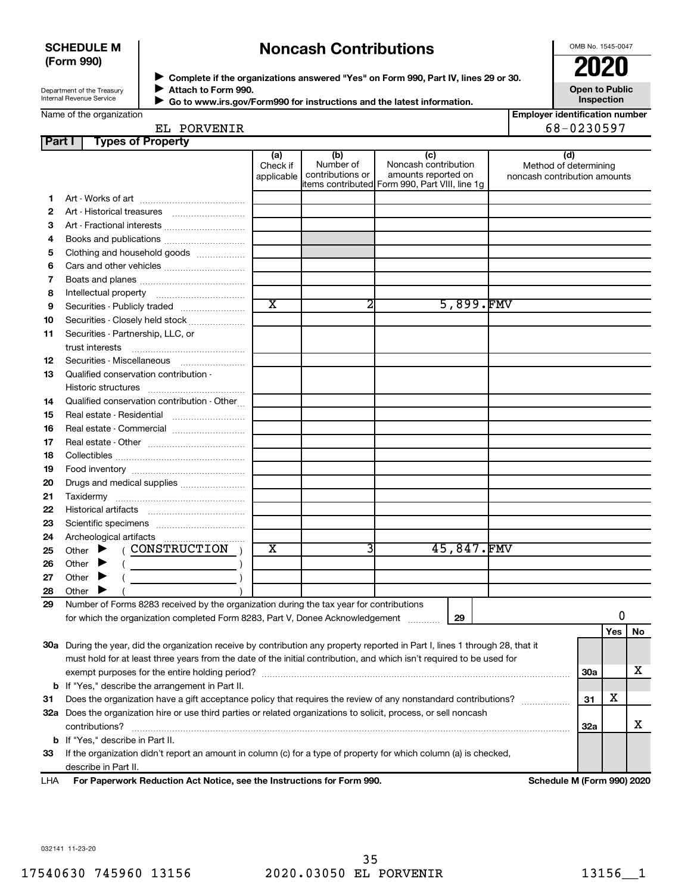**SCHEDULE M (Form 990)**

Department of the Treasury
Internal Revenue Service

# Noncash Contributions

▶ Complete if the organizations answered "Yes" on Form 990, Part IV, lines 29 or 30.
▶ Attach to Form 990.
▶ Go to www.irs.gov/Form990 for instructions and the latest information.

OMB No. 1545-0047

**2020**

**Open to Public Inspection**

Name of the organization: EL PORVENIR

Employer identification number: 68-0230597

## Part I Types of Property

| | | (a) Check if applicable | (b) Number of contributions or items contributed | (c) Noncash contribution amounts reported on Form 990, Part VIII, line 1g | (d) Method of determining noncash contribution amounts |
|---|---|---|---|---|---|
| 1 | Art - Works of art | | | | |
| 2 | Art - Historical treasures | | | | |
| 3 | Art - Fractional interests | | | | |
| 4 | Books and publications | | | | |
| 5 | Clothing and household goods | | | | |
| 6 | Cars and other vehicles | | | | |
| 7 | Boats and planes | | | | |
| 8 | Intellectual property | | | | |
| 9 | Securities - Publicly traded | X | 2 | 5,899. | FMV |
| 10 | Securities - Closely held stock | | | | |
| 11 | Securities - Partnership, LLC, or trust interests | | | | |
| 12 | Securities - Miscellaneous | | | | |
| 13 | Qualified conservation contribution - Historic structures | | | | |
| 14 | Qualified conservation contribution - Other | | | | |
| 15 | Real estate - Residential | | | | |
| 16 | Real estate - Commercial | | | | |
| 17 | Real estate - Other | | | | |
| 18 | Collectibles | | | | |
| 19 | Food inventory | | | | |
| 20 | Drugs and medical supplies | | | | |
| 21 | Taxidermy | | | | |
| 22 | Historical artifacts | | | | |
| 23 | Scientific specimens | | | | |
| 24 | Archeological artifacts | | | | |
| 25 | Other ▶ ( CONSTRUCTION ) | X | 3 | 45,847. | FMV |
| 26 | Other ▶ ( ) | | | | |
| 27 | Other ▶ ( ) | | | | |
| 28 | Other ▶ ( ) | | | | |

**29** Number of Forms 8283 received by the organization during the tax year for contributions for which the organization completed Form 8283, Part V, Donee Acknowledgement ..... **29** 0

| | | | Yes | No |
|---|---|---|---|---|
| **30a** | During the year, did the organization receive by contribution any property reported in Part I, lines 1 through 28, that it must hold for at least three years from the date of the initial contribution, and which isn't required to be used for exempt purposes for the entire holding period? | 30a | | X |
| **b** | If "Yes," describe the arrangement in Part II. | | | |
| **31** | Does the organization have a gift acceptance policy that requires the review of any nonstandard contributions? | 31 | X | |
| **32a** | Does the organization hire or use third parties or related organizations to solicit, process, or sell noncash contributions? | 32a | | X |
| **b** | If "Yes," describe in Part II. | | | |
| **33** | If the organization didn't report an amount in column (c) for a type of property for which column (a) is checked, describe in Part II. | | | |

LHA **For Paperwork Reduction Act Notice, see the Instructions for Form 990.** **Schedule M (Form 990) 2020**

032141 11-23-20

17540630 745960 13156 2020.03050 EL PORVENIR 13156__1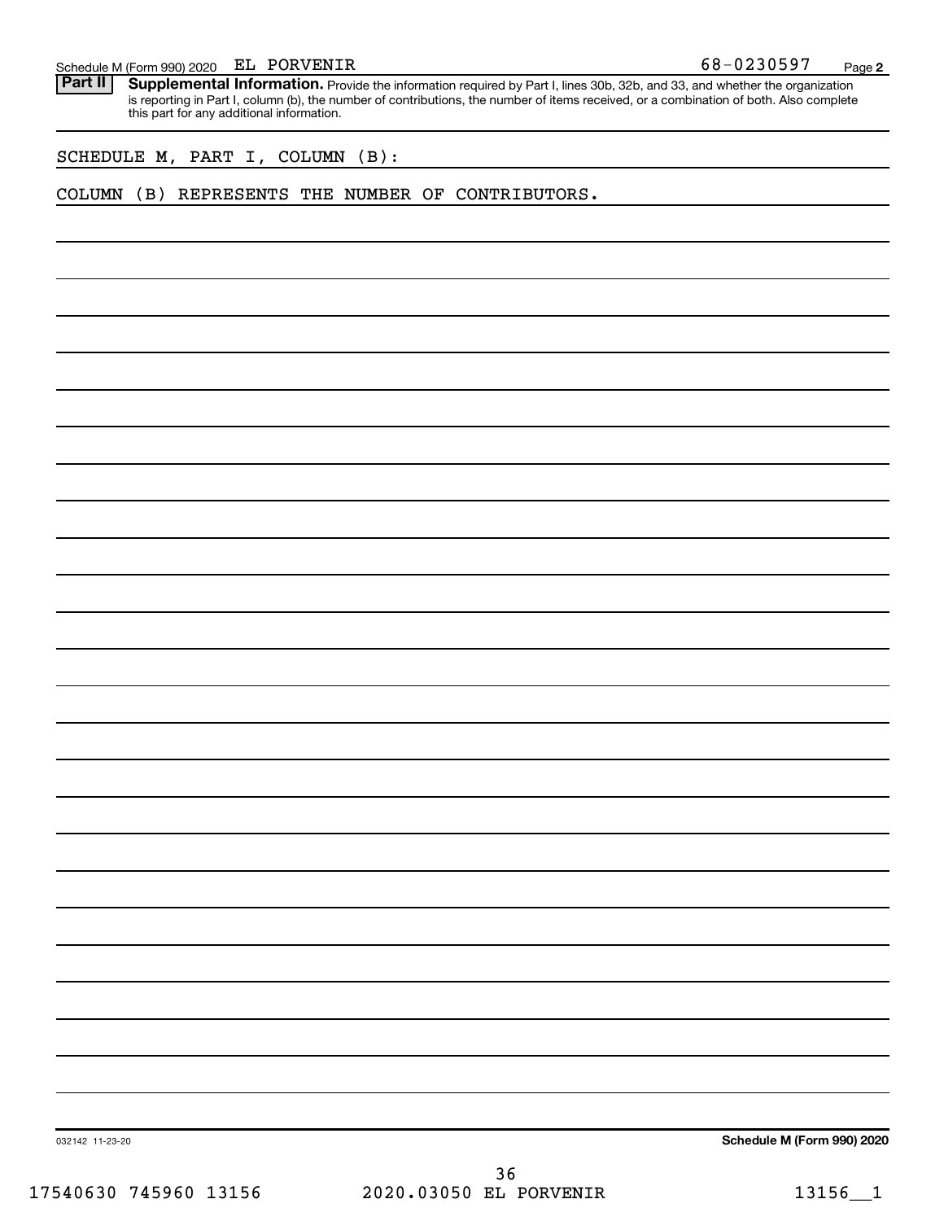Schedule M (Form 990) 2020 EL PORVENIR 68-0230597

**Part II** **Supplemental Information.** Provide the information required by Part I, lines 30b, 32b, and 33, and whether the organization is reporting in Part I, column (b), the number of contributions, the number of items received, or a combination of both. Also complete this part for any additional information.

SCHEDULE M, PART I, COLUMN (B):

COLUMN (B) REPRESENTS THE NUMBER OF CONTRIBUTORS.

032142 11-23-20

**Schedule M (Form 990) 2020**

17540630 745960 13156 2020.03050 EL PORVENIR 13156__1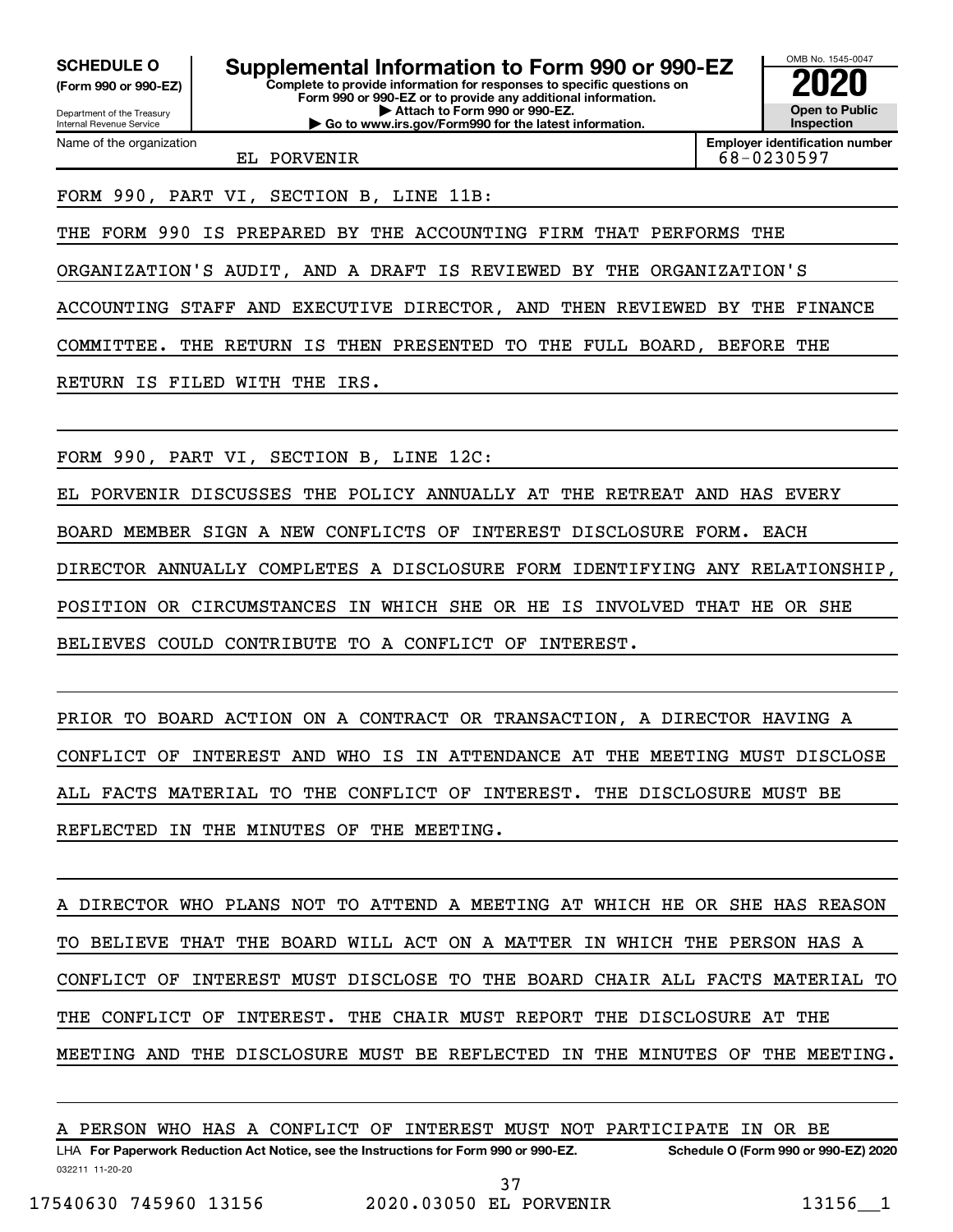**SCHEDULE O**
**(Form 990 or 990-EZ)**

Department of the Treasury
Internal Revenue Service

# Supplemental Information to Form 990 or 990-EZ

**Complete to provide information for responses to specific questions on Form 990 or 990-EZ or to provide any additional information.**
**▶ Attach to Form 990 or 990-EZ.**
**▶ Go to www.irs.gov/Form990 for the latest information.**

OMB No. 1545-0047
**2020**
**Open to Public Inspection**

Name of the organization: EL PORVENIR

**Employer identification number:** 68-0230597

FORM 990, PART VI, SECTION B, LINE 11B:

THE FORM 990 IS PREPARED BY THE ACCOUNTING FIRM THAT PERFORMS THE ORGANIZATION'S AUDIT, AND A DRAFT IS REVIEWED BY THE ORGANIZATION'S ACCOUNTING STAFF AND EXECUTIVE DIRECTOR, AND THEN REVIEWED BY THE FINANCE COMMITTEE. THE RETURN IS THEN PRESENTED TO THE FULL BOARD, BEFORE THE RETURN IS FILED WITH THE IRS.

FORM 990, PART VI, SECTION B, LINE 12C:

EL PORVENIR DISCUSSES THE POLICY ANNUALLY AT THE RETREAT AND HAS EVERY BOARD MEMBER SIGN A NEW CONFLICTS OF INTEREST DISCLOSURE FORM. EACH DIRECTOR ANNUALLY COMPLETES A DISCLOSURE FORM IDENTIFYING ANY RELATIONSHIP, POSITION OR CIRCUMSTANCES IN WHICH SHE OR HE IS INVOLVED THAT HE OR SHE BELIEVES COULD CONTRIBUTE TO A CONFLICT OF INTEREST.

PRIOR TO BOARD ACTION ON A CONTRACT OR TRANSACTION, A DIRECTOR HAVING A CONFLICT OF INTEREST AND WHO IS IN ATTENDANCE AT THE MEETING MUST DISCLOSE ALL FACTS MATERIAL TO THE CONFLICT OF INTEREST. THE DISCLOSURE MUST BE REFLECTED IN THE MINUTES OF THE MEETING.

A DIRECTOR WHO PLANS NOT TO ATTEND A MEETING AT WHICH HE OR SHE HAS REASON TO BELIEVE THAT THE BOARD WILL ACT ON A MATTER IN WHICH THE PERSON HAS A CONFLICT OF INTEREST MUST DISCLOSE TO THE BOARD CHAIR ALL FACTS MATERIAL TO THE CONFLICT OF INTEREST. THE CHAIR MUST REPORT THE DISCLOSURE AT THE MEETING AND THE DISCLOSURE MUST BE REFLECTED IN THE MINUTES OF THE MEETING.

A PERSON WHO HAS A CONFLICT OF INTEREST MUST NOT PARTICIPATE IN OR BE

LHA **For Paperwork Reduction Act Notice, see the Instructions for Form 990 or 990-EZ.** **Schedule O (Form 990 or 990-EZ) 2020**

032211 11-20-20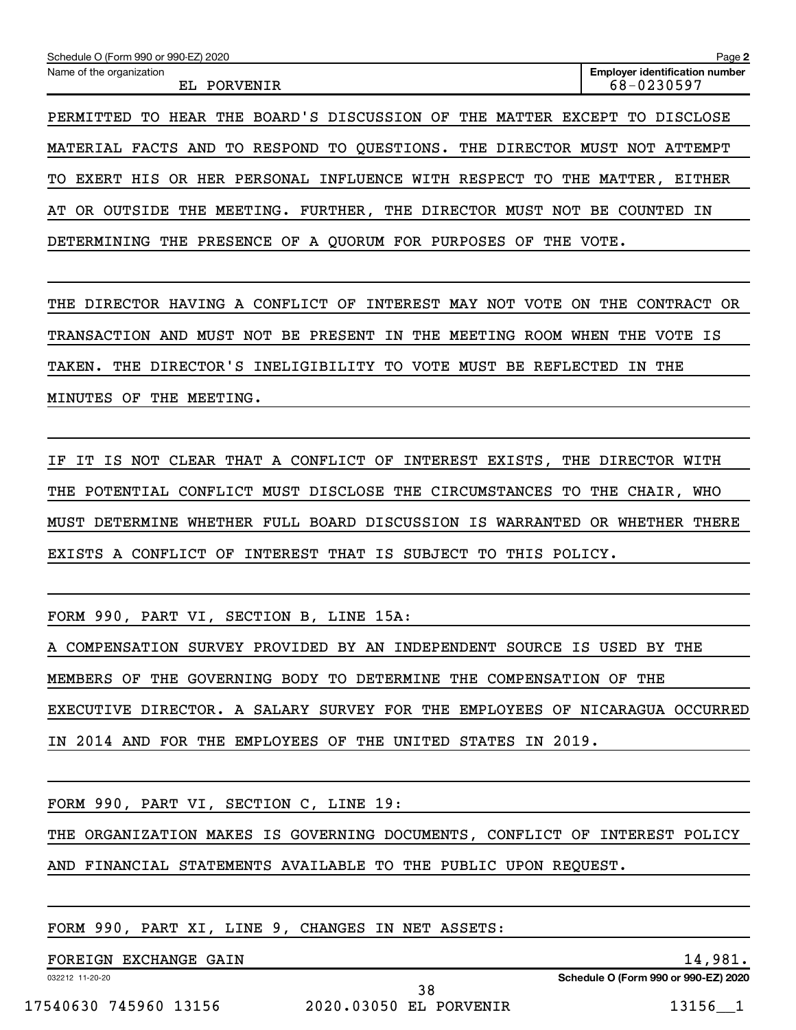Schedule O (Form 990 or 990-EZ) 2020

Name of the organization: EL PORVENIR

Employer identification number: 68-0230597

PERMITTED TO HEAR THE BOARD'S DISCUSSION OF THE MATTER EXCEPT TO DISCLOSE MATERIAL FACTS AND TO RESPOND TO QUESTIONS. THE DIRECTOR MUST NOT ATTEMPT TO EXERT HIS OR HER PERSONAL INFLUENCE WITH RESPECT TO THE MATTER, EITHER AT OR OUTSIDE THE MEETING. FURTHER, THE DIRECTOR MUST NOT BE COUNTED IN DETERMINING THE PRESENCE OF A QUORUM FOR PURPOSES OF THE VOTE.

THE DIRECTOR HAVING A CONFLICT OF INTEREST MAY NOT VOTE ON THE CONTRACT OR TRANSACTION AND MUST NOT BE PRESENT IN THE MEETING ROOM WHEN THE VOTE IS TAKEN. THE DIRECTOR'S INELIGIBILITY TO VOTE MUST BE REFLECTED IN THE MINUTES OF THE MEETING.

IF IT IS NOT CLEAR THAT A CONFLICT OF INTEREST EXISTS, THE DIRECTOR WITH THE POTENTIAL CONFLICT MUST DISCLOSE THE CIRCUMSTANCES TO THE CHAIR, WHO MUST DETERMINE WHETHER FULL BOARD DISCUSSION IS WARRANTED OR WHETHER THERE EXISTS A CONFLICT OF INTEREST THAT IS SUBJECT TO THIS POLICY.

FORM 990, PART VI, SECTION B, LINE 15A:

A COMPENSATION SURVEY PROVIDED BY AN INDEPENDENT SOURCE IS USED BY THE MEMBERS OF THE GOVERNING BODY TO DETERMINE THE COMPENSATION OF THE EXECUTIVE DIRECTOR. A SALARY SURVEY FOR THE EMPLOYEES OF NICARAGUA OCCURRED IN 2014 AND FOR THE EMPLOYEES OF THE UNITED STATES IN 2019.

FORM 990, PART VI, SECTION C, LINE 19:

THE ORGANIZATION MAKES IS GOVERNING DOCUMENTS, CONFLICT OF INTEREST POLICY AND FINANCIAL STATEMENTS AVAILABLE TO THE PUBLIC UPON REQUEST.

FORM 990, PART XI, LINE 9, CHANGES IN NET ASSETS:

| | |
|---|---|
| FOREIGN EXCHANGE GAIN | 14,981. |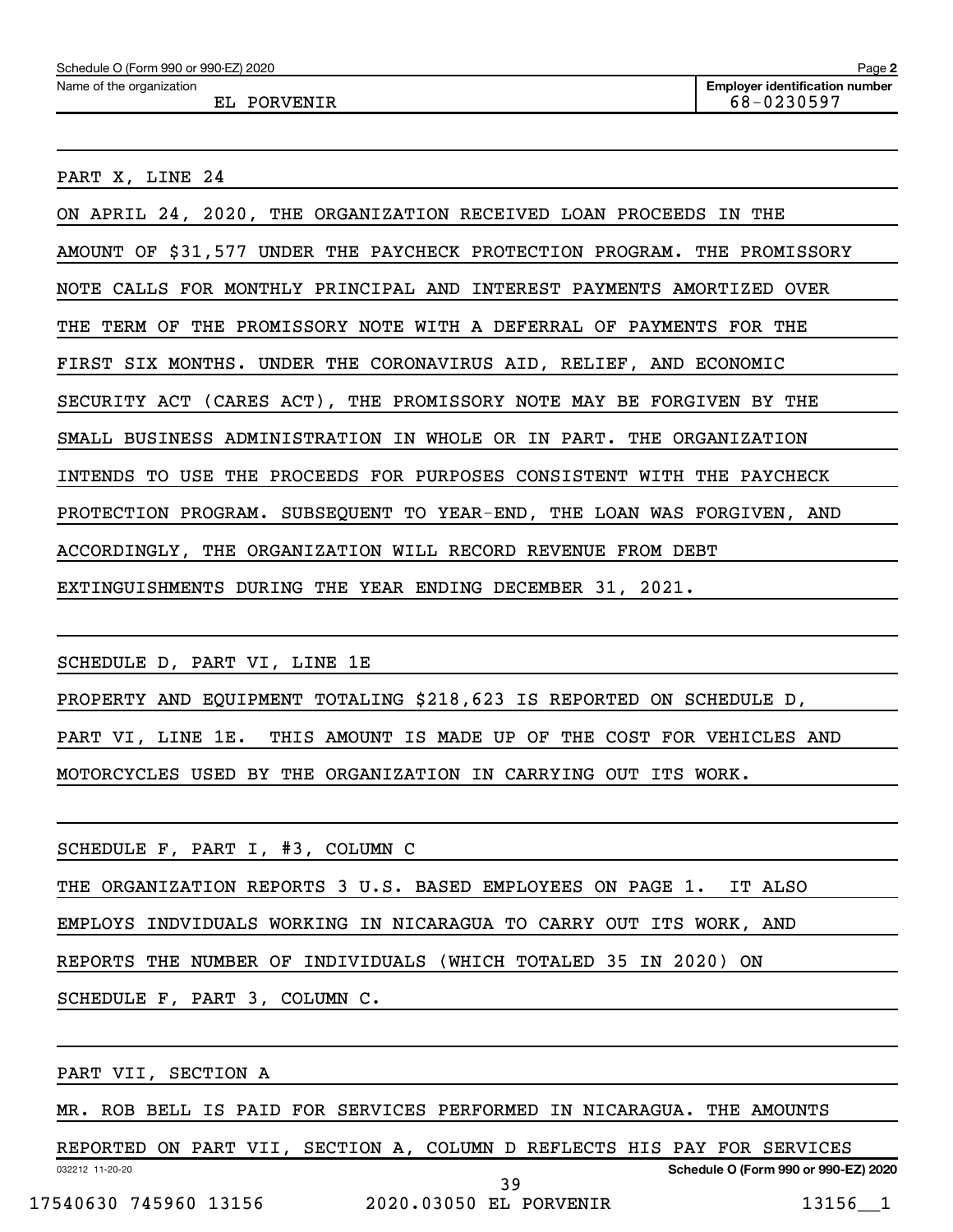Schedule O (Form 990 or 990-EZ) 2020

Name of the organization: EL PORVENIR

Employer identification number: 68-0230597

PART X, LINE 24

ON APRIL 24, 2020, THE ORGANIZATION RECEIVED LOAN PROCEEDS IN THE AMOUNT OF $31,577 UNDER THE PAYCHECK PROTECTION PROGRAM. THE PROMISSORY NOTE CALLS FOR MONTHLY PRINCIPAL AND INTEREST PAYMENTS AMORTIZED OVER THE TERM OF THE PROMISSORY NOTE WITH A DEFERRAL OF PAYMENTS FOR THE FIRST SIX MONTHS. UNDER THE CORONAVIRUS AID, RELIEF, AND ECONOMIC SECURITY ACT (CARES ACT), THE PROMISSORY NOTE MAY BE FORGIVEN BY THE SMALL BUSINESS ADMINISTRATION IN WHOLE OR IN PART. THE ORGANIZATION INTENDS TO USE THE PROCEEDS FOR PURPOSES CONSISTENT WITH THE PAYCHECK PROTECTION PROGRAM. SUBSEQUENT TO YEAR-END, THE LOAN WAS FORGIVEN, AND ACCORDINGLY, THE ORGANIZATION WILL RECORD REVENUE FROM DEBT EXTINGUISHMENTS DURING THE YEAR ENDING DECEMBER 31, 2021.

SCHEDULE D, PART VI, LINE 1E

PROPERTY AND EQUIPMENT TOTALING $218,623 IS REPORTED ON SCHEDULE D, PART VI, LINE 1E. THIS AMOUNT IS MADE UP OF THE COST FOR VEHICLES AND MOTORCYCLES USED BY THE ORGANIZATION IN CARRYING OUT ITS WORK.

SCHEDULE F, PART I, #3, COLUMN C

THE ORGANIZATION REPORTS 3 U.S. BASED EMPLOYEES ON PAGE 1. IT ALSO EMPLOYS INDVIDUALS WORKING IN NICARAGUA TO CARRY OUT ITS WORK, AND REPORTS THE NUMBER OF INDIVIDUALS (WHICH TOTALED 35 IN 2020) ON SCHEDULE F, PART 3, COLUMN C.

PART VII, SECTION A

MR. ROB BELL IS PAID FOR SERVICES PERFORMED IN NICARAGUA. THE AMOUNTS REPORTED ON PART VII, SECTION A, COLUMN D REFLECTS HIS PAY FOR SERVICES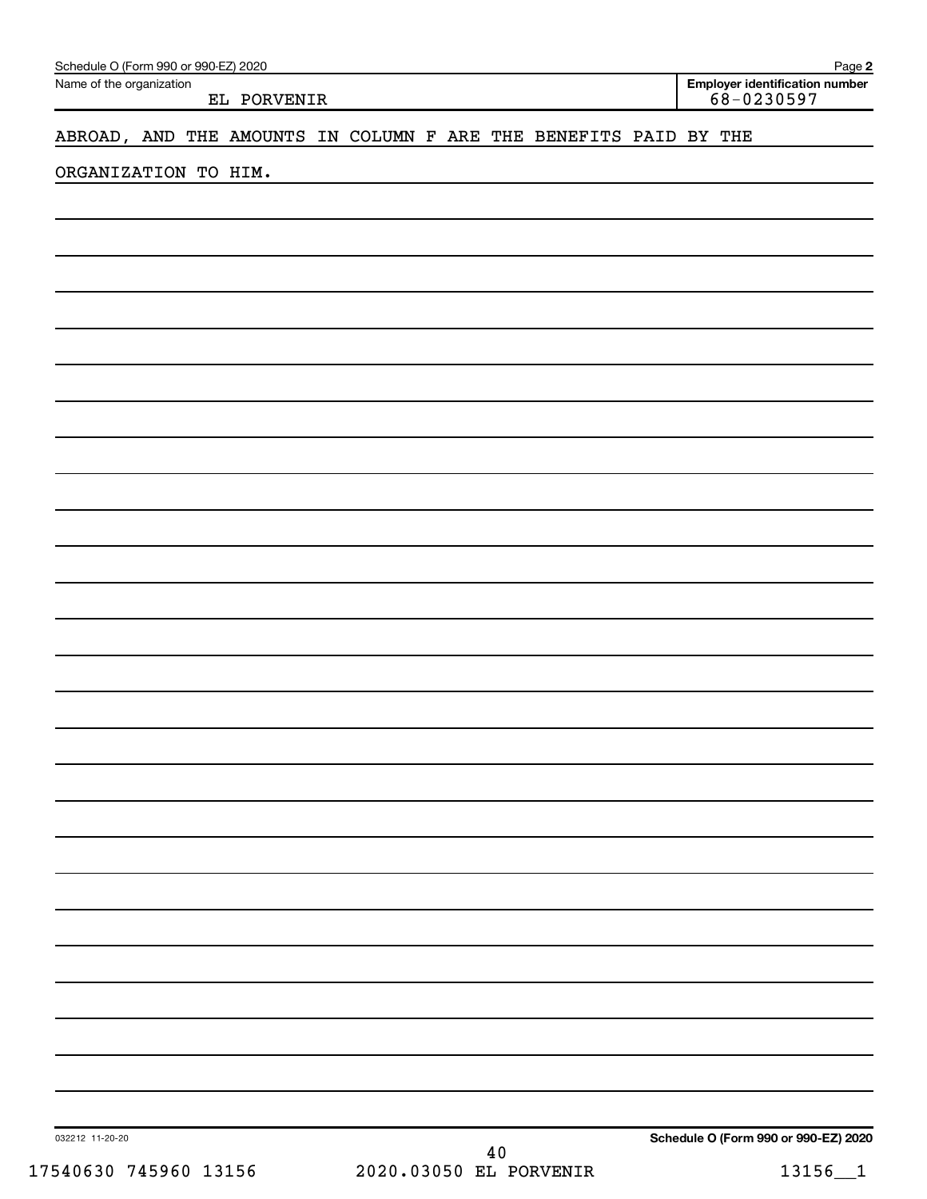Schedule O (Form 990 or 990-EZ) 2020

Name of the organization: EL PORVENIR

Employer identification number: 68-0230597

ABROAD, AND THE AMOUNTS IN COLUMN F ARE THE BENEFITS PAID BY THE ORGANIZATION TO HIM.

032212 11-20-20

Schedule O (Form 990 or 990-EZ) 2020